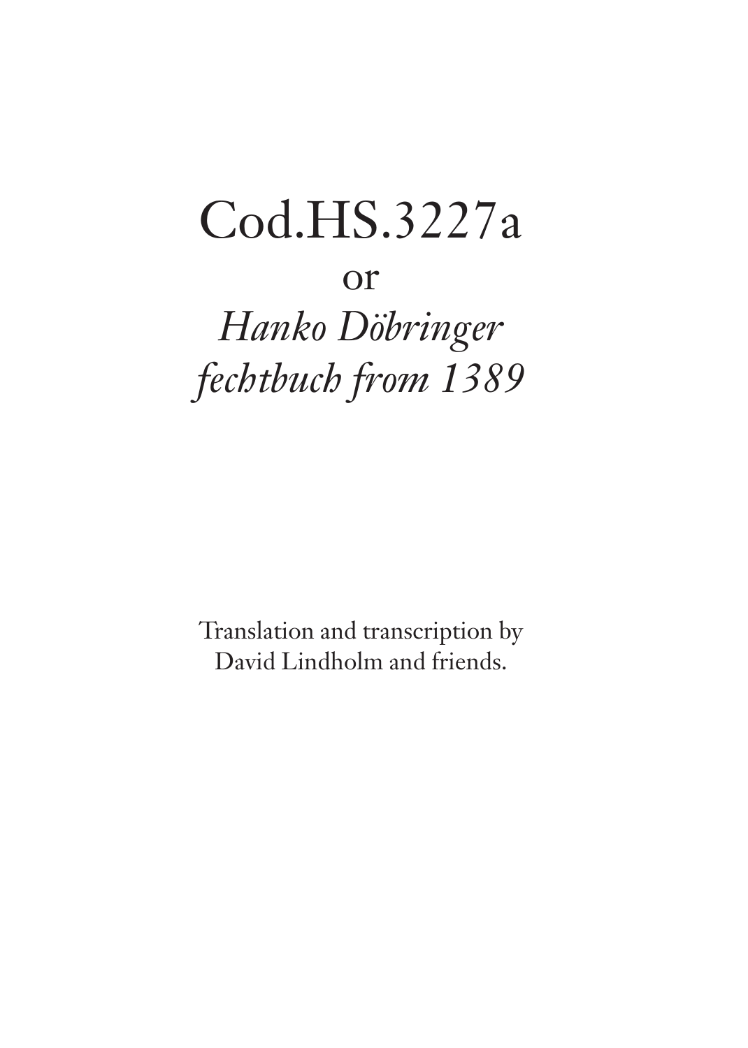# Cod.HS.3227a

or

*Hanko Döbringer fechtbuch from 1389*

Translation and transcription by
David Lindholm and friends.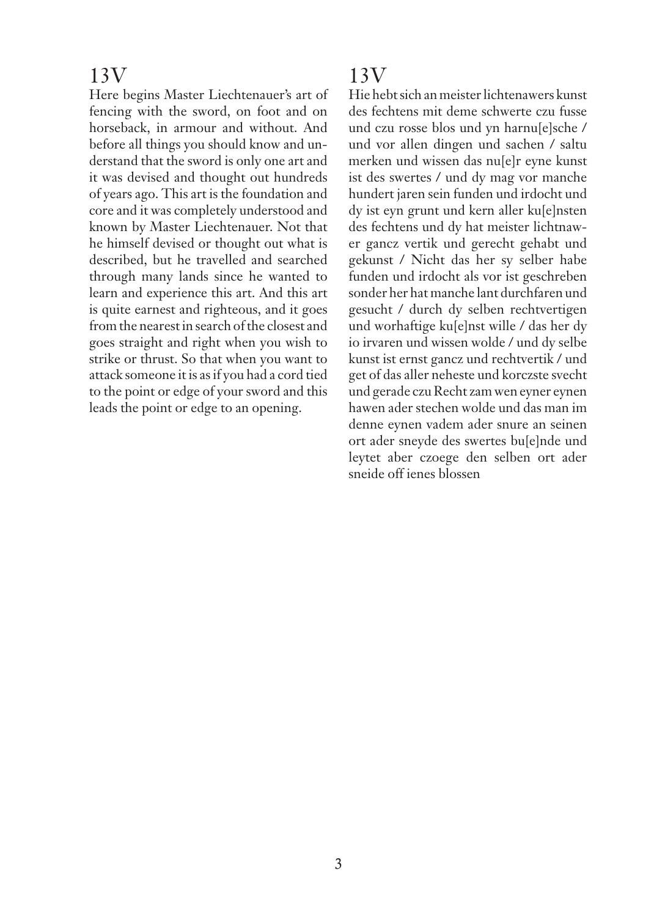## 13V

Here begins Master Liechtenauer's art of fencing with the sword, on foot and on horseback, in armour and without. And before all things you should know and understand that the sword is only one art and it was devised and thought out hundreds of years ago. This art is the foundation and core and it was completely understood and known by Master Liechtenauer. Not that he himself devised or thought out what is described, but he travelled and searched through many lands since he wanted to learn and experience this art. And this art is quite earnest and righteous, and it goes from the nearest in search of the closest and goes straight and right when you wish to strike or thrust. So that when you want to attack someone it is as if you had a cord tied to the point or edge of your sword and this leads the point or edge to an opening.

## 13V

Hie hebt sich an meister lichtenawers kunst des fechtens mit deme schwerte czu fusse und czu rosse blos und yn harnu[e]sche / und vor allen dingen und sachen / saltu merken und wissen das nu[e]r eyne kunst ist des swertes / und dy mag vor manche hundert jaren sein funden und irdocht und dy ist eyn grunt und kern aller ku[e]nsten des fechtens und dy hat meister lichtnawer gancz vertik und gerecht gehabt und gekunst / Nicht das her sy selber habe funden und irdocht als vor ist geschreben sonder her hat manche lant durchfaren und gesucht / durch dy selben rechtvertigen und worhaftige ku[e]nst wille / das her dy io irvaren und wissen wolde / und dy selbe kunst ist ernst gancz und rechtvertik / und get of das aller neheste und korczste svecht und gerade czu Recht zam wen eyner eynen hawen ader stechen wolde und das man im denne eynen vadem ader snure an seinen ort ader sneyde des swertes bu[e]nde und leytet aber czoege den selben ort ader sneide off ienes blossen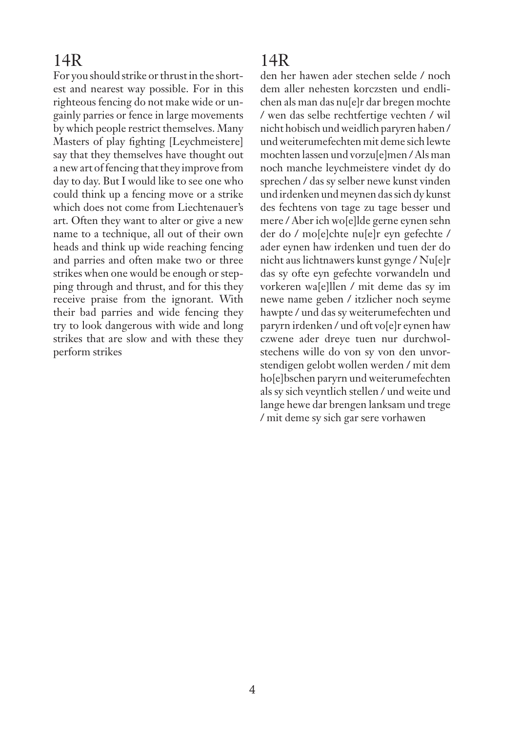## 14R

For you should strike or thrust in the shortest and nearest way possible. For in this righteous fencing do not make wide or ungainly parries or fence in large movements by which people restrict themselves. Many Masters of play fighting [Leychmeistere] say that they themselves have thought out a new art of fencing that they improve from day to day. But I would like to see one who could think up a fencing move or a strike which does not come from Liechtenauer's art. Often they want to alter or give a new name to a technique, all out of their own heads and think up wide reaching fencing and parries and often make two or three strikes when one would be enough or stepping through and thrust, and for this they receive praise from the ignorant. With their bad parries and wide fencing they try to look dangerous with wide and long strikes that are slow and with these they perform strikes

## 14R

den her hawen ader stechen selde / noch dem aller nehesten korczsten und endlichen als man das nu[e]r dar bregen mochte / wen das selbe rechtfertige vechten / wil nicht hobisch und weidlich paryren haben / und weiterumefechten mit deme sich lewte mochten lassen und vorzu[e]men / Als man noch manche leychmeistere vindet dy do sprechen / das sy selber newe kunst vinden und irdenken und meynen das sich dy kunst des fechtens von tage zu tage besser und mere / Aber ich wo[e]lde gerne eynen sehn der do / mo[e]chte nu[e]r eyn gefechte / ader eynen haw irdenken und tuen der do nicht aus lichtnawers kunst gynge / Nu[e]r das sy ofte eyn gefechte vorwandeln und vorkeren wa[e]llen / mit deme das sy im newe name geben / itzlicher noch seyme hawpte / und das sy weiterumefechten und paryrn irdenken / und oft vo[e]r eynen haw czwene ader dreye tuen nur durchwolstechens wille do von sy von den unvorstendigen gelobt wollen werden / mit dem ho[e]bschen paryrn und weiterumefechten als sy sich veyntlich stellen / und weite und lange hewe dar brengen lanksam und trege / mit deme sy sich gar sere vorhawen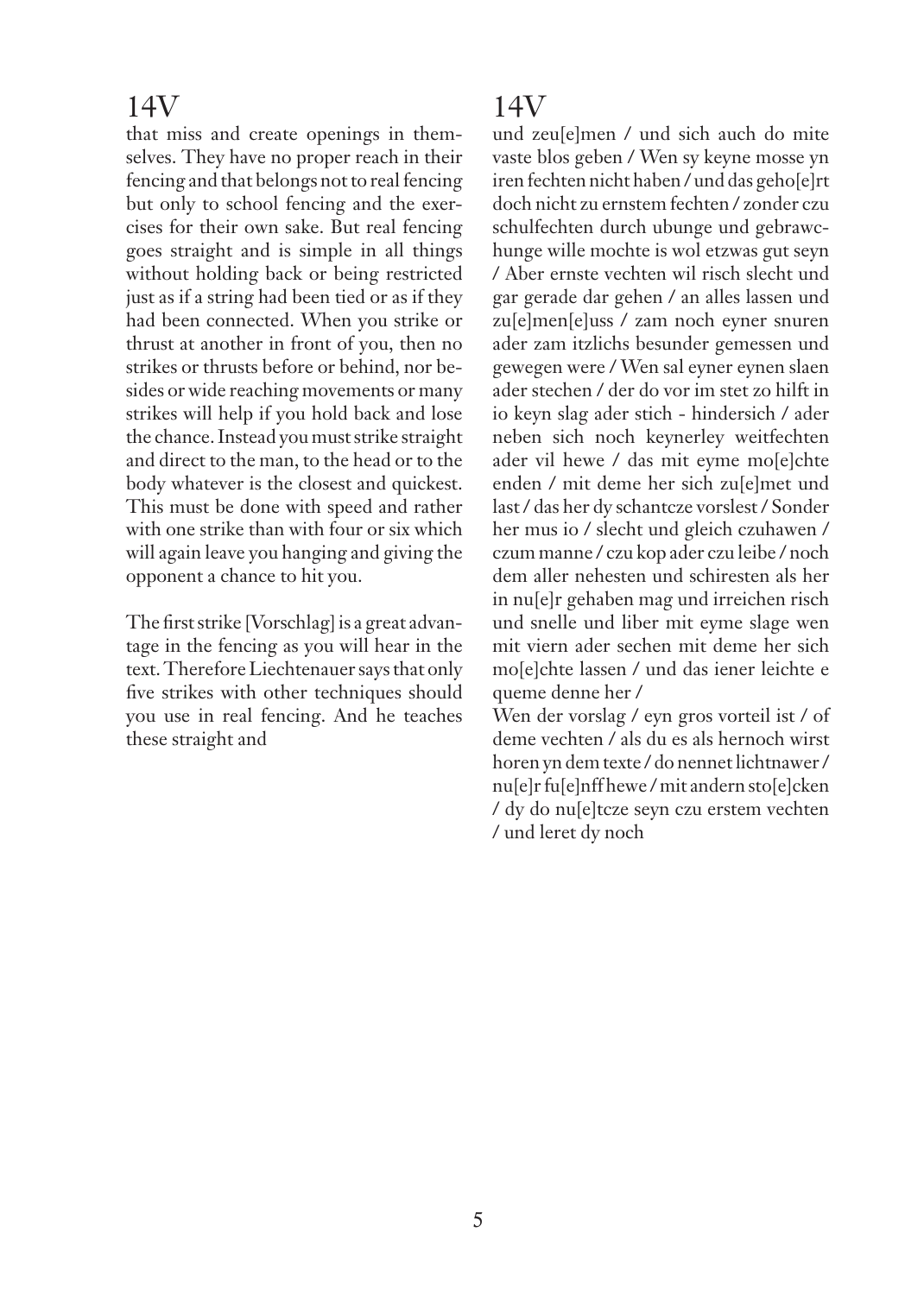## 14V

that miss and create openings in themselves. They have no proper reach in their fencing and that belongs not to real fencing but only to school fencing and the exercises for their own sake. But real fencing goes straight and is simple in all things without holding back or being restricted just as if a string had been tied or as if they had been connected. When you strike or thrust at another in front of you, then no strikes or thrusts before or behind, nor besides or wide reaching movements or many strikes will help if you hold back and lose the chance. Instead you must strike straight and direct to the man, to the head or to the body whatever is the closest and quickest. This must be done with speed and rather with one strike than with four or six which will again leave you hanging and giving the opponent a chance to hit you.

The first strike [Vorschlag] is a great advantage in the fencing as you will hear in the text. Therefore Liechtenauer says that only five strikes with other techniques should you use in real fencing. And he teaches these straight and

## 14V

und zeu[e]men / und sich auch do mite vaste blos geben / Wen sy keyne mosse yn iren fechten nicht haben / und das geho[e]rt doch nicht zu ernstem fechten / zonder czu schulfechten durch ubunge und gebrawchunge wille mochte is wol etzwas gut seyn / Aber ernste vechten wil risch slecht und gar gerade dar gehen / an alles lassen und zu[e]men[e]uss / zam noch eyner snuren ader zam itzlichs besunder gemessen und gewegen were / Wen sal eyner eynen slaen ader stechen / der do vor im stet zo hilft in io keyn slag ader stich - hindersich / ader neben sich noch keynerley weitfechten ader vil hewe / das mit eyme mo[e]chte enden / mit deme her sich zu[e]met und last / das her dy schantcze vorslest / Sonder her mus io / slecht und gleich czuhawen / czum manne / czu kop ader czu leibe / noch dem aller nehesten und schiresten als her in nu[e]r gehaben mag und irreichen risch und snelle und liber mit eyme slage wen mit viern ader sechen mit deme her sich mo[e]chte lassen / und das iener leichte e queme denne her /

Wen der vorslag / eyn gros vorteil ist / of deme vechten / als du es als hernoch wirst horen yn dem texte / do nennet lichtnawer / nu[e]r fu[e]nff hewe / mit andern sto[e]cken / dy do nu[e]tcze seyn czu erstem vechten / und leret dy noch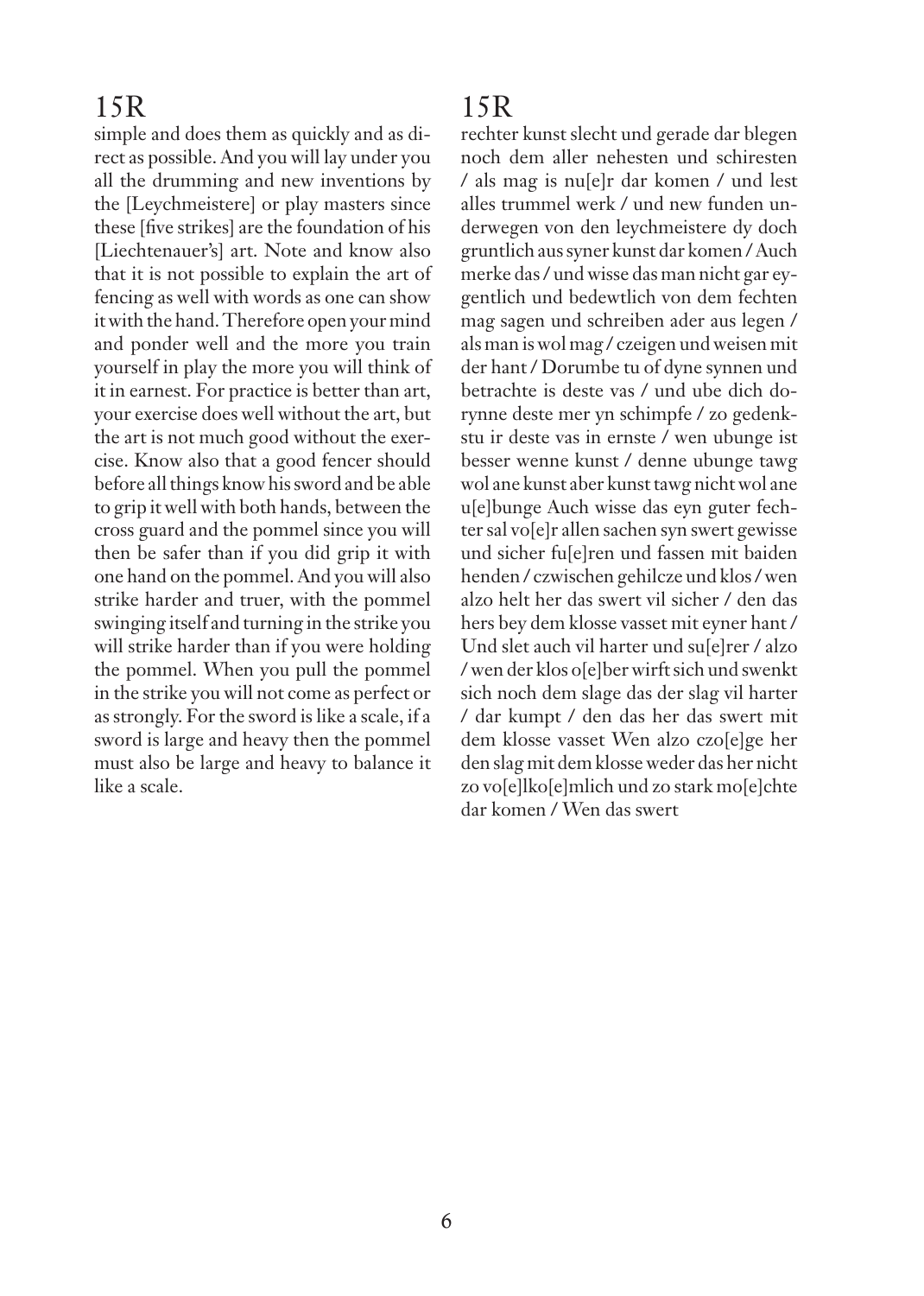## 15R

simple and does them as quickly and as direct as possible. And you will lay under you all the drumming and new inventions by the [Leychmeistere] or play masters since these [five strikes] are the foundation of his [Liechtenauer's] art. Note and know also that it is not possible to explain the art of fencing as well with words as one can show it with the hand. Therefore open your mind and ponder well and the more you train yourself in play the more you will think of it in earnest. For practice is better than art, your exercise does well without the art, but the art is not much good without the exercise. Know also that a good fencer should before all things know his sword and be able to grip it well with both hands, between the cross guard and the pommel since you will then be safer than if you did grip it with one hand on the pommel. And you will also strike harder and truer, with the pommel swinging itself and turning in the strike you will strike harder than if you were holding the pommel. When you pull the pommel in the strike you will not come as perfect or as strongly. For the sword is like a scale, if a sword is large and heavy then the pommel must also be large and heavy to balance it like a scale.

## 15R

rechter kunst slecht und gerade dar blegen noch dem aller nehesten und schiresten / als mag is nu[e]r dar komen / und lest alles trummel werk / und new funden underwegen von den leychmeistere dy doch gruntlich aus syner kunst dar komen / Auch merke das / und wisse das man nicht gar eygentlich und bedewtlich von dem fechten mag sagen und schreiben ader aus legen / als man is wol mag / czeigen und weisen mit der hant / Dorumbe tu of dyne synnen und betrachte is deste vas / und ube dich dorynne deste mer yn schimpfe / zo gedenkstu ir deste vas in ernste / wen ubunge ist besser wenne kunst / denne ubunge tawg wol ane kunst aber kunst tawg nicht wol ane u[e]bunge Auch wisse das eyn guter fechter sal vo[e]r allen sachen syn swert gewisse und sicher fu[e]ren und fassen mit baiden henden / czwischen gehilcze und klos / wen alzo helt her das swert vil sicher / den das hers bey dem klosse vasset mit eyner hant / Und slet auch vil harter und su[e]rer / alzo / wen der klos o[e]ber wirft sich und swenkt sich noch dem slage das der slag vil harter / dar kumpt / den das her das swert mit dem klosse vasset Wen alzo czo[e]ge her den slag mit dem klosse weder das her nicht zo vo[e]lko[e]mlich und zo stark mo[e]chte dar komen / Wen das swert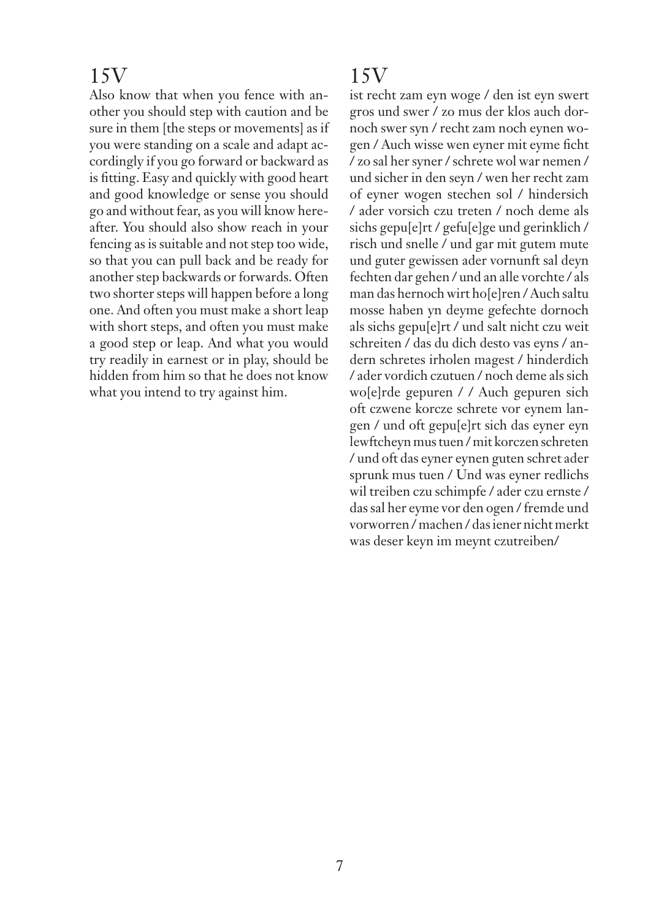## 15V

Also know that when you fence with another you should step with caution and be sure in them [the steps or movements] as if you were standing on a scale and adapt accordingly if you go forward or backward as is fitting. Easy and quickly with good heart and good knowledge or sense you should go and without fear, as you will know hereafter. You should also show reach in your fencing as is suitable and not step too wide, so that you can pull back and be ready for another step backwards or forwards. Often two shorter steps will happen before a long one. And often you must make a short leap with short steps, and often you must make a good step or leap. And what you would try readily in earnest or in play, should be hidden from him so that he does not know what you intend to try against him.

## 15V

ist recht zam eyn woge / den ist eyn swert gros und swer / zo mus der klos auch dornoch swer syn / recht zam noch eynen wogen / Auch wisse wen eyner mit eyme ficht / zo sal her syner / schrete wol war nemen / und sicher in den seyn / wen her recht zam of eyner wogen stechen sol / hindersich / ader vorsich czu treten / noch deme als sichs gepu[e]rt / gefu[e]ge und gerinklich / risch und snelle / und gar mit gutem mute und guter gewissen ader vornunft sal deyn fechten dar gehen / und an alle vorchte / als man das hernoch wirt ho[e]ren / Auch saltu mosse haben yn deyme gefechte dornoch als sichs gepu[e]rt / und salt nicht czu weit schreiten / das du dich desto vas eyns / andern schretes irholen magest / hinderdich / ader vordich czutuen / noch deme als sich wo[e]rde gepuren / / Auch gepuren sich oft czwene korcze schrete vor eynem langen / und oft gepu[e]rt sich das eyner eyn lewftcheyn mus tuen / mit korczen schreten / und oft das eyner eynen guten schret ader sprunk mus tuen / Und was eyner redlichs wil treiben czu schimpfe / ader czu ernste / das sal her eyme vor den ogen / fremde und vorworren / machen / das iener nicht merkt was deser keyn im meynt czutreiben/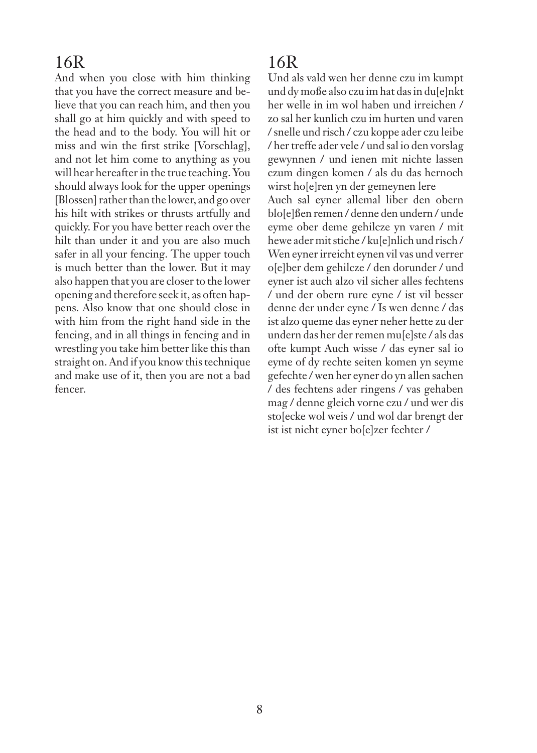## 16R

And when you close with him thinking that you have the correct measure and believe that you can reach him, and then you shall go at him quickly and with speed to the head and to the body. You will hit or miss and win the first strike [Vorschlag], and not let him come to anything as you will hear hereafter in the true teaching. You should always look for the upper openings [Blossen] rather than the lower, and go over his hilt with strikes or thrusts artfully and quickly. For you have better reach over the hilt than under it and you are also much safer in all your fencing. The upper touch is much better than the lower. But it may also happen that you are closer to the lower opening and therefore seek it, as often happens. Also know that one should close in with him from the right hand side in the fencing, and in all things in fencing and in wrestling you take him better like this than straight on. And if you know this technique and make use of it, then you are not a bad fencer.

## 16R

Und als vald wen her denne czu im kumpt und dy moße also czu im hat das in du[e]nkt her welle in im wol haben und irreichen / zo sal her kunlich czu im hurten und varen / snelle und risch / czu koppe ader czu leibe / her treffe ader vele / und sal io den vorslag gewynnen / und ienen mit nichte lassen czum dingen komen / als du das hernoch wirst ho[e]ren yn der gemeynen lere
Auch sal eyner allemal liber den obern blo[e]ßen remen / denne den undern / unde eyme ober deme gehilcze yn varen / mit hewe ader mit stiche / ku[e]nlich und risch / Wen eyner irreicht eynen vil vas und verrer o[e]ber dem gehilcze / den dorunder / und eyner ist auch alzo vil sicher alles fechtens / und der obern rure eyne / ist vil besser denne der under eyne / Is wen denne / das ist alzo queme das eyner neher hette zu der undern das her der remen mu[e]ste / als das ofte kumpt Auch wisse / das eyner sal io eyme of dy rechte seiten komen yn seyme gefechte / wen her eyner do yn allen sachen / des fechtens ader ringens / vas gehaben mag / denne gleich vorne czu / und wer dis sto[ecke wol weis / und wol dar brengt der ist ist nicht eyner bo[e]zer fechter /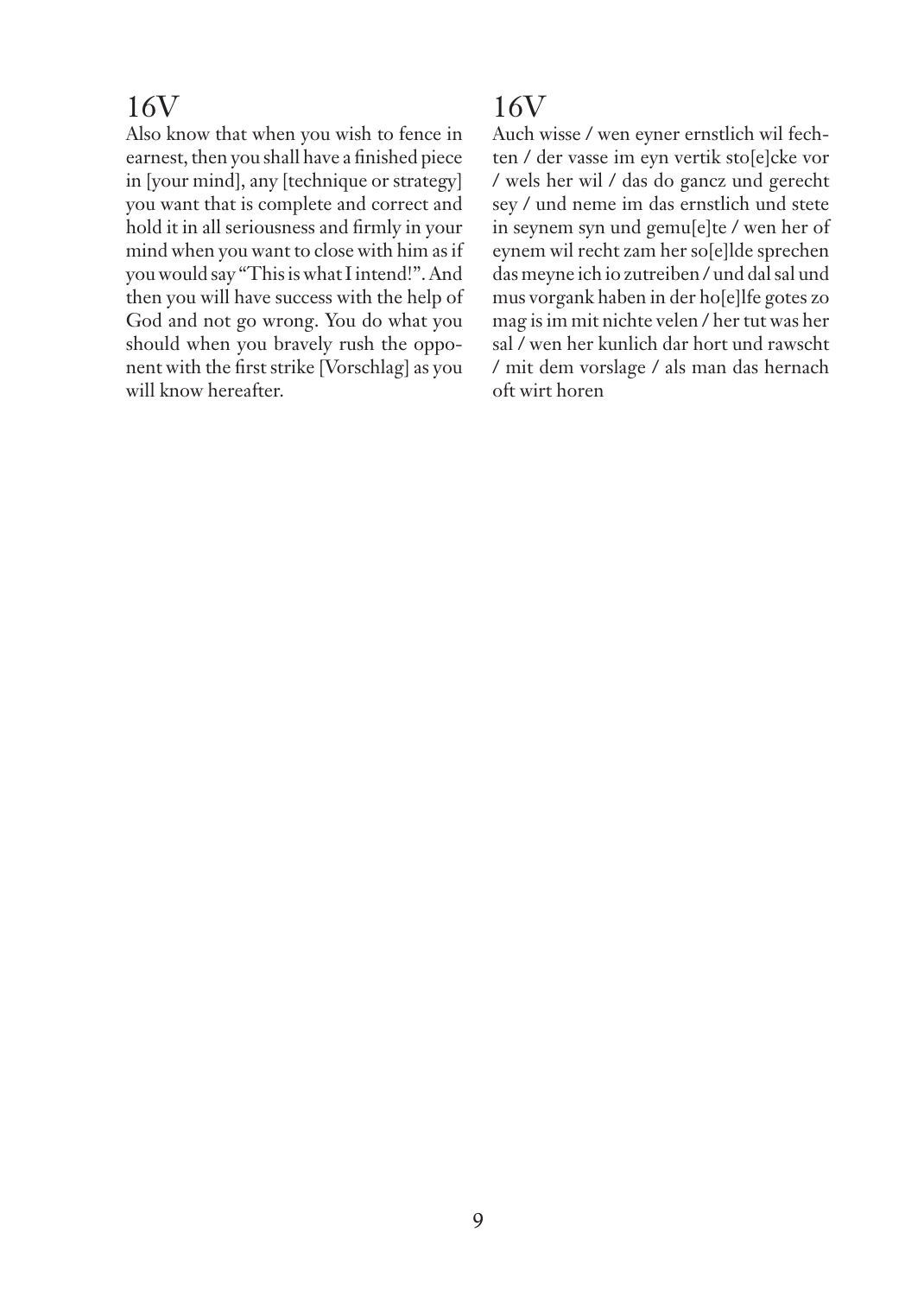## 16V

Also know that when you wish to fence in earnest, then you shall have a finished piece in [your mind], any [technique or strategy] you want that is complete and correct and hold it in all seriousness and firmly in your mind when you want to close with him as if you would say "This is what I intend!". And then you will have success with the help of God and not go wrong. You do what you should when you bravely rush the opponent with the first strike [Vorschlag] as you will know hereafter.

## 16V

Auch wisse / wen eyner ernstlich wil fechten / der vasse im eyn vertik sto[e]cke vor / wels her wil / das do gancz und gerecht sey / und neme im das ernstlich und stete in seynem syn und gemu[e]te / wen her of eynem wil recht zam her so[e]lde sprechen das meyne ich io zutreiben / und dal sal und mus vorgank haben in der ho[e]lfe gotes zo mag is im mit nichte velen / her tut was her sal / wen her kunlich dar hort und rawscht / mit dem vorslage / als man das hernach oft wirt horen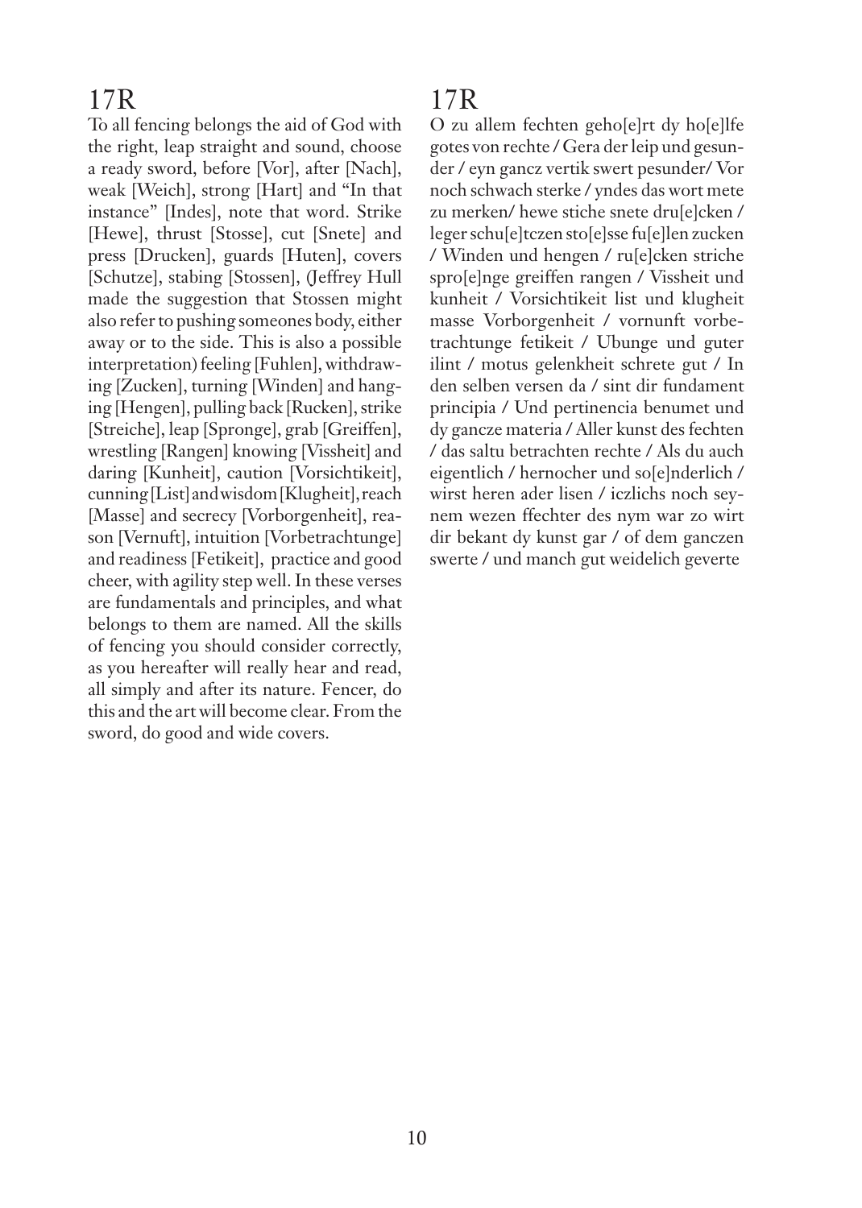## 17R

To all fencing belongs the aid of God with the right, leap straight and sound, choose a ready sword, before [Vor], after [Nach], weak [Weich], strong [Hart] and "In that instance" [Indes], note that word. Strike [Hewe], thrust [Stosse], cut [Snete] and press [Drucken], guards [Huten], covers [Schutze], stabing [Stossen], (Jeffrey Hull made the suggestion that Stossen might also refer to pushing someones body, either away or to the side. This is also a possible interpretation) feeling [Fuhlen], withdrawing [Zucken], turning [Winden] and hanging [Hengen], pulling back [Rucken], strike [Streiche], leap [Spronge], grab [Greiffen], wrestling [Rangen] knowing [Vissheit] and daring [Kunheit], caution [Vorsichtikeit], cunning [List] and wisdom [Klugheit], reach [Masse] and secrecy [Vorborgenheit], reason [Vernuft], intuition [Vorbetrachtunge] and readiness [Fetikeit], practice and good cheer, with agility step well. In these verses are fundamentals and principles, and what belongs to them are named. All the skills of fencing you should consider correctly, as you hereafter will really hear and read, all simply and after its nature. Fencer, do this and the art will become clear. From the sword, do good and wide covers.

## 17R

O zu allem fechten geho[e]rt dy ho[e]lfe gotes von rechte / Gera der leip und gesunder / eyn gancz vertik swert pesunder/ Vor noch schwach sterke / yndes das wort mete zu merken/ hewe stiche snete dru[e]cken / leger schu[e]tczen sto[e]sse fu[e]len zucken / Winden und hengen / ru[e]cken striche spro[e]nge greiffen rangen / Vissheit und kunheit / Vorsichtikeit list und klugheit masse Vorborgenheit / vornunft vorbetrachtunge fetikeit / Ubunge und guter ilint / motus gelenkheit schrete gut / In den selben versen da / sint dir fundament principia / Und pertinencia benumet und dy gancze materia / Aller kunst des fechten / das saltu betrachten rechte / Als du auch eigentlich / hernocher und so[e]nderlich / wirst heren ader lisen / iczlichs noch seynem wezen ffechter des nym war zo wirt dir bekant dy kunst gar / of dem ganczen swerte / und manch gut weidelich geverte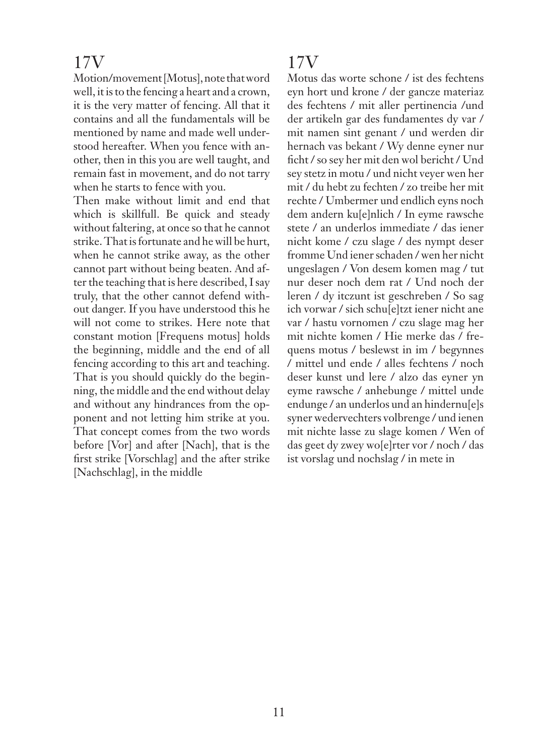## 17V

Motion/movement [Motus], note that word well, it is to the fencing a heart and a crown, it is the very matter of fencing. All that it contains and all the fundamentals will be mentioned by name and made well understood hereafter. When you fence with another, then in this you are well taught, and remain fast in movement, and do not tarry when he starts to fence with you.

Then make without limit and end that which is skillfull. Be quick and steady without faltering, at once so that he cannot strike. That is fortunate and he will be hurt, when he cannot strike away, as the other cannot part without being beaten. And after the teaching that is here described, I say truly, that the other cannot defend without danger. If you have understood this he will not come to strikes. Here note that constant motion [Frequens motus] holds the beginning, middle and the end of all fencing according to this art and teaching. That is you should quickly do the beginning, the middle and the end without delay and without any hindrances from the opponent and not letting him strike at you. That concept comes from the two words before [Vor] and after [Nach], that is the first strike [Vorschlag] and the after strike [Nachschlag], in the middle

## 17V

Motus das worte schone / ist des fechtens eyn hort und krone / der gancze materiaz des fechtens / mit aller pertinencia /und der artikeln gar des fundamentes dy var / mit namen sint genant / und werden dir hernach vas bekant / Wy denne eyner nur ficht / so sey her mit den wol bericht / Und sey stetz in motu / und nicht veyer wen her mit / du hebt zu fechten / zo treibe her mit rechte / Umbermer und endlich eyns noch dem andern ku[e]nlich / In eyme rawsche stete / an underlos immediate / das iener nicht kome / czu slage / des nympt deser fromme Und iener schaden / wen her nicht ungeslagen / Von desem komen mag / tut nur deser noch dem rat / Und noch der leren / dy itczunt ist geschreben / So sag ich vorwar / sich schu[e]tzt iener nicht ane var / hastu vornomen / czu slage mag her mit nichte komen / Hie merke das / frequens motus / beslewst in im / begynnes / mittel und ende / alles fechtens / noch deser kunst und lere / alzo das eyner yn eyme rawsche / anhebunge / mittel unde endunge / an underlos und an hindernu[e]s syner wedervechters volbrenge / und ienen mit nichte lasse zu slage komen / Wen of das geet dy zwey wo[e]rter vor / noch / das ist vorslag und nochslag / in mete in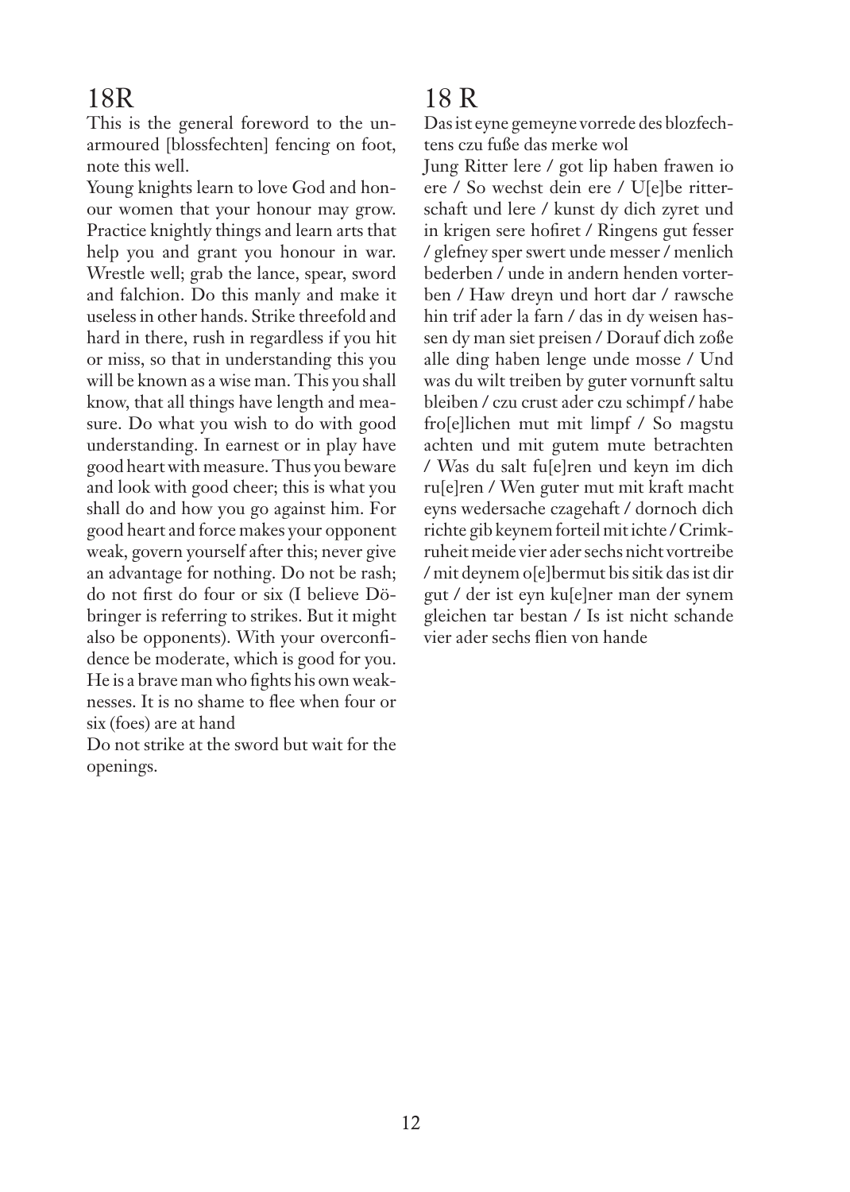## 18R

This is the general foreword to the unarmoured [blossfechten] fencing on foot, note this well.

Young knights learn to love God and honour women that your honour may grow. Practice knightly things and learn arts that help you and grant you honour in war. Wrestle well; grab the lance, spear, sword and falchion. Do this manly and make it useless in other hands. Strike threefold and hard in there, rush in regardless if you hit or miss, so that in understanding this you will be known as a wise man. This you shall know, that all things have length and measure. Do what you wish to do with good understanding. In earnest or in play have good heart with measure. Thus you beware and look with good cheer; this is what you shall do and how you go against him. For good heart and force makes your opponent weak, govern yourself after this; never give an advantage for nothing. Do not be rash; do not first do four or six (I believe Döbringer is referring to strikes. But it might also be opponents). With your overconfidence be moderate, which is good for you. He is a brave man who fights his own weaknesses. It is no shame to flee when four or six (foes) are at hand

Do not strike at the sword but wait for the openings.

## 18 R

Das ist eyne gemeyne vorrede des blozfechtens czu fuße das merke wol

Jung Ritter lere / got lip haben frawen io ere / So wechst dein ere / U[e]be ritterschaft und lere / kunst dy dich zyret und in krigen sere hofiret / Ringens gut fesser / glefney sper swert unde messer / menlich bederben / unde in andern henden vorterben / Haw dreyn und hort dar / rawsche hin trif ader la farn / das in dy weisen hassen dy man siet preisen / Dorauf dich zoße alle ding haben lenge unde mosse / Und was du wilt treiben by guter vornunft saltu bleiben / czu crust ader czu schimpf / habe fro[e]lichen mut mit limpf / So magstu achten und mit gutem mute betrachten / Was du salt fu[e]ren und keyn im dich ru[e]ren / Wen guter mut mit kraft macht eyns wedersache czagehaft / dornoch dich richte gib keynem forteil mit ichte / Crimkruheit meide vier ader sechs nicht vortreibe / mit deynem o[e]bermut bis sitik das ist dir gut / der ist eyn ku[e]ner man der synem gleichen tar bestan / Is ist nicht schande vier ader sechs flien von hande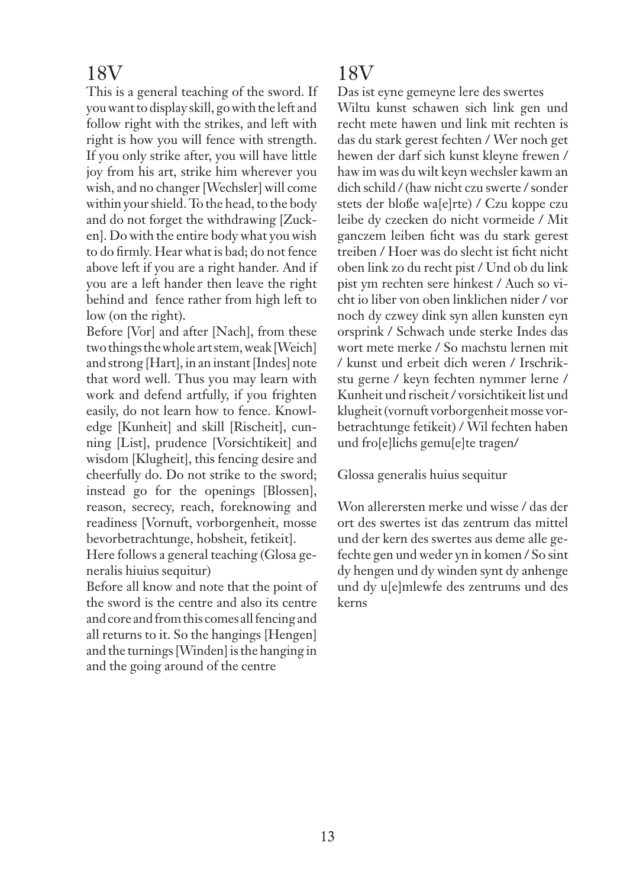## 18V

This is a general teaching of the sword. If you want to display skill, go with the left and follow right with the strikes, and left with right is how you will fence with strength. If you only strike after, you will have little joy from his art, strike him wherever you wish, and no changer [Wechsler] will come within your shield. To the head, to the body and do not forget the withdrawing [Zucken]. Do with the entire body what you wish to do firmly. Hear what is bad; do not fence above left if you are a right hander. And if you are a left hander then leave the right behind and fence rather from high left to low (on the right).

Before [Vor] and after [Nach], from these two things the whole art stem, weak [Weich] and strong [Hart], in an instant [Indes] note that word well. Thus you may learn with work and defend artfully, if you frighten easily, do not learn how to fence. Knowledge [Kunheit] and skill [Rischeit], cunning [List], prudence [Vorsichtikeit] and wisdom [Klugheit], this fencing desire and cheerfully do. Do not strike to the sword; instead go for the openings [Blossen], reason, secrecy, reach, foreknowing and readiness [Vornuft, vorborgenheit, mosse bevorbetrachtunge, hobsheit, fetikeit].

Here follows a general teaching (Glosa generalis hiuius sequitur)

Before all know and note that the point of the sword is the centre and also its centre and core and from this comes all fencing and all returns to it. So the hangings [Hengen] and the turnings [Winden] is the hanging in and the going around of the centre

## 18V

Das ist eyne gemeyne lere des swertes

Wiltu kunst schawen sich link gen und recht mete hawen und link mit rechten is das du stark gerest fechten / Wer noch get hewen der darf sich kunst kleyne frewen / haw im was du wilt keyn wechsler kawm an dich schild / (haw nicht czu swerte / sonder stets der bloße wa[e]rte) / Czu koppe czu leibe dy czecken do nicht vormeide / Mit ganczem leiben ficht was du stark gerest treiben / Hoer was do slecht ist ficht nicht oben link zo du recht pist / Und ob du link pist ym rechten sere hinkest / Auch so vicht io liber von oben linklichen nider / vor noch dy czwey dink syn allen kunsten eyn orsprink / Schwach unde sterke Indes das wort mete merke / So machstu lernen mit / kunst und erbeit dich weren / Irschrikstu gerne / keyn fechten nymmer lerne / Kunheit und rischeit / vorsichtikeit list und klugheit (vornuft vorborgenheit mosse vorbetrachtunge fetikeit) / Wil fechten haben und fro[e]lichs gemu[e]te tragen/

Glossa generalis huius sequitur

Won allerersten merke und wisse / das der ort des swertes ist das zentrum das mittel und der kern des swertes aus deme alle gefechte gen und weder yn in komen / So sint dy hengen und dy winden synt dy anhenge und dy u[e]mlewfe des zentrums und des kerns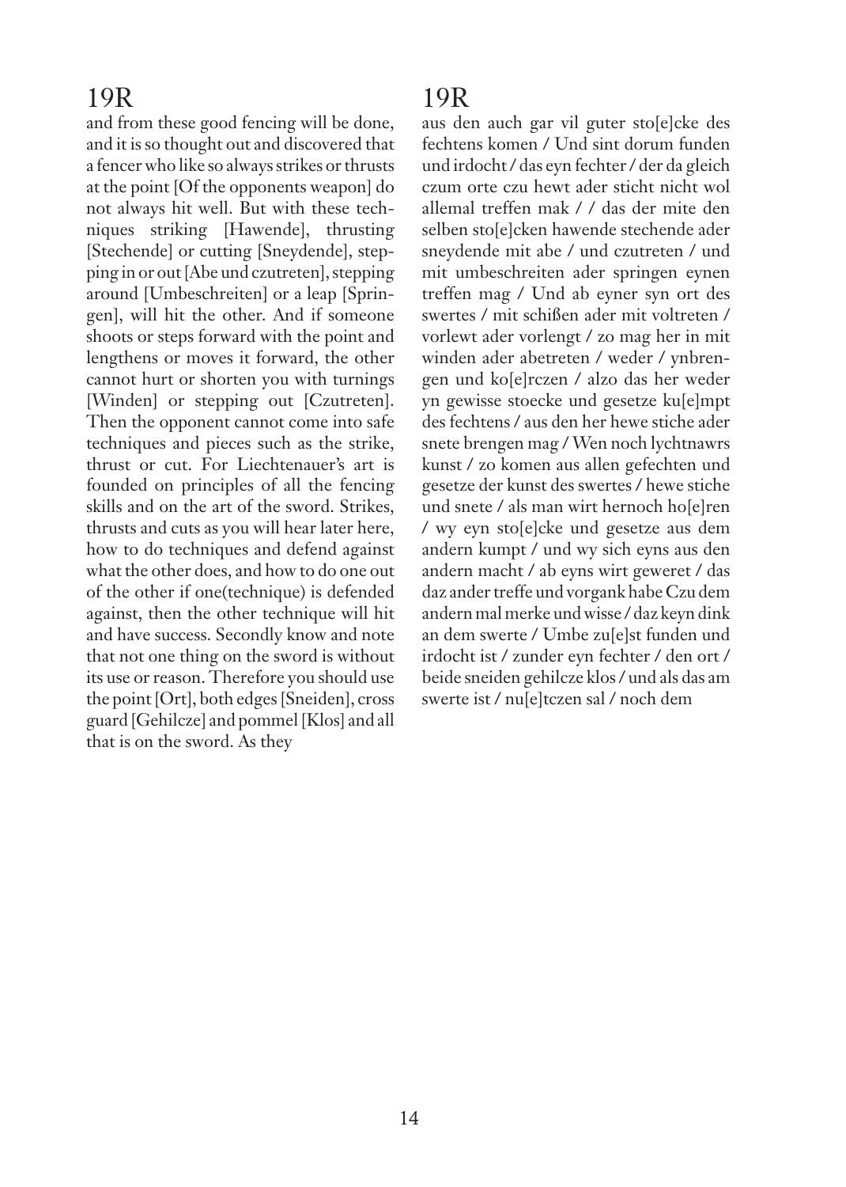## 19R

and from these good fencing will be done, and it is so thought out and discovered that a fencer who like so always strikes or thrusts at the point [Of the opponents weapon] do not always hit well. But with these techniques striking [Hawende], thrusting [Stechende] or cutting [Sneydende], stepping in or out [Abe und czutreten], stepping around [Umbeschreiten] or a leap [Springen], will hit the other. And if someone shoots or steps forward with the point and lengthens or moves it forward, the other cannot hurt or shorten you with turnings [Winden] or stepping out [Czutreten]. Then the opponent cannot come into safe techniques and pieces such as the strike, thrust or cut. For Liechtenauer's art is founded on principles of all the fencing skills and on the art of the sword. Strikes, thrusts and cuts as you will hear later here, how to do techniques and defend against what the other does, and how to do one out of the other if one(technique) is defended against, then the other technique will hit and have success. Secondly know and note that not one thing on the sword is without its use or reason. Therefore you should use the point [Ort], both edges [Sneiden], cross guard [Gehilcze] and pommel [Klos] and all that is on the sword. As they

## 19R

aus den auch gar vil guter sto[e]cke des fechtens komen / Und sint dorum funden und irdocht / das eyn fechter / der da gleich czum orte czu hewt ader sticht nicht wol allemal treffen mak / / das der mite den selben sto[e]cken hawende stechende ader sneydende mit abe / und czutreten / und mit umbeschreiten ader springen eynen treffen mag / Und ab eyner syn ort des swertes / mit schißen ader mit voltreten / vorlewt ader vorlengt / zo mag her in mit winden ader abetreten / weder / ynbrengen und ko[e]rczen / alzo das her weder yn gewisse stoecke und gesetze ku[e]mpt des fechtens / aus den her hewe stiche ader snete brengen mag / Wen noch lychtnawrs kunst / zo komen aus allen gefechten und gesetze der kunst des swertes / hewe stiche und snete / als man wirt hernoch ho[e]ren / wy eyn sto[e]cke und gesetze aus dem andern kumpt / und wy sich eyns aus den andern macht / ab eyns wirt gewheret / das daz ander treffe und vorgank habe Czu dem andern mal merke und wisse / daz keyn dink an dem swerte / Umbe zu[e]st funden und irdocht ist / zunder eyn fechter / den ort / beide sneiden gehilcze klos / und als das am swerte ist / nu[e]tczen sal / noch dem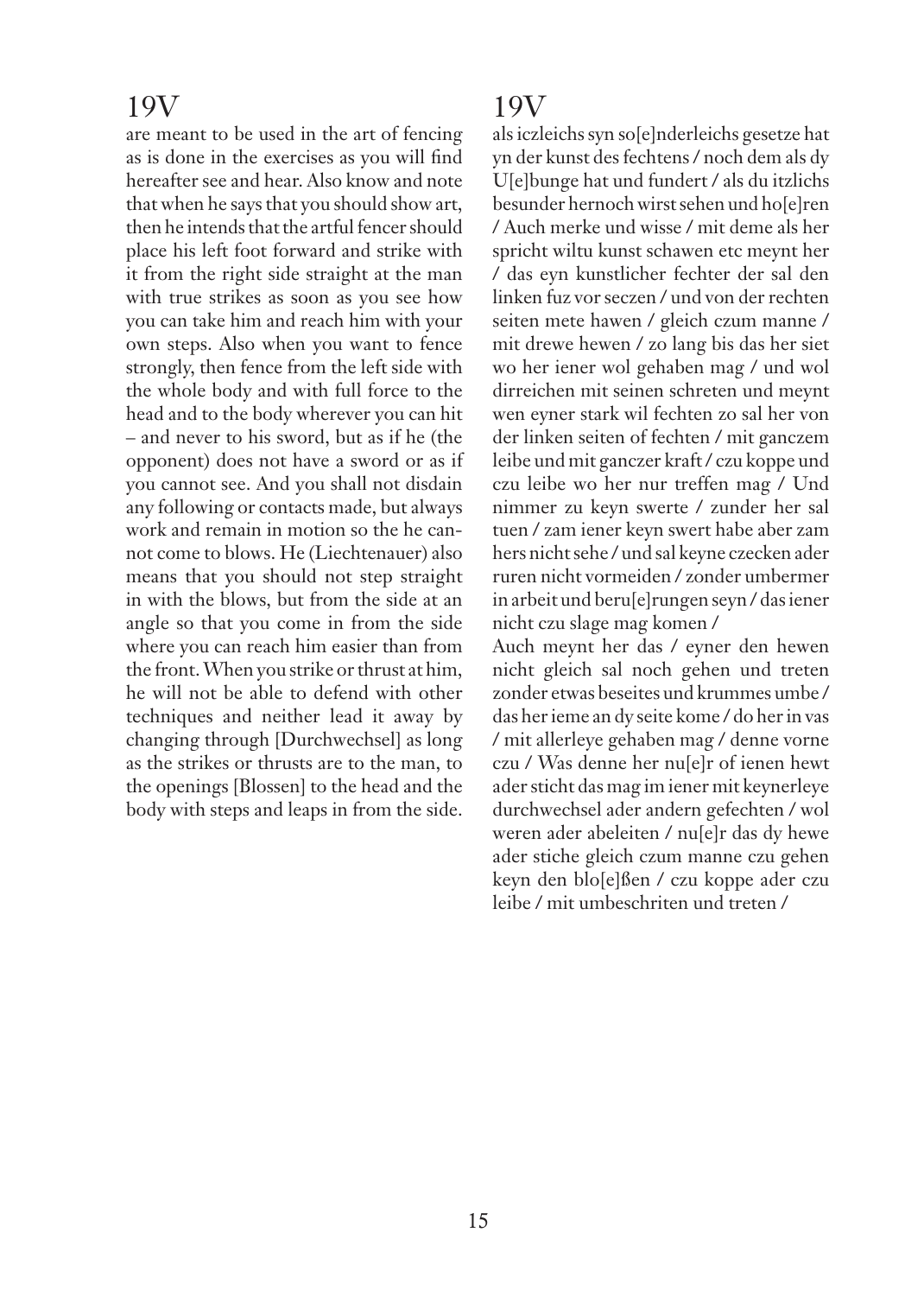## 19V

are meant to be used in the art of fencing as is done in the exercises as you will find hereafter see and hear. Also know and note that when he says that you should show art, then he intends that the artful fencer should place his left foot forward and strike with it from the right side straight at the man with true strikes as soon as you see how you can take him and reach him with your own steps. Also when you want to fence strongly, then fence from the left side with the whole body and with full force to the head and to the body wherever you can hit – and never to his sword, but as if he (the opponent) does not have a sword or as if you cannot see. And you shall not disdain any following or contacts made, but always work and remain in motion so the he cannot come to blows. He (Liechtenauer) also means that you should not step straight in with the blows, but from the side at an angle so that you come in from the side where you can reach him easier than from the front. When you strike or thrust at him, he will not be able to defend with other techniques and neither lead it away by changing through [Durchwechsel] as long as the strikes or thrusts are to the man, to the openings [Blossen] to the head and the body with steps and leaps in from the side.

## 19V

als iczleichs syn so[e]nderleichs gesetze hat yn der kunst des fechtens / noch dem als dy U[e]bunge hat und fundert / als du itzlichs besunder hernoch wirst sehen und ho[e]ren / Auch merke und wisse / mit deme als her spricht wiltu kunst schawen etc meynt her / das eyn kunstlicher fechter der sal den linken fuz vor seczen / und von der rechten seiten mete hawen / gleich czum manne / mit drewe hewen / zo lang bis das her siet wo her iener wol gehaben mag / und wol dirreichen mit seinen schreten und meynt wen eyner stark wil fechten zo sal her von der linken seiten of fechten / mit ganczem leibe und mit ganczer kraft / czu koppe und czu leibe wo her nur treffen mag / Und nimmer zu keyn swerte / zunder her sal tuen / zam iener keyn swert habe aber zam hers nicht sehe / und sal keyne czecken ader ruren nicht vormeiden / zonder umbermer in arbeit und beru[e]rungen seyn / das iener nicht czu slage mag komen /

Auch meynt her das / eyner den hewen nicht gleich sal noch gehen und treten zonder etwas beseites und krummes umbe / das her ieme an dy seite kome / do her in vas / mit allerleye gehaben mag / denne vorne czu / Was denne her nu[e]r of ienen hewt ader sticht das mag im iener mit keynerleye durchwechsel ader andern gefechten / wol weren ader abeleiten / nu[e]r das dy hewe ader stiche gleich czum manne czu gehen keyn den blo[e]ßen / czu koppe ader czu leibe / mit umbeschriten und treten /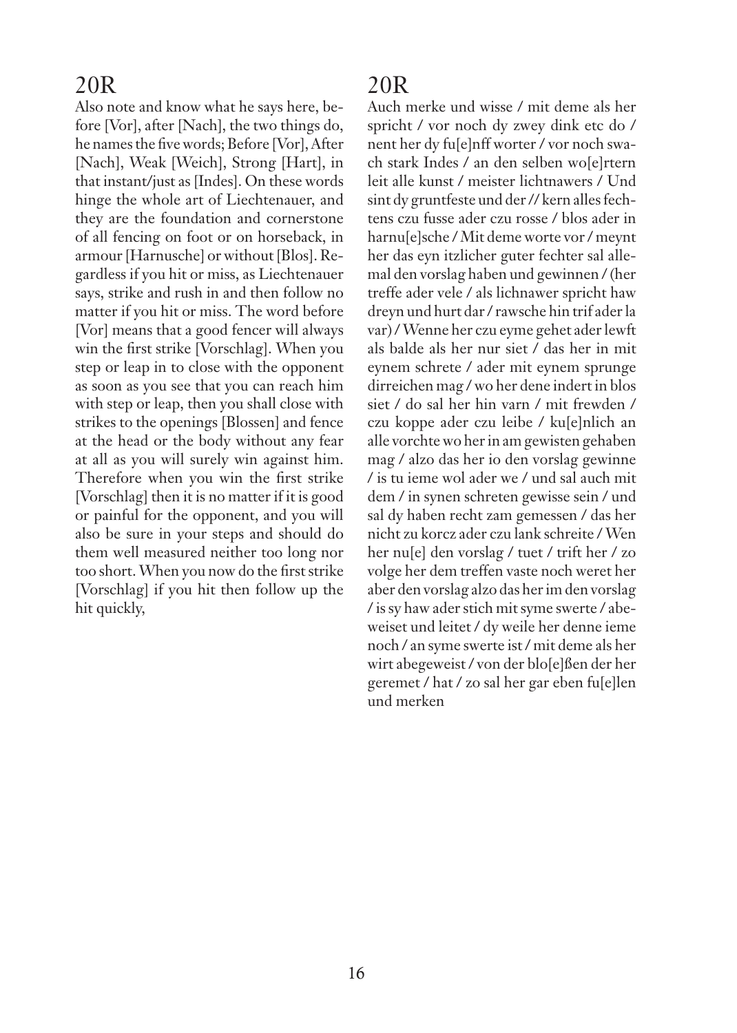## 20R

Also note and know what he says here, before [Vor], after [Nach], the two things do, he names the five words; Before [Vor], After [Nach], Weak [Weich], Strong [Hart], in that instant/just as [Indes]. On these words hinge the whole art of Liechtenauer, and they are the foundation and cornerstone of all fencing on foot or on horseback, in armour [Harnusche] or without [Blos]. Regardless if you hit or miss, as Liechtenauer says, strike and rush in and then follow no matter if you hit or miss. The word before [Vor] means that a good fencer will always win the first strike [Vorschlag]. When you step or leap in to close with the opponent as soon as you see that you can reach him with step or leap, then you shall close with strikes to the openings [Blossen] and fence at the head or the body without any fear at all as you will surely win against him. Therefore when you win the first strike [Vorschlag] then it is no matter if it is good or painful for the opponent, and you will also be sure in your steps and should do them well measured neither too long nor too short. When you now do the first strike [Vorschlag] if you hit then follow up the hit quickly,

## 20R

Auch merke und wisse / mit deme als her spricht / vor noch dy zwey dink etc do / nent her dy fu[e]nff worter / vor noch swach stark Indes / an den selben wo[e]rtern leit alle kunst / meister lichtnawers / Und sint dy gruntfeste und der // kern alles fechtens czu fusse ader czu rosse / blos ader in harnu[e]sche / Mit deme worte vor / meynt her das eyn itzlicher guter fechter sal allemal den vorslag haben und gewinnen / (her treffe ader vele / als lichnawer spricht haw dreyn und hurt dar / rawsche hin trif ader la var) / Wenne her czu eyme gehet ader lewft als balde als her nur siet / das her in mit eynem schrete / ader mit eynem sprunge dirreichen mag / wo her dene indert in blos siet / do sal her hin varn / mit frewden / czu koppe ader czu leibe / ku[e]nlich an alle vorchte wo her in am gewisten gehaben mag / alzo das her io den vorslag gewinne / is tu ieme wol ader we / und sal auch mit dem / in synen schreten gewisse sein / und sal dy haben recht zam gemessen / das her nicht zu korcz ader czu lank schreite / Wen her nu[e] den vorslag / tuet / trift her / zo volge her dem treffen vaste noch weret her aber den vorslag alzo das her im den vorslag / is sy haw ader stich mit syme swerte / abeweiset und leitet / dy weile her denne ieme noch / an syme swerte ist / mit deme als her wirt abegeweist / von der blo[e]ßen der her geremet / hat / zo sal her gar eben fu[e]llen und merken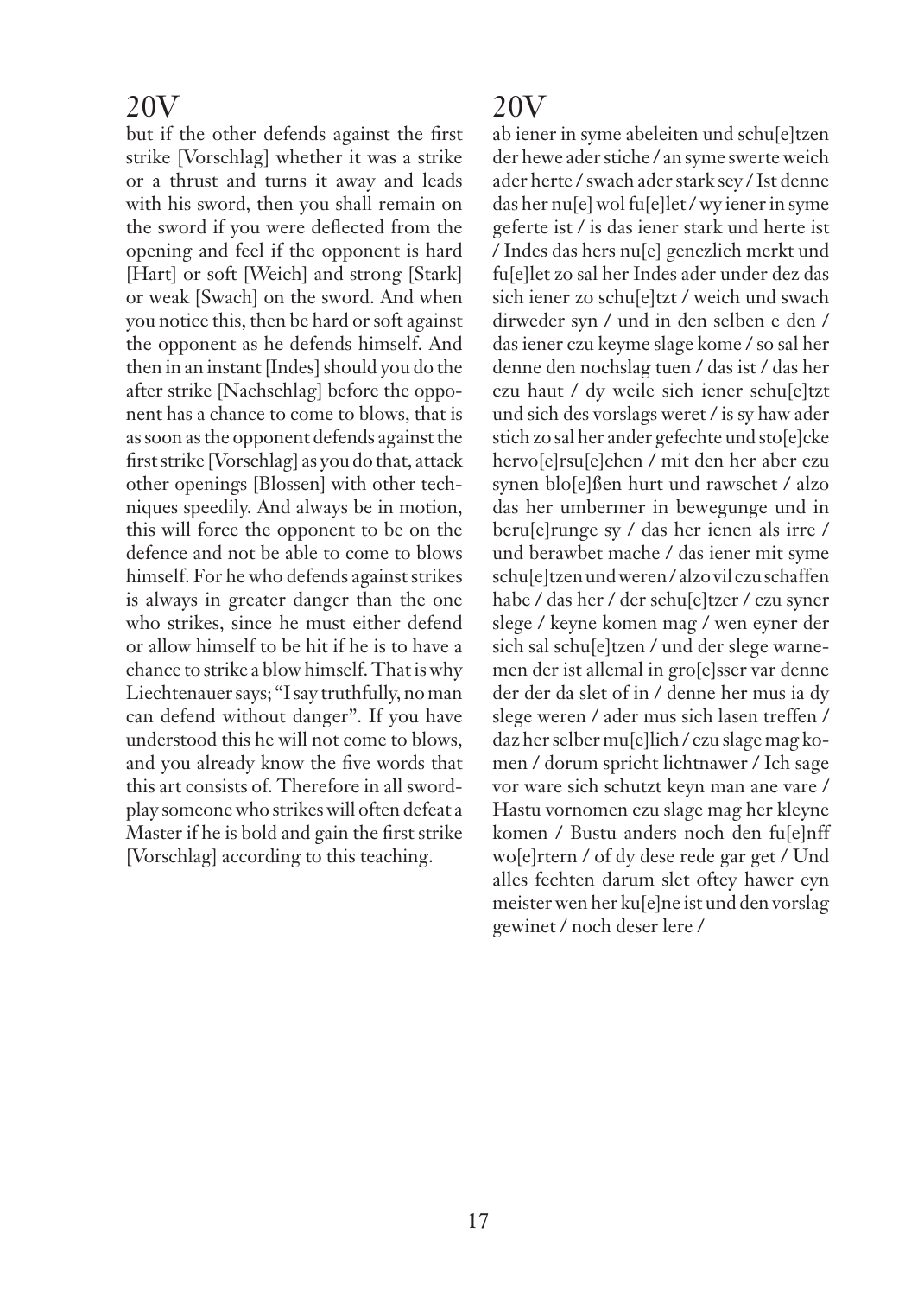## 20V

but if the other defends against the first strike [Vorschlag] whether it was a strike or a thrust and turns it away and leads with his sword, then you shall remain on the sword if you were deflected from the opening and feel if the opponent is hard [Hart] or soft [Weich] and strong [Stark] or weak [Swach] on the sword. And when you notice this, then be hard or soft against the opponent as he defends himself. And then in an instant [Indes] should you do the after strike [Nachschlag] before the opponent has a chance to come to blows, that is as soon as the opponent defends against the first strike [Vorschlag] as you do that, attack other openings [Blossen] with other techniques speedily. And always be in motion, this will force the opponent to be on the defence and not be able to come to blows himself. For he who defends against strikes is always in greater danger than the one who strikes, since he must either defend or allow himself to be hit if he is to have a chance to strike a blow himself. That is why Liechtenauer says; "I say truthfully, no man can defend without danger". If you have understood this he will not come to blows, and you already know the five words that this art consists of. Therefore in all swordplay someone who strikes will often defeat a Master if he is bold and gain the first strike [Vorschlag] according to this teaching.

## 20V

ab iener in syme abeleiten und schu[e]tzen der hewe ader stiche / an syme swerte weich ader herte / swach ader stark sey / Ist denne das her nu[e] wol fu[e]let / wy iener in syme geferte ist / is das iener stark und herte ist / Indes das hers nu[e] genczlich merkt und fu[e]let zo sal her Indes ader under dez das sich iener zo schu[e]tzt / weich und swach dirweder syn / und in den selben e den / das iener czu keyme slage kome / so sal her denne den nochslag tuen / das ist / das her czu haut / dy weile sich iener schu[e]tzt und sich des vorslags weret / is sy haw ader stich zo sal her ander gefechte und sto[e]cke hervo[e]rsu[e]chen / mit den her aber czu synen blo[e]ßen hurt und rawschet / alzo das her umbermer in bewegunge und in beru[e]runge sy / das her ienen als irre / und berawbet mache / das iener mit syme schu[e]tzen und weren / alzo vil czu schaffen habe / das her / der schu[e]tzer / czu syner slege / keyne komen mag / wen eyner der sich sal schu[e]tzen / und der slege warnemen der ist allemal in gro[e]sser var denne der der da slet of in / denne her mus ia dy slege weren / ader mus sich lasen treffen / daz her selber mu[e]lich / czu slage mag komen / dorum spricht lichtnawer / Ich sage vor ware sich schutzt keyn man ane vare / Hastu vornomen czu slage mag her kleyne komen / Bustu anders noch den fu[e]nff wo[e]rtern / of dy dese rede gar get / Und alles fechten darum slet oftey hawer eyn meister wen her ku[e]ne ist und den vorslag gewinet / noch deser lere /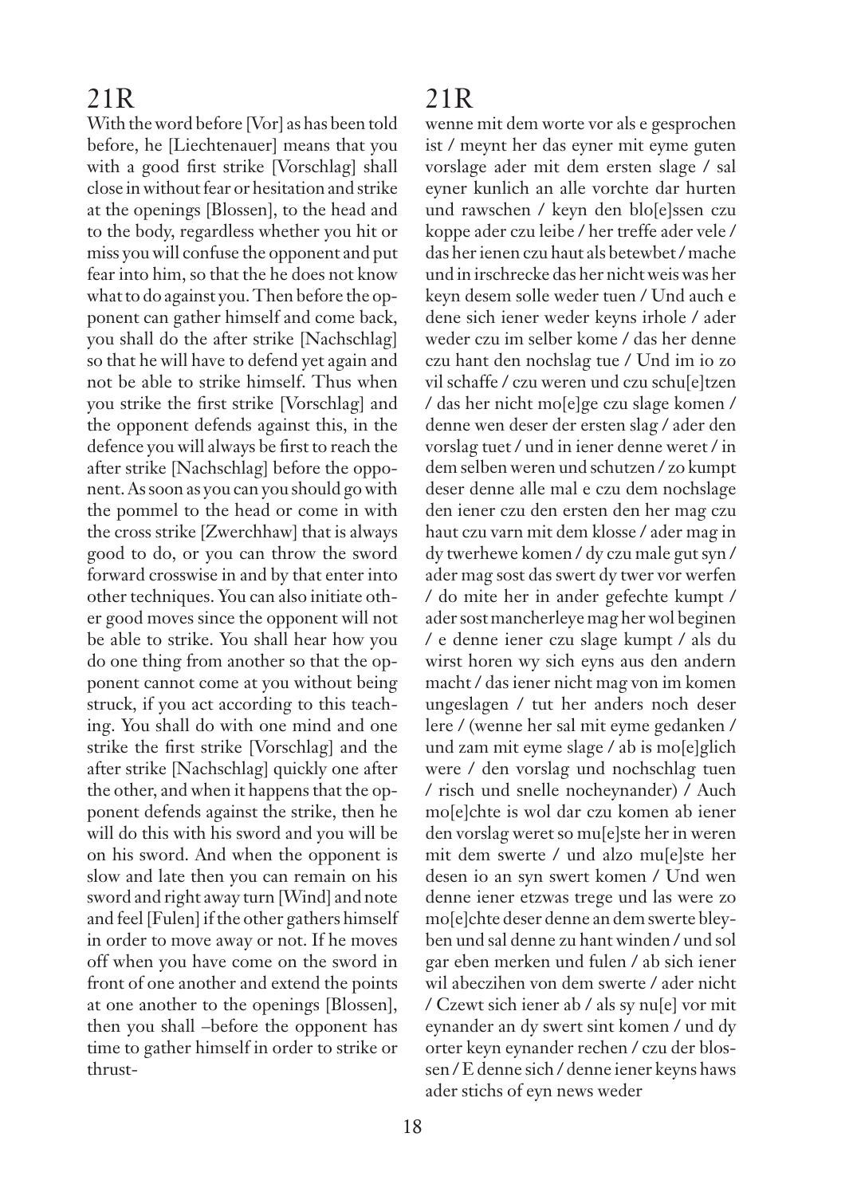## 21R

With the word before [Vor] as has been told before, he [Liechtenauer] means that you with a good first strike [Vorschlag] shall close in without fear or hesitation and strike at the openings [Blossen], to the head and to the body, regardless whether you hit or miss you will confuse the opponent and put fear into him, so that the he does not know what to do against you. Then before the opponent can gather himself and come back, you shall do the after strike [Nachschlag] so that he will have to defend yet again and not be able to strike himself. Thus when you strike the first strike [Vorschlag] and the opponent defends against this, in the defence you will always be first to reach the after strike [Nachschlag] before the opponent. As soon as you can you should go with the pommel to the head or come in with the cross strike [Zwerchhaw] that is always good to do, or you can throw the sword forward crosswise in and by that enter into other techniques. You can also initiate other good moves since the opponent will not be able to strike. You shall hear how you do one thing from another so that the opponent cannot come at you without being struck, if you act according to this teaching. You shall do with one mind and one strike the first strike [Vorschlag] and the after strike [Nachschlag] quickly one after the other, and when it happens that the opponent defends against the strike, then he will do this with his sword and you will be on his sword. And when the opponent is slow and late then you can remain on his sword and right away turn [Wind] and note and feel [Fulen] if the other gathers himself in order to move away or not. If he moves off when you have come on the sword in front of one another and extend the points at one another to the openings [Blossen], then you shall –before the opponent has time to gather himself in order to strike or thrust-

## 21R

wenne mit dem worte vor als e gesprochen ist / meynt her das eyner mit eyme guten vorslage ader mit dem ersten slage / sal eyner kunlich an alle vorchte dar hurten und rawschen / keyn den blo[e]ssen czu koppe ader czu leibe / her treffe ader vele / das her ienen czu haut als betewbet / mache und in irschrecke das her nicht weis was her keyn desem solle weder tuen / Und auch e dene sich iener weder keyns irhole / ader weder czu im selber kome / das her denne czu hant den nochslag tue / Und im io zo vil schaffe / czu weren und czu schu[e]tzen / das her nicht mo[e]ge czu slage komen / denne wen deser der ersten slag / ader den vorslag tuet / und in iener denne weret / in dem selben weren und schutzen / zo kumpt deser denne alle mal e czu dem nochslage den iener czu den ersten den her mag czu haut czu varn mit dem klosse / ader mag in dy twerhewe komen / dy czu male gut syn / ader mag sost das swert dy twer vor werfen / do mite her in ander gefechte kumpt / ader sost mancherleye mag her wol beginen / e denne iener czu slage kumpt / als du wirst horen wy sich eyns aus den andern macht / das iener nicht mag von im komen ungeslagen / tut her anders noch deser lere / (wenne her sal mit eyme gedanken / und zam mit eyme slage / ab is mo[e]glich were / den vorslag und nochschlag tuen / risch und snelle nocheynander) / Auch mo[e]chte is wol dar czu komen ab iener den vorslag weret so mu[e]ste her in weren mit dem swerte / und alzo mu[e]ste her desen io an syn swert komen / Und wen denne iener etzwas trege und las were zo mo[e]chte deser denne an dem swerte bleyben und sal denne zu hant winden / und sol gar eben merken und fulen / ab sich iener wil abeczihen von dem swerte / ader nicht / Czewt sich iener ab / als sy nu[e] vor mit eynander an dy swert sint komen / und dy orter keyn eynander rechen / czu der blossen / E denne sich / denne iener keyns haws ader stichs of eyn news weder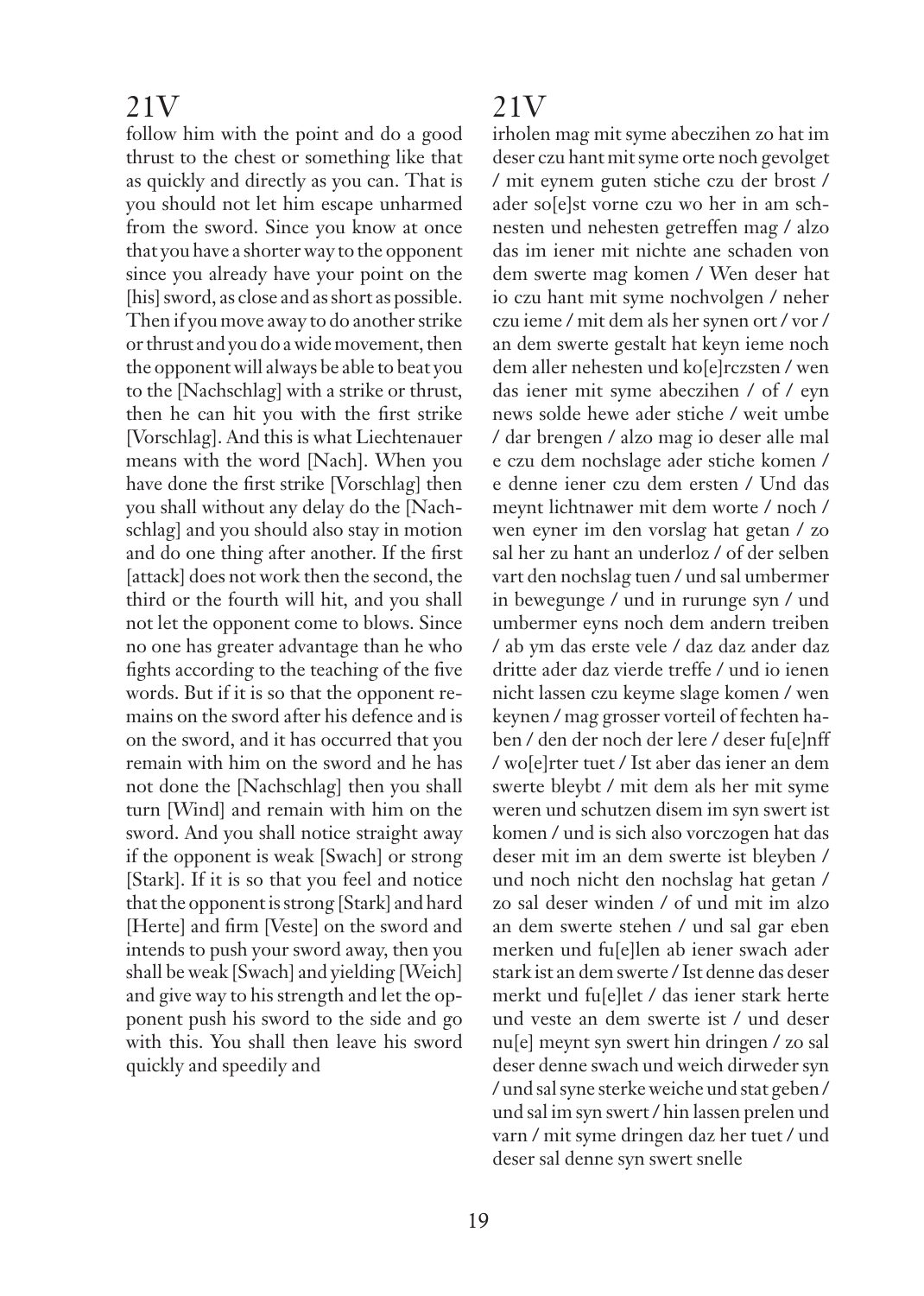## 21V

follow him with the point and do a good thrust to the chest or something like that as quickly and directly as you can. That is you should not let him escape unharmed from the sword. Since you know at once that you have a shorter way to the opponent since you already have your point on the [his] sword, as close and as short as possible. Then if you move away to do another strike or thrust and you do a wide movement, then the opponent will always be able to beat you to the [Nachschlag] with a strike or thrust, then he can hit you with the first strike [Vorschlag]. And this is what Liechtenauer means with the word [Nach]. When you have done the first strike [Vorschlag] then you shall without any delay do the [Nachschlag] and you should also stay in motion and do one thing after another. If the first [attack] does not work then the second, the third or the fourth will hit, and you shall not let the opponent come to blows. Since no one has greater advantage than he who fights according to the teaching of the five words. But if it is so that the opponent remains on the sword after his defence and is on the sword, and it has occurred that you remain with him on the sword and he has not done the [Nachschlag] then you shall turn [Wind] and remain with him on the sword. And you shall notice straight away if the opponent is weak [Swach] or strong [Stark]. If it is so that you feel and notice that the opponent is strong [Stark] and hard [Herte] and firm [Veste] on the sword and intends to push your sword away, then you shall be weak [Swach] and yielding [Weich] and give way to his strength and let the opponent push his sword to the side and go with this. You shall then leave his sword quickly and speedily and

## 21V

irholen mag mit syme abeczihen zo hat im deser czu hant mit syme orte noch gevolget / mit eynem guten stiche czu der brost / ader so[e]st vorne czu wo her in am schnesten und nehesten getreffen mag / alzo das im iener mit nichte ane schaden von dem swerte mag komen / Wen deser hat io czu hant mit syme nochvolgen / neher czu ieme / mit dem als her synen ort / vor / an dem swerte gestalt hat keyn ieme noch dem aller nehesten und ko[e]rczsten / wen das iener mit syme abeczihen / of / eyn news solde hewe ader stiche / weit umbe / dar brengen / alzo mag io deser alle mal e czu dem nochslage ader stiche komen / e denne iener czu dem ersten / Und das meynt lichtnawer mit dem worte / noch / wen eyner im den vorslag hat getan / zo sal her zu hant an underloz / of der selben vart den nochslag tuen / und sal umbermer in bewegunge / und in rurunge syn / und umbermer eyns noch dem andern treiben / ab ym das erste vele / daz daz ander daz dritte ader daz vierde treffe / und io ienen nicht lassen czu keyme slage komen / wen keynen / mag grosser vorteil of fechten haben / den der noch der lere / deser fu[e]nff / wo[e]rter tuet / Ist aber das iener an dem swerte bleybt / mit dem als her mit syme weren und schutzen disem im syn swert ist komen / und is sich also vorczogen hat das deser mit im an dem swerte ist bleyben / und noch nicht den nochslag hat getan / zo sal deser winden / of und mit im alzo an dem swerte stehen / und sal gar eben merken und fu[e]len ab iener swach ader stark ist an dem swerte / Ist denne das deser merkt und fu[e]let / das iener stark herte und veste an dem swerte ist / und deser nu[e] meynt syn swert hin dringen / zo sal deser denne swach und weich dirweder syn / und sal syne sterke weiche und stat geben / und sal im syn swert / hin lassen prelen und varn / mit syme dringen daz her tuet / und deser sal denne syn swert snelle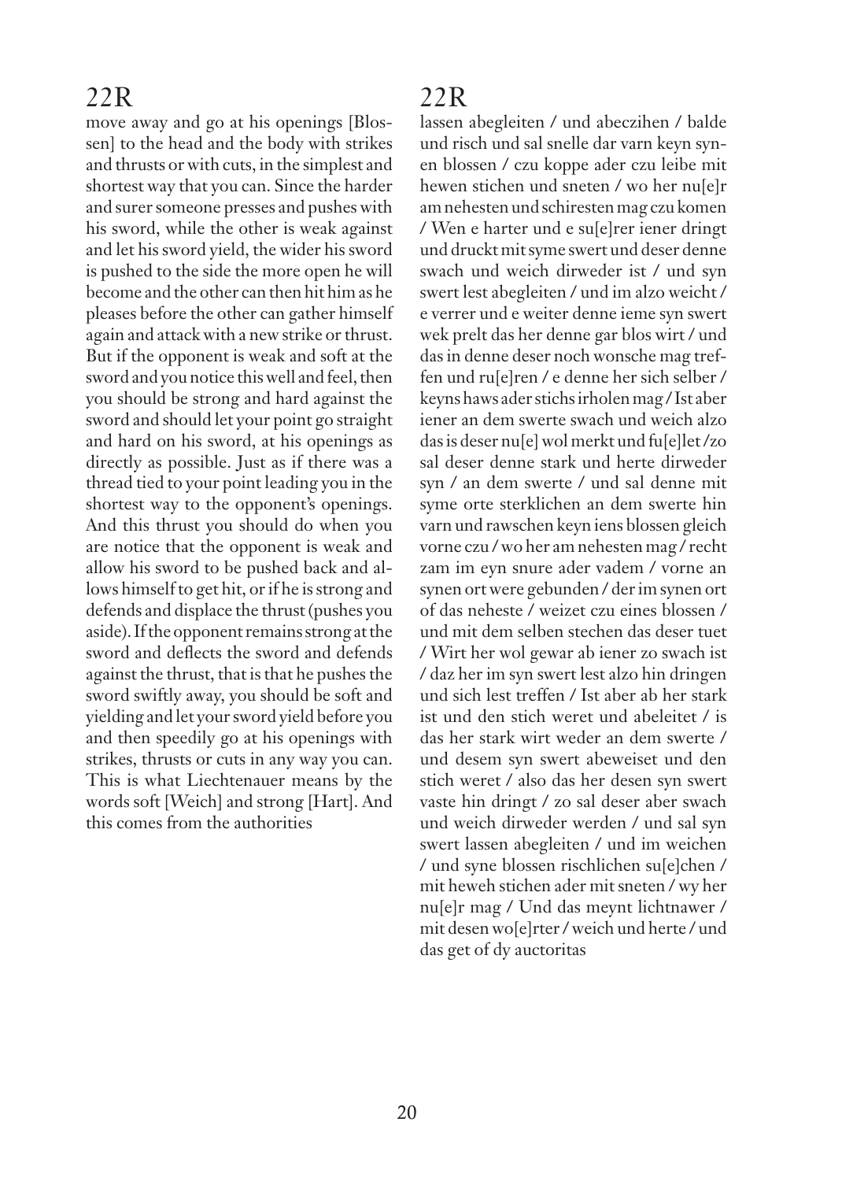## 22R

move away and go at his openings [Blossen] to the head and the body with strikes and thrusts or with cuts, in the simplest and shortest way that you can. Since the harder and surer someone presses and pushes with his sword, while the other is weak against and let his sword yield, the wider his sword is pushed to the side the more open he will become and the other can then hit him as he pleases before the other can gather himself again and attack with a new strike or thrust. But if the opponent is weak and soft at the sword and you notice this well and feel, then you should be strong and hard against the sword and should let your point go straight and hard on his sword, at his openings as directly as possible. Just as if there was a thread tied to your point leading you in the shortest way to the opponent's openings. And this thrust you should do when you are notice that the opponent is weak and allow his sword to be pushed back and allows himself to get hit, or if he is strong and defends and displace the thrust (pushes you aside). If the opponent remains strong at the sword and deflects the sword and defends against the thrust, that is that he pushes the sword swiftly away, you should be soft and yielding and let your sword yield before you and then speedily go at his openings with strikes, thrusts or cuts in any way you can. This is what Liechtenauer means by the words soft [Weich] and strong [Hart]. And this comes from the authorities

## 22R

lassen abegleiten / und abeczihen / balde und risch und sal snelle dar varn keyn synen blossen / czu koppe ader czu leibe mit hewen stichen und sneten / wo her nu[e]r am nehesten und schiresten mag czu komen / Wen e harter und e su[e]rer iener dringt und druckt mit syme swert und deser denne swach und weich dirweder ist / und syn swert lest abegleiten / und im alzo weicht / e verrer und e weiter denne ieme syn swert wek prelt das her denne gar blos wirt / und das in denne deser noch wonsche mag treffen und ru[e]ren / e denne her sich selber / keyns haws ader stichs irholen mag / Ist aber iener an dem swerte swach und weich alzo das is deser nu[e] wol merkt und fu[e]let /zo sal deser denne stark und herte dirweder syn / an dem swerte / und sal denne mit syme orte sterklichen an dem swerte hin varn und rawschen keyn iens blossen gleich vorne czu / wo her am nehesten mag / recht zam im eyn snure ader vadem / vorne an synen ort were gebunden / der im synen ort of das neheste / weizet czu eines blossen / und mit dem selben stechen das deser tuet / Wirt her wol gewar ab iener zo swach ist / daz her im syn swert lest alzo hin dringen und sich lest treffen / Ist aber ab her stark ist und den stich weret und abeleitet / is das her stark wirt weder an dem swerte / und desem syn swert abeweiset und den stich weret / also das her desen syn swert vaste hin dringt / zo sal deser aber swach und weich dirweder werden / und sal syn swert lassen abegleiten / und im weichen / und syne blossen rischlichen su[e]chen / mit heweh stichen ader mit sneten / wy her nu[e]r mag / Und das meynt lichtnawer / mit desen wo[e]rter / weich und herte / und das get of dy auctoritas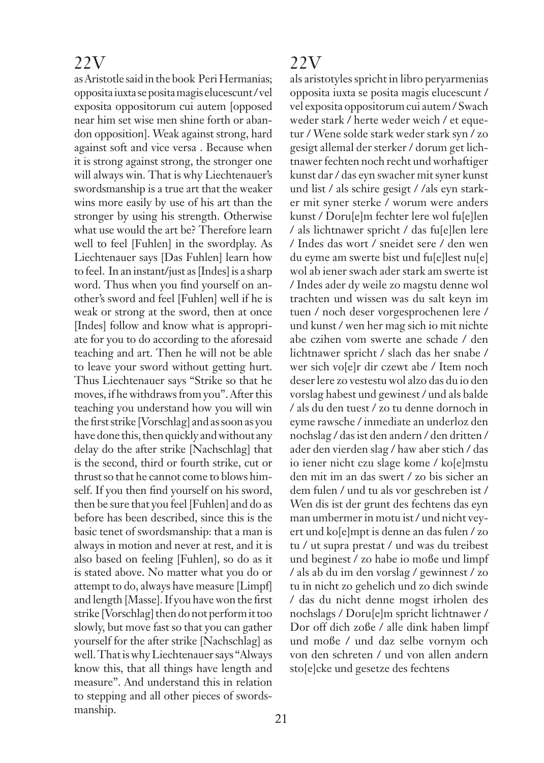## 22V

as Aristotle said in the book Peri Hermanias; opposita iuxta se posita magis elucescunt / vel exposita oppositorum cui autem [opposed near him set wise men shine forth or abandon opposition]. Weak against strong, hard against soft and vice versa . Because when it is strong against strong, the stronger one will always win. That is why Liechtenauer's swordsmanship is a true art that the weaker wins more easily by use of his art than the stronger by using his strength. Otherwise what use would the art be? Therefore learn well to feel [Fuhlen] in the swordplay. As Liechtenauer says [Das Fuhlen] learn how to feel. In an instant/just as [Indes] is a sharp word. Thus when you find yourself on another's sword and feel [Fuhlen] well if he is weak or strong at the sword, then at once [Indes] follow and know what is appropriate for you to do according to the aforesaid teaching and art. Then he will not be able to leave your sword without getting hurt. Thus Liechtenauer says "Strike so that he moves, if he withdraws from you". After this teaching you understand how you will win the first strike [Vorschlag] and as soon as you have done this, then quickly and without any delay do the after strike [Nachschlag] that is the second, third or fourth strike, cut or thrust so that he cannot come to blows himself. If you then find yourself on his sword, then be sure that you feel [Fuhlen] and do as before has been described, since this is the basic tenet of swordsmanship: that a man is always in motion and never at rest, and it is also based on feeling [Fuhlen], so do as it is stated above. No matter what you do or attempt to do, always have measure [Limpf] and length [Masse]. If you have won the first strike [Vorschlag] then do not perform it too slowly, but move fast so that you can gather yourself for the after strike [Nachschlag] as well. That is why Liechtenauer says "Always know this, that all things have length and measure". And understand this in relation to stepping and all other pieces of swordsmanship.

## 22V

als aristotyles spricht in libro peryarmenias opposita iuxta se posita magis elucescunt / vel exposita oppositorum cui autem / Swach weder stark / herte weder weich / et equetur / Wene solde stark weder stark syn / zo gesigt allemal der sterker / dorum get lichtnawer fechten noch recht und worhaftiger kunst dar / das eyn swacher mit syner kunst und list / als schire gesigt / /als eyn starker mit syner sterke / worum were anders kunst / Doru[e]m fechter lere wol fu[e]len / als lichtnawer spricht / das fu[e]len lere / Indes das wort / sneidet sere / den wen du eyme am swerte bist und fu[e]lest nu[e] wol ab iener swach ader stark am swerte ist / Indes ader dy weile zo magstu denne wol trachten und wissen was du salt keyn im tuen / noch deser vorgesprochenen lere / und kunst / wen her mag sich io mit nichte abe czihen vom swerte ane schade / den lichtnawer spricht / slach das her snabe / wer sich vo[e]r dir czewt abe / Item noch deser lere zo vestestu wol alzo das du io den vorslag habest und gewinest / und als balde / als du den tuest / zo tu denne dornoch in eyme rawsche / inmediate an underloz den nochslag / das ist den andern / den dritten / ader den vierden slag / haw aber stich / das io iener nicht czu slage kome / ko[e]mstu den mit im an das swert / zo bis sicher an dem fulen / und tu als vor geschreben ist / Wen dis ist der grunt des fechtens das eyn man umbermer in motu ist / und nicht veyert und ko[e]mpt is denne an das fulen / zo tu / ut supra prestat / und was du treibest und beginest / zo habe io moße und limpf / als ab du im den vorslag / gewinnest / zo tu in nicht zo gehelich und zo dich swinde / das du nicht denne mogst irholen des nochslags / Doru[e]m spricht lichtnawer / Dor off dich zoße / alle dink haben limpf und moße / und daz selbe vornym och von den schreten / und von allen andern sto[e]cke und gesetze des fechtens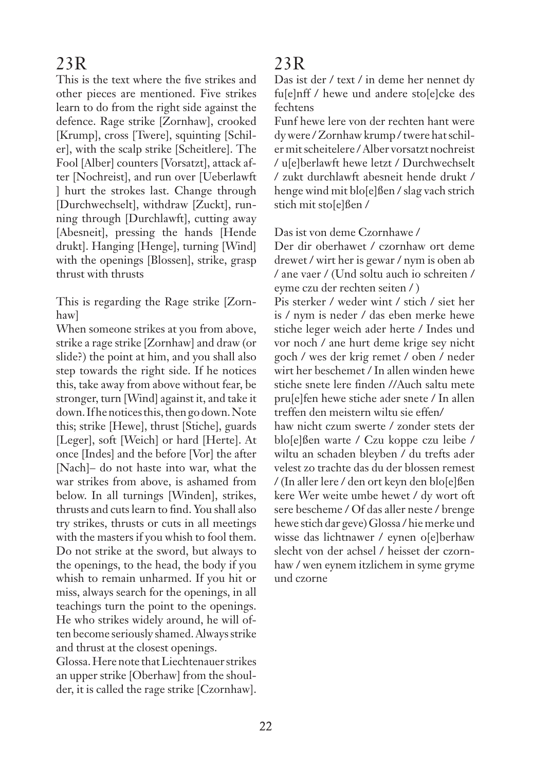## 23R

This is the text where the five strikes and other pieces are mentioned. Five strikes learn to do from the right side against the defence. Rage strike [Zornhaw], crooked [Krump], cross [Twere], squinting [Schiler], with the scalp strike [Scheitlere]. The Fool [Alber] counters [Vorsatzt], attack after [Nochreist], and run over [Ueberlawft ] hurt the strokes last. Change through [Durchwechselt], withdraw [Zuckt], running through [Durchlawft], cutting away [Abesneit], pressing the hands [Hende drukt]. Hanging [Henge], turning [Wind] with the openings [Blossen], strike, grasp thrust with thrusts

This is regarding the Rage strike [Zornhaw]

When someone strikes at you from above, strike a rage strike [Zornhaw] and draw (or slide?) the point at him, and you shall also step towards the right side. If he notices this, take away from above without fear, be stronger, turn [Wind] against it, and take it down. If he notices this, then go down. Note this; strike [Hewe], thrust [Stiche], guards [Leger], soft [Weich] or hard [Herte]. At once [Indes] and the before [Vor] the after [Nach]– do not haste into war, what the war strikes from above, is ashamed from below. In all turnings [Winden], strikes, thrusts and cuts learn to find. You shall also try strikes, thrusts or cuts in all meetings with the masters if you whish to fool them. Do not strike at the sword, but always to the openings, to the head, the body if you whish to remain unharmed. If you hit or miss, always search for the openings, in all teachings turn the point to the openings. He who strikes widely around, he will often become seriously shamed. Always strike and thrust at the closest openings.

Glossa. Here note that Liechtenauer strikes an upper strike [Oberhaw] from the shoulder, it is called the rage strike [Czornhaw].

## 23R

Das ist der / text / in deme her nennet dy fu[e]nff / hewe und andere sto[e]cke des fechtens

Funf hewe lere von der rechten hant were dy were / Zornhaw krump / twere hat schiler mit scheitelere / Alber vorsatzt nochreist / u[e]berlawft hewe letzt / Durchwechselt / zukt durchlawft abesneit hende drukt / henge wind mit blo[e]ßen / slag vach strich stich mit sto[e]ßen /

Das ist von deme Czornhawe /

Der dir oberhawet / czornhaw ort deme drewet / wirt her is gewar / nym is oben ab / ane vaer / (Und soltu auch io schreiten / eyme czu der rechten seiten / )

Pis sterker / weder wint / stich / siet her is / nym is neder / das eben merke hewe stiche leger weich ader herte / Indes und vor noch / ane hurt deme krige sey nicht goch / wes der krig remet / oben / neder wirt her beschemet / In allen winden hewe stiche snete lere finden //Auch saltu mete pru[e]fen hewe stiche ader snete / In allen treffen den meistern wiltu sie effen/

haw nicht czum swerte / zonder stets der blo[e]ßen warte / Czu koppe czu leibe / wiltu an schaden bleyben / du trefts ader velest zo trachte das du der blossen remest / (In aller lere / den ort keyn den blo[e]ßen kere Wer weite umbe hewet / dy wort oft sere bescheme / Of das aller neste / brenge hewe stich dar geve) Glossa / hie merke und wisse das lichtnawer / eynen o[e]berhaw slecht von der achsel / heisset der czornhaw / wen eynem itzlichem in syme gryme und czorne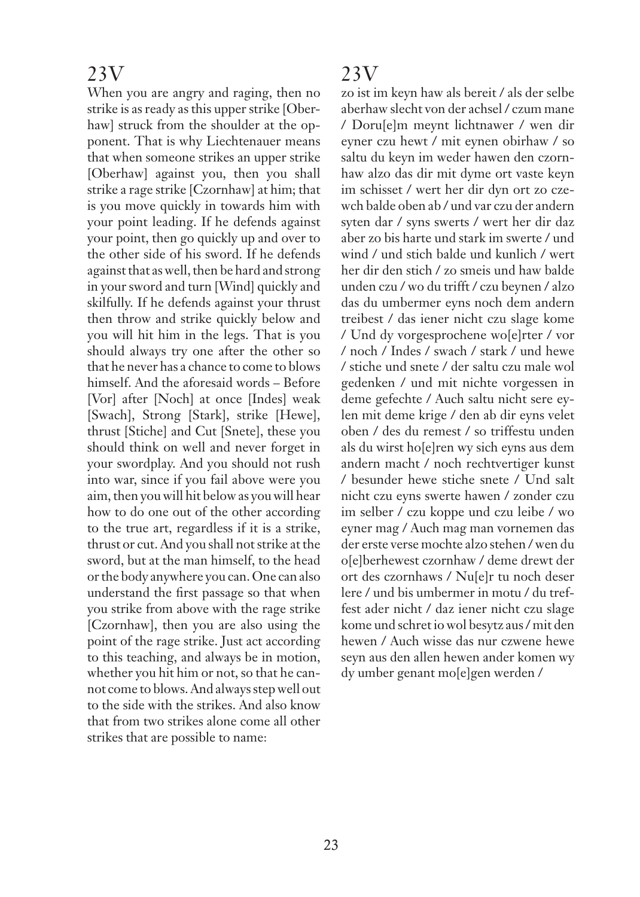## 23V

When you are angry and raging, then no strike is as ready as this upper strike [Oberhaw] struck from the shoulder at the opponent. That is why Liechtenauer means that when someone strikes an upper strike [Oberhaw] against you, then you shall strike a rage strike [Czornhaw] at him; that is you move quickly in towards him with your point leading. If he defends against your point, then go quickly up and over to the other side of his sword. If he defends against that as well, then be hard and strong in your sword and turn [Wind] quickly and skilfully. If he defends against your thrust then throw and strike quickly below and you will hit him in the legs. That is you should always try one after the other so that he never has a chance to come to blows himself. And the aforesaid words – Before [Vor] after [Noch] at once [Indes] weak [Swach], Strong [Stark], strike [Hewe], thrust [Stiche] and Cut [Snete], these you should think on well and never forget in your swordplay. And you should not rush into war, since if you fail above were you aim, then you will hit below as you will hear how to do one out of the other according to the true art, regardless if it is a strike, thrust or cut. And you shall not strike at the sword, but at the man himself, to the head or the body anywhere you can. One can also understand the first passage so that when you strike from above with the rage strike [Czornhaw], then you are also using the point of the rage strike. Just act according to this teaching, and always be in motion, whether you hit him or not, so that he cannot come to blows. And always step well out to the side with the strikes. And also know that from two strikes alone come all other strikes that are possible to name:

## 23V

zo ist im keyn haw als bereit / als der selbe aberhaw slecht von der achsel / czum mane / Doru[e]m meynt lichtnawer / wen dir eyner czu hewt / mit eynen obirhaw / so saltu du keyn im weder hawen den czornhaw alzo das dir mit dyme ort vaste keyn im schisset / wert her dir dyn ort zo czewch balde oben ab / und var czu der andern syten dar / syns swerts / wert her dir daz aber zo bis harte und stark im swerte / und wind / und stich balde und kunlich / wert her dir den stich / zo smeis und haw balde unden czu / wo du trifft / czu beynen / alzo das du umbermer eyns noch dem andern treibest / das iener nicht czu slage kome / Und dy vorgesprochene wo[e]rter / vor / noch / Indes / swach / stark / und hewe / stiche und snete / der saltu czu male wol gedenken / und mit nichte vorgessen in deme gefechte / Auch saltu nicht sere eylen mit deme krige / den ab dir eyns velet oben / des du remest / so triffestu unden als du wirst ho[e]ren wy sich eyns aus dem andern macht / noch rechtvertiger kunst / besunder hewe stiche snete / Und salt nicht czu eyns swerte hawen / zonder czu im selber / czu koppe und czu leibe / wo eyner mag / Auch mag man vornemen das der erste verse mochte alzo stehen / wen du o[e]berhewest czornhaw / deme drewt der ort des czornhaws / Nu[e]r tu noch deser lere / und bis umbermer in motu / du treffest ader nicht / daz iener nicht czu slage kome und schret io wol besytz aus / mit den hewen / Auch wisse das nur czwene hewe seyn aus den allen hewen ander komen wy dy umber genant mo[e]gen werden /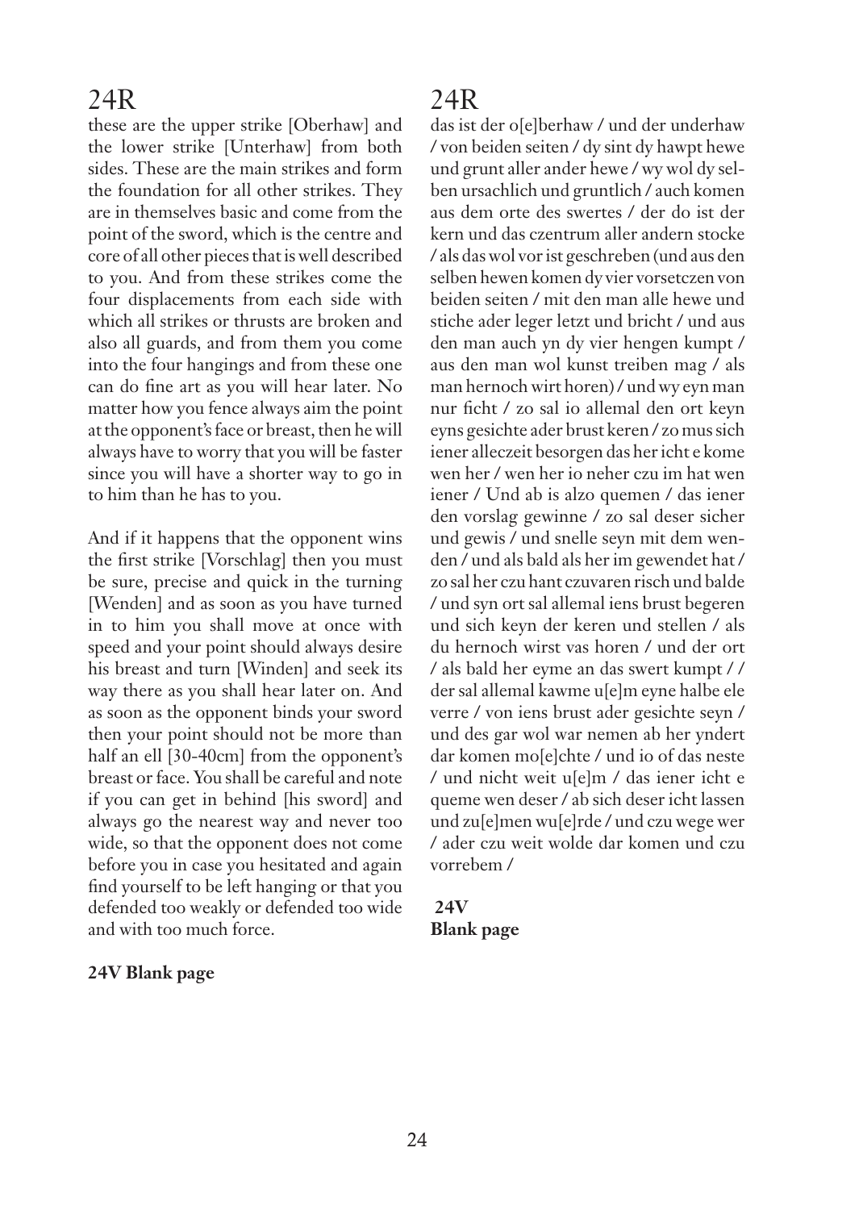## 24R

these are the upper strike [Oberhaw] and the lower strike [Unterhaw] from both sides. These are the main strikes and form the foundation for all other strikes. They are in themselves basic and come from the point of the sword, which is the centre and core of all other pieces that is well described to you. And from these strikes come the four displacements from each side with which all strikes or thrusts are broken and also all guards, and from them you come into the four hangings and from these one can do fine art as you will hear later. No matter how you fence always aim the point at the opponent's face or breast, then he will always have to worry that you will be faster since you will have a shorter way to go in to him than he has to you.

And if it happens that the opponent wins the first strike [Vorschlag] then you must be sure, precise and quick in the turning [Wenden] and as soon as you have turned in to him you shall move at once with speed and your point should always desire his breast and turn [Winden] and seek its way there as you shall hear later on. And as soon as the opponent binds your sword then your point should not be more than half an ell [30-40cm] from the opponent's breast or face. You shall be careful and note if you can get in behind [his sword] and always go the nearest way and never too wide, so that the opponent does not come before you in case you hesitated and again find yourself to be left hanging or that you defended too weakly or defended too wide and with too much force.

**24V Blank page**

## 24R

das ist der o[e]berhaw / und der underhaw / von beiden seiten / dy sint dy hawpt hewe und grunt aller ander hewe / wy wol dy selben ursachlich und gruntlich / auch komen aus dem orte des swertes / der do ist der kern und das czentrum aller andern stocke / als das wol vor ist geschreben (und aus den selben hewen komen dy vier vorsetczen von beiden seiten / mit den man alle hewe und stiche ader leger letzt und bricht / und aus den man auch yn dy vier hengen kumpt / aus den man wol kunst treiben mag / als man hernoch wirt horen) / und wy eyn man nur ficht / zo sal io allemal den ort keyn eyns gesichte ader brust keren / zo mus sich iener alleczeit besorgen das her icht e kome wen her / wen her io neher czu im hat wen iener / Und ab is alzo quemen / das iener den vorslag gewinne / zo sal deser sicher und gewis / und snelle seyn mit dem wenden / und als bald als her im gewendet hat / zo sal her czu hant czuvaren risch und balde / und syn ort sal allemal iens brust begeren und sich keyn der keren und stellen / als du hernoch wirst vas horen / und der ort / als bald her eyme an das swert kumpt / / der sal allemal kawme u[e]m eyne halbe ele verre / von iens brust ader gesichte seyn / und des gar wol war nemen ab her yndert dar komen mo[e]chte / und io of das neste / und nicht weit u[e]m / das iener icht e queme wen deser / ab sich deser icht lassen und zu[e]men wu[e]rde / und czu wege wer / ader czu weit wolde dar komen und czu vorrebem /

**24V**
**Blank page**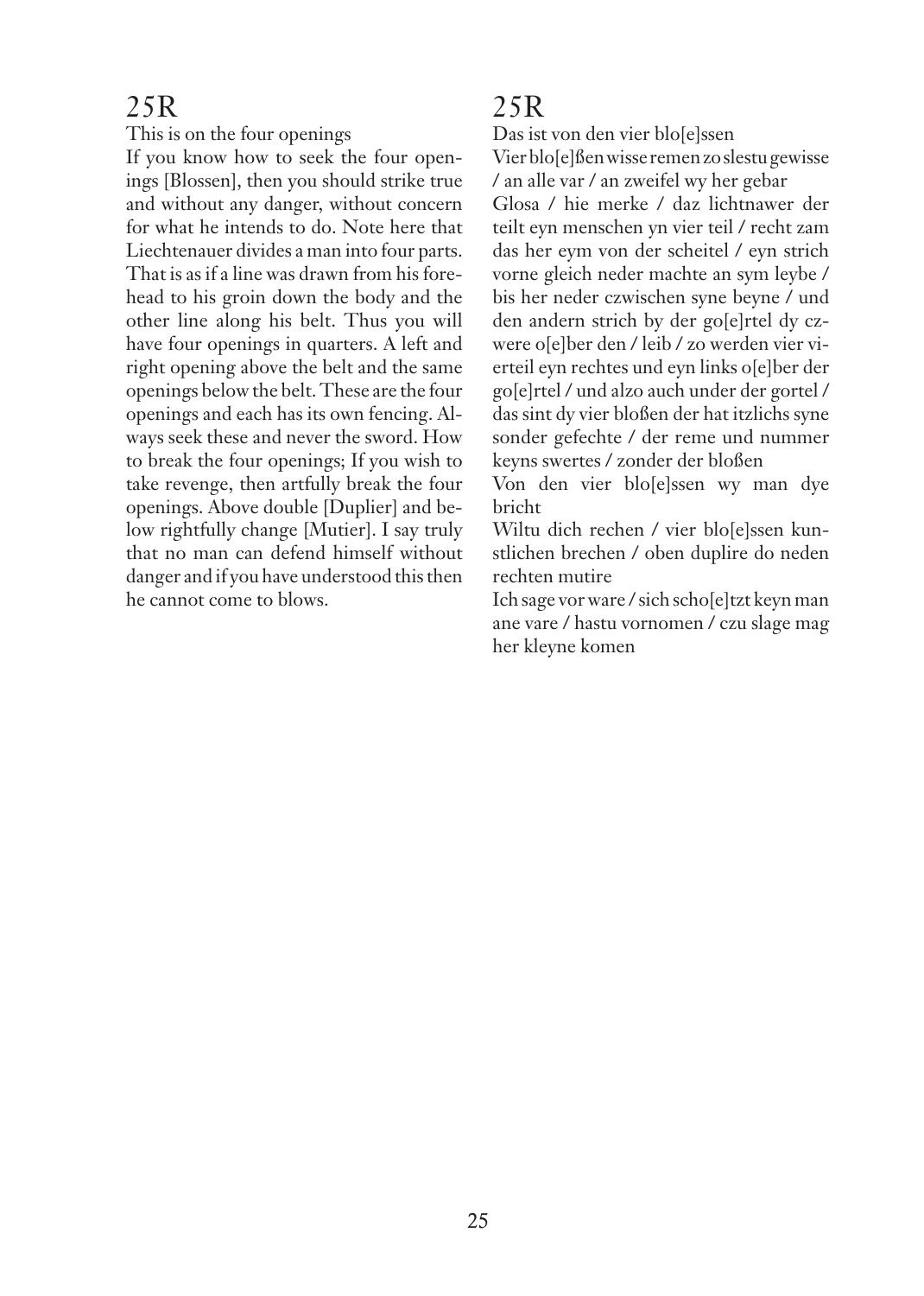## 25R

This is on the four openings

If you know how to seek the four openings [Blossen], then you should strike true and without any danger, without concern for what he intends to do. Note here that Liechtenauer divides a man into four parts. That is as if a line was drawn from his forehead to his groin down the body and the other line along his belt. Thus you will have four openings in quarters. A left and right opening above the belt and the same openings below the belt. These are the four openings and each has its own fencing. Always seek these and never the sword. How to break the four openings; If you wish to take revenge, then artfully break the four openings. Above double [Duplier] and below rightfully change [Mutier]. I say truly that no man can defend himself without danger and if you have understood this then he cannot come to blows.

## 25R

Das ist von den vier blo[e]ssen

Vier blo[e]ßen wisse remen zo slestu gewisse / an alle var / an zweifel wy her gebar

Glosa / hie merke / daz lichtnawer der teilt eyn menschen yn vier teil / recht zam das her eym von der scheitel / eyn strich vorne gleich neder machte an sym leybe / bis her neder czwischen syne beyne / und den andern strich by der go[e]rtel dy czwere o[e]ber den / leib / zo werden vier vierteil eyn rechtes und eyn links o[e]ber der go[e]rtel / und alzo auch under der gortel / das sint dy vier bloßen der hat itzlichs syne sonder gefechte / der reme und nummer keyns swertes / zonder der bloßen

Von den vier blo[e]ssen wy man dye bricht

Wiltu dich rechen / vier blo[e]ssen kunstlichen brechen / oben duplire do neden rechten mutire

Ich sage vor ware / sich scho[e]tzt keyn man ane vare / hastu vornomen / czu slage mag her kleyne komen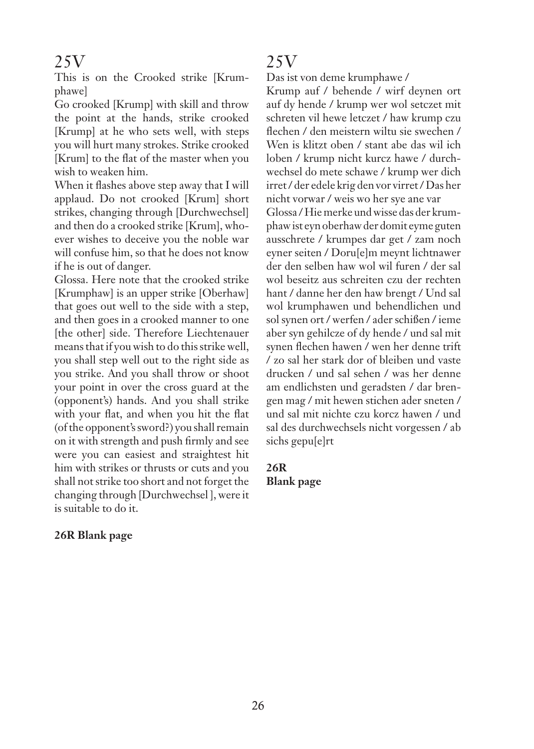## 25V

This is on the Crooked strike [Krumphawe]

Go crooked [Krump] with skill and throw the point at the hands, strike crooked [Krump] at he who sets well, with steps you will hurt many strokes. Strike crooked [Krum] to the flat of the master when you wish to weaken him.

When it flashes above step away that I will applaud. Do not crooked [Krum] short strikes, changing through [Durchwechsel] and then do a crooked strike [Krum], whoever wishes to deceive you the noble war will confuse him, so that he does not know if he is out of danger.

Glossa. Here note that the crooked strike [Krumphaw] is an upper strike [Oberhaw] that goes out well to the side with a step, and then goes in a crooked manner to one [the other] side. Therefore Liechtenauer means that if you wish to do this strike well, you shall step well out to the right side as you strike. And you shall throw or shoot your point in over the cross guard at the (opponent's) hands. And you shall strike with your flat, and when you hit the flat (of the opponent's sword?) you shall remain on it with strength and push firmly and see were you can easiest and straightest hit him with strikes or thrusts or cuts and you shall not strike too short and not forget the changing through [Durchwechsel ], were it is suitable to do it.

**26R Blank page**

## 25V

Das ist von deme krumphawe /

Krump auf / behende / wirf deynen ort auf dy hende / krump wer wol setczet mit schreten vil hewe letczet / haw krump czu flechen / den meistern wiltu sie swechen / Wen is klitzt oben / stant abe das wil ich loben / krump nicht kurcz hawe / durchwechsel do mete schawe / krump wer dich irret / der edele krig den vor virret / Das her nicht vorwar / weis wo her sye ane var

Glossa / Hie merke und wisse das der krumphaw ist eyn oberhaw der domit eyme guten ausschrete / krumpes dar get / zam noch eyner seiten / Doru[e]m meynt lichtnawer der den selben haw wol wil furen / der sal wol beseitz aus schreiten czu der rechten hant / danne her den haw brengt / Und sal wol krumphawen und behendlichen und sol synen ort / werfen / ader schißen / ieme aber syn gehilcze of dy hende / und sal mit synen flechen hawen / wen her denne trift / zo sal her stark dor of bleiben und vaste drucken / und sal sehen / was her denne am endlichsten und geradsten / dar brengen mag / mit hewen stichen ader sneten / und sal mit nichte czu korcz hawen / und sal des durchwechsels nicht vorgessen / ab sichs gepu[e]rt

**26R**
**Blank page**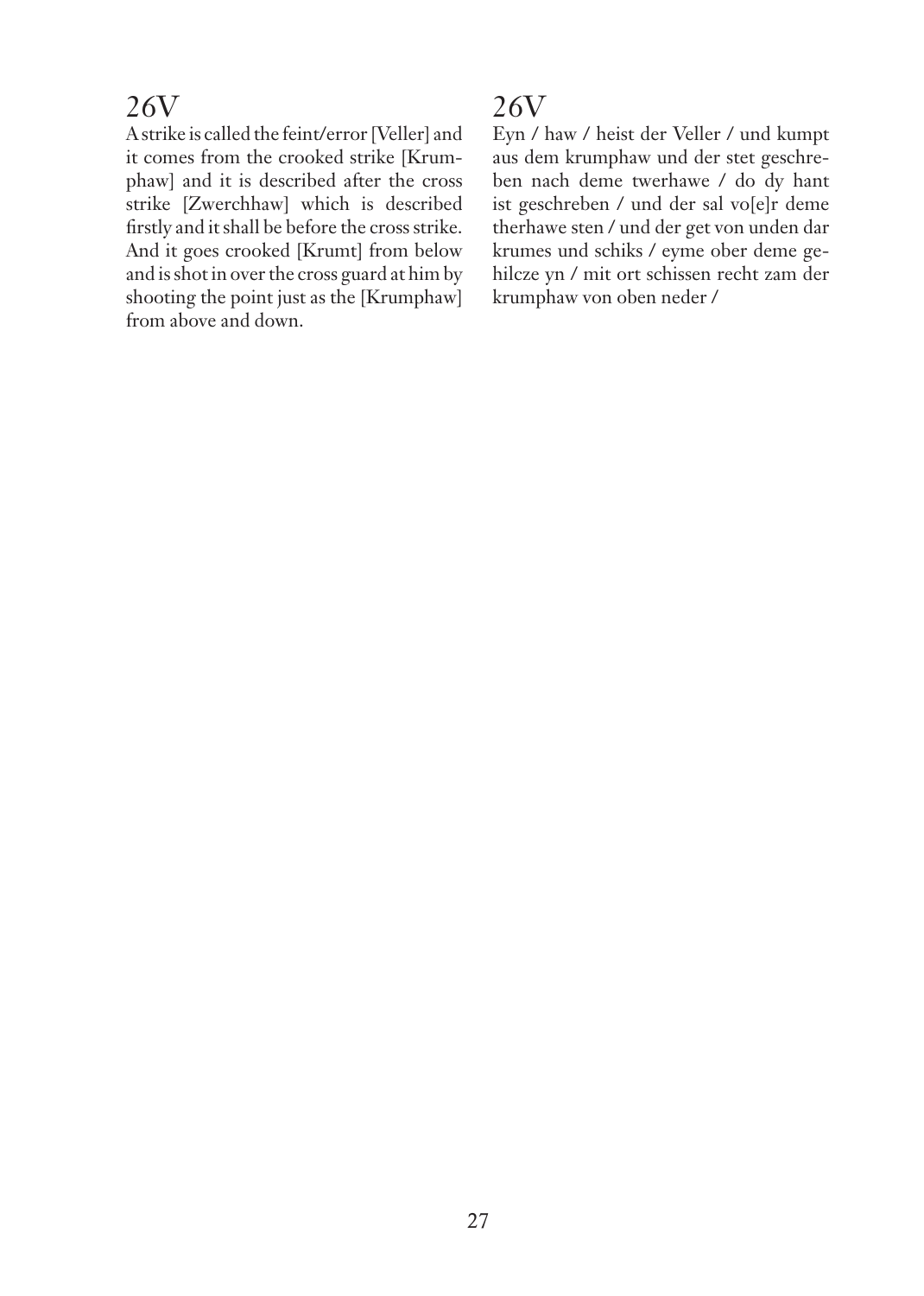## 26V

A strike is called the feint/error [Veller] and it comes from the crooked strike [Krumphaw] and it is described after the cross strike [Zwerchhaw] which is described firstly and it shall be before the cross strike. And it goes crooked [Krumt] from below and is shot in over the cross guard at him by shooting the point just as the [Krumphaw] from above and down.

## 26V

Eyn / haw / heist der Veller / und kumpt aus dem krumphaw und der stet geschreben nach deme twerhawe / do dy hant ist geschreben / und der sal vo[e]r deme therhawe sten / und der get von unden dar krumes und schiks / eyme ober deme gehilcze yn / mit ort schissen recht zam der krumphaw von oben neder /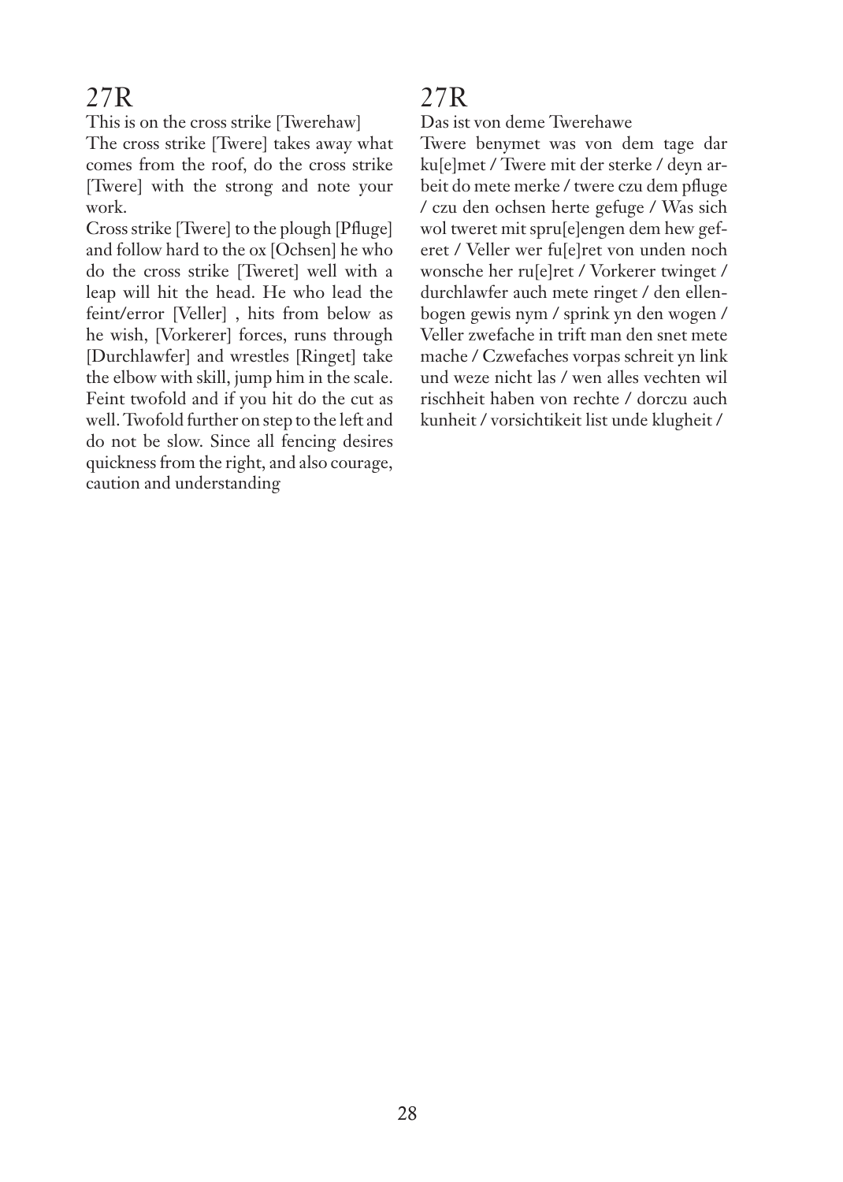## 27R

This is on the cross strike [Twerehaw]

The cross strike [Twere] takes away what comes from the roof, do the cross strike [Twere] with the strong and note your work.

Cross strike [Twere] to the plough [Pfluge] and follow hard to the ox [Ochsen] he who do the cross strike [Tweret] well with a leap will hit the head. He who lead the feint/error [Veller] , hits from below as he wish, [Vorkerer] forces, runs through [Durchlawfer] and wrestles [Ringet] take the elbow with skill, jump him in the scale. Feint twofold and if you hit do the cut as well. Twofold further on step to the left and do not be slow. Since all fencing desires quickness from the right, and also courage, caution and understanding

## 27R

Das ist von deme Twerehawe

Twere benymet was von dem tage dar ku[e]met / Twere mit der sterke / deyn arbeit do mete merke / twere czu dem pfluge / czu den ochsen herte gefuge / Was sich wol tweret mit spru[e]engen dem hew geferet / Veller wer fu[e]ret von unden noch wonsche her ru[e]ret / Vorkerer twinget / durchlawfer auch mete ringet / den ellenbogen gewis nym / sprink yn den wogen / Veller zwefache in trift man den snet mete mache / Czwefaches vorpas schreit yn link und weze nicht las / wen alles vechten wil rischheit haben von rechte / dorczu auch kunheit / vorsichtikeit list unde klugheit /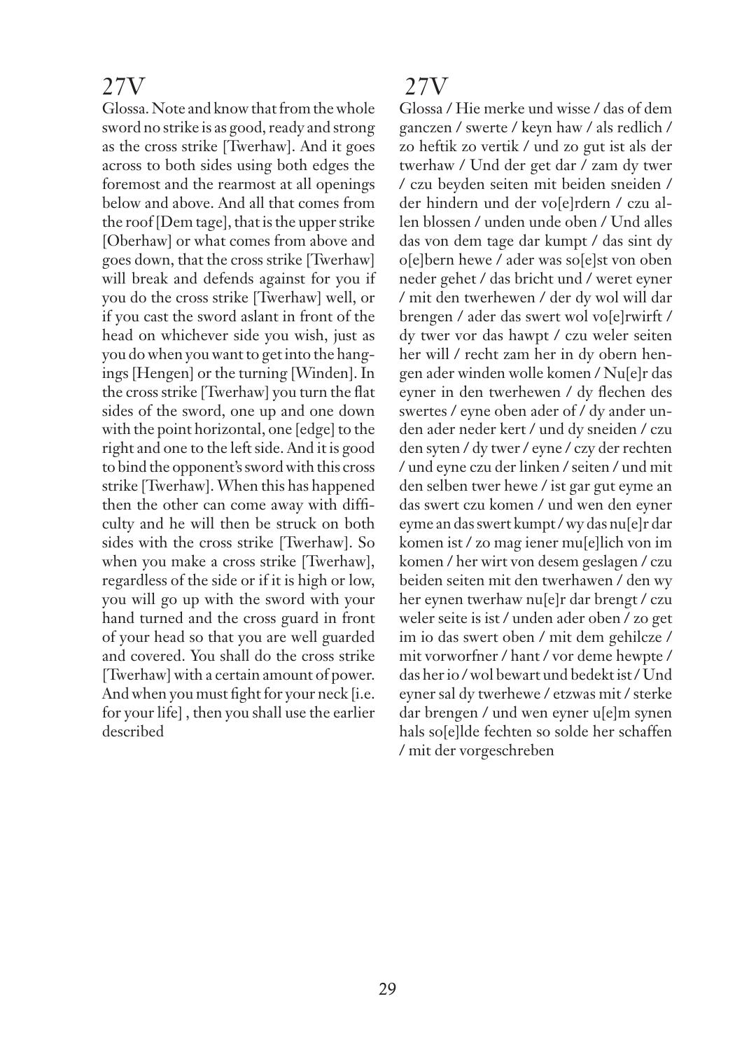## 27V

Glossa. Note and know that from the whole sword no strike is as good, ready and strong as the cross strike [Twerhaw]. And it goes across to both sides using both edges the foremost and the rearmost at all openings below and above. And all that comes from the roof [Dem tage], that is the upper strike [Oberhaw] or what comes from above and goes down, that the cross strike [Twerhaw] will break and defends against for you if you do the cross strike [Twerhaw] well, or if you cast the sword aslant in front of the head on whichever side you wish, just as you do when you want to get into the hangings [Hengen] or the turning [Winden]. In the cross strike [Twerhaw] you turn the flat sides of the sword, one up and one down with the point horizontal, one [edge] to the right and one to the left side. And it is good to bind the opponent's sword with this cross strike [Twerhaw]. When this has happened then the other can come away with difficulty and he will then be struck on both sides with the cross strike [Twerhaw]. So when you make a cross strike [Twerhaw], regardless of the side or if it is high or low, you will go up with the sword with your hand turned and the cross guard in front of your head so that you are well guarded and covered. You shall do the cross strike [Twerhaw] with a certain amount of power. And when you must fight for your neck [i.e. for your life] , then you shall use the earlier described

## 27V

Glossa / Hie merke und wisse / das of dem ganczen / swerte / keyn haw / als redlich / zo heftik zo vertik / und zo gut ist als der twerhaw / Und der get dar / zam dy twer / czu beyden seiten mit beiden sneiden / der hindern und der vo[e]rdern / czu allen blossen / unden unde oben / Und alles das von dem tage dar kumpt / das sint dy o[e]bern hewe / ader was so[e]st von oben neder gehet / das bricht und / weret eyner / mit den twerhewen / der dy wol will dar brengen / ader das swert wol vo[e]rwirft / dy twer vor das hawpt / czu weler seiten her will / recht zam her in dy obern hengen ader winden wolle komen / Nu[e]r das eyner in den twerhewen / dy flechen des swertes / eyne oben ader of / dy ander unden ader neder kert / und dy sneiden / czu den syten / dy twer / eyne / czy der rechten / und eyne czu der linken / seiten / und mit den selben twer hewe / ist gar gut eyme an das swert czu komen / und wen den eyner eyme an das swert kumpt / wy das nu[e]r dar komen ist / zo mag iener mu[e]lich von im komen / her wirt von desem geslagen / czu beiden seiten mit den twerhawen / den wy her eynen twerhaw nu[e]r dar brengt / czu weler seite is ist / unden ader oben / zo get im io das swert oben / mit dem gehilcze / mit vorworfner / hant / vor deme hewpte / das her io / wol bewart und bedekt ist / Und eyner sal dy twerhewe / etzwas mit / sterke dar brengen / und wen eyner u[e]m synen hals so[e]lde fechten so solde her schaffen / mit der vorgeschreben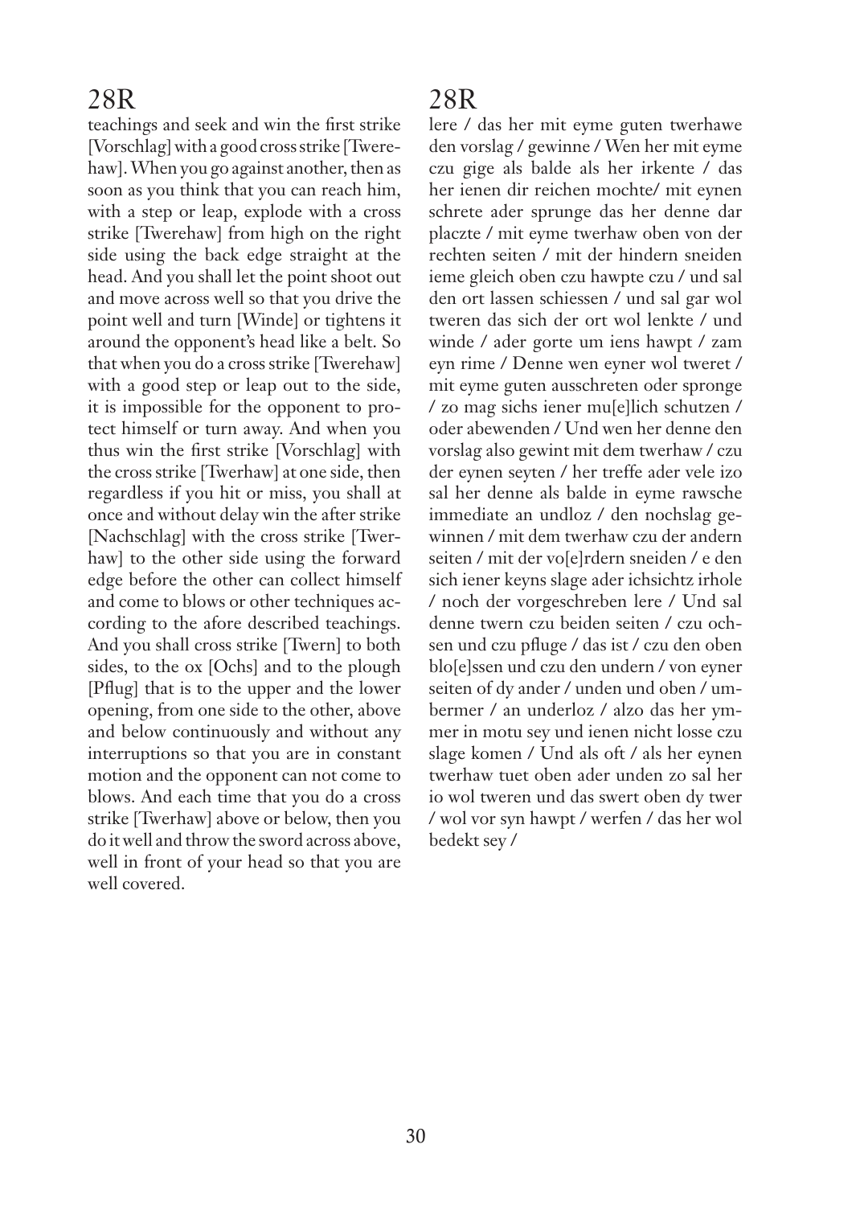## 28R

teachings and seek and win the first strike [Vorschlag] with a good cross strike [Twerehaw]. When you go against another, then as soon as you think that you can reach him, with a step or leap, explode with a cross strike [Twerehaw] from high on the right side using the back edge straight at the head. And you shall let the point shoot out and move across well so that you drive the point well and turn [Winde] or tightens it around the opponent's head like a belt. So that when you do a cross strike [Twerehaw] with a good step or leap out to the side, it is impossible for the opponent to protect himself or turn away. And when you thus win the first strike [Vorschlag] with the cross strike [Twerhaw] at one side, then regardless if you hit or miss, you shall at once and without delay win the after strike [Nachschlag] with the cross strike [Twerhaw] to the other side using the forward edge before the other can collect himself and come to blows or other techniques according to the afore described teachings. And you shall cross strike [Twern] to both sides, to the ox [Ochs] and to the plough [Pflug] that is to the upper and the lower opening, from one side to the other, above and below continuously and without any interruptions so that you are in constant motion and the opponent can not come to blows. And each time that you do a cross strike [Twerhaw] above or below, then you do it well and throw the sword across above, well in front of your head so that you are well covered.

## 28R

lere / das her mit eyme guten twerhawe den vorslag / gewinne / Wen her mit eyme czu gige als balde als her irkente / das her ienen dir reichen mochte/ mit eynen schrete ader sprunge das her denne dar placzte / mit eyme twerhaw oben von der rechten seiten / mit der hindern sneiden ieme gleich oben czu hawpte czu / und sal den ort lassen schiessen / und sal gar wol tweren das sich der ort wol lenkte / und winde / ader gorte um iens hawpt / zam eyn rime / Denne wen eyner wol tweret / mit eyme guten ausschreten oder spronge / zo mag sichs iener mu[e]lich schutzen / oder abewenden / Und wen her denne den vorslag also gewint mit dem twerhaw / czu der eynen seyten / her treffe ader vele izo sal her denne als balde in eyme rawsche immediate an undloz / den nochslag gewinnen / mit dem twerhaw czu der andern seiten / mit der vo[e]rdern sneiden / e den sich iener keyns slage ader ichsichtz irhole / noch der vorgeschreben lere / Und sal denne twern czu beiden seiten / czu ochsen und czu pfluge / das ist / czu den oben blo[e]ssen und czu den undern / von eyner seiten of dy ander / unden und oben / umbermer / an underloz / alzo das her ymmer in motu sey und ienen nicht losse czu slage komen / Und als oft / als her eynen twerhaw tuet oben ader unden zo sal her io wol tweren und das swert oben dy twer / wol vor syn hawpt / werfen / das her wol bedekt sey /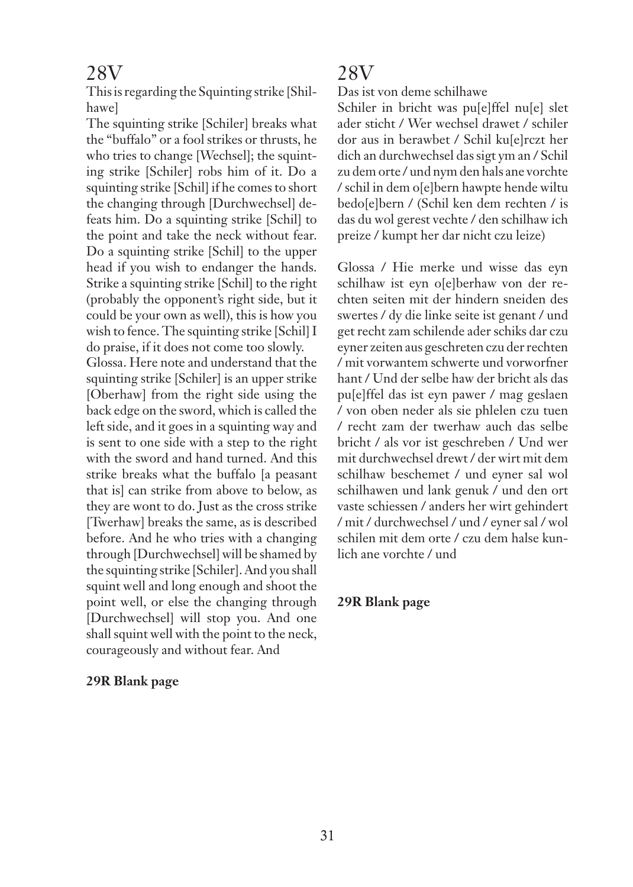# 28V

This is regarding the Squinting strike [Shilhawe]

The squinting strike [Schiler] breaks what the "buffalo" or a fool strikes or thrusts, he who tries to change [Wechsel]; the squinting strike [Schiler] robs him of it. Do a squinting strike [Schil] if he comes to short the changing through [Durchwechsel] defeats him. Do a squinting strike [Schil] to the point and take the neck without fear. Do a squinting strike [Schil] to the upper head if you wish to endanger the hands. Strike a squinting strike [Schil] to the right (probably the opponent's right side, but it could be your own as well), this is how you wish to fence. The squinting strike [Schil] I do praise, if it does not come too slowly.

Glossa. Here note and understand that the squinting strike [Schiler] is an upper strike [Oberhaw] from the right side using the back edge on the sword, which is called the left side, and it goes in a squinting way and is sent to one side with a step to the right with the sword and hand turned. And this strike breaks what the buffalo [a peasant that is] can strike from above to below, as they are wont to do. Just as the cross strike [Twerhaw] breaks the same, as is described before. And he who tries with a changing through [Durchwechsel] will be shamed by the squinting strike [Schiler]. And you shall squint well and long enough and shoot the point well, or else the changing through [Durchwechsel] will stop you. And one shall squint well with the point to the neck, courageously and without fear. And

**29R Blank page**

# 28V

Das ist von deme schilhawe

Schiler in bricht was pu[e]ffel nu[e] slet ader sticht / Wer wechsel drawet / schiler dor aus in berawbet / Schil ku[e]rczt her dich an durchwechsel das sigt ym an / Schil zu dem orte / und nym den hals ane vorchte / schil in dem o[e]bern hawpte hende wiltu bedo[e]bern / (Schil ken dem rechten / is das du wol gerest vechte / den schilhaw ich preize / kumpt her dar nicht czu leize)

Glossa / Hie merke und wisse das eyn schilhaw ist eyn o[e]berhaw von der rechten seiten mit der hindern sneiden des swertes / dy die linke seite ist genant / und get recht zam schilende ader schiks dar czu eyner zeiten aus geschreten czu der rechten / mit vorwantem schwerte und vorworfner hant / Und der selbe haw der bricht als das pu[e]ffel das ist eyn pawer / mag geslaen / von oben neder als sie phlelen czu tuen / recht zam der twerhaw auch das selbe bricht / als vor ist geschreben / Und wer mit durchwechsel drewt / der wirt mit dem schilhaw beschemet / und eyner sal wol schilhawen und lank genuk / und den ort vaste schiessen / anders her wirt gehindert / mit / durchwechsel / und / eyner sal / wol schilen mit dem orte / czu dem halse kunlich ane vorchte / und

**29R Blank page**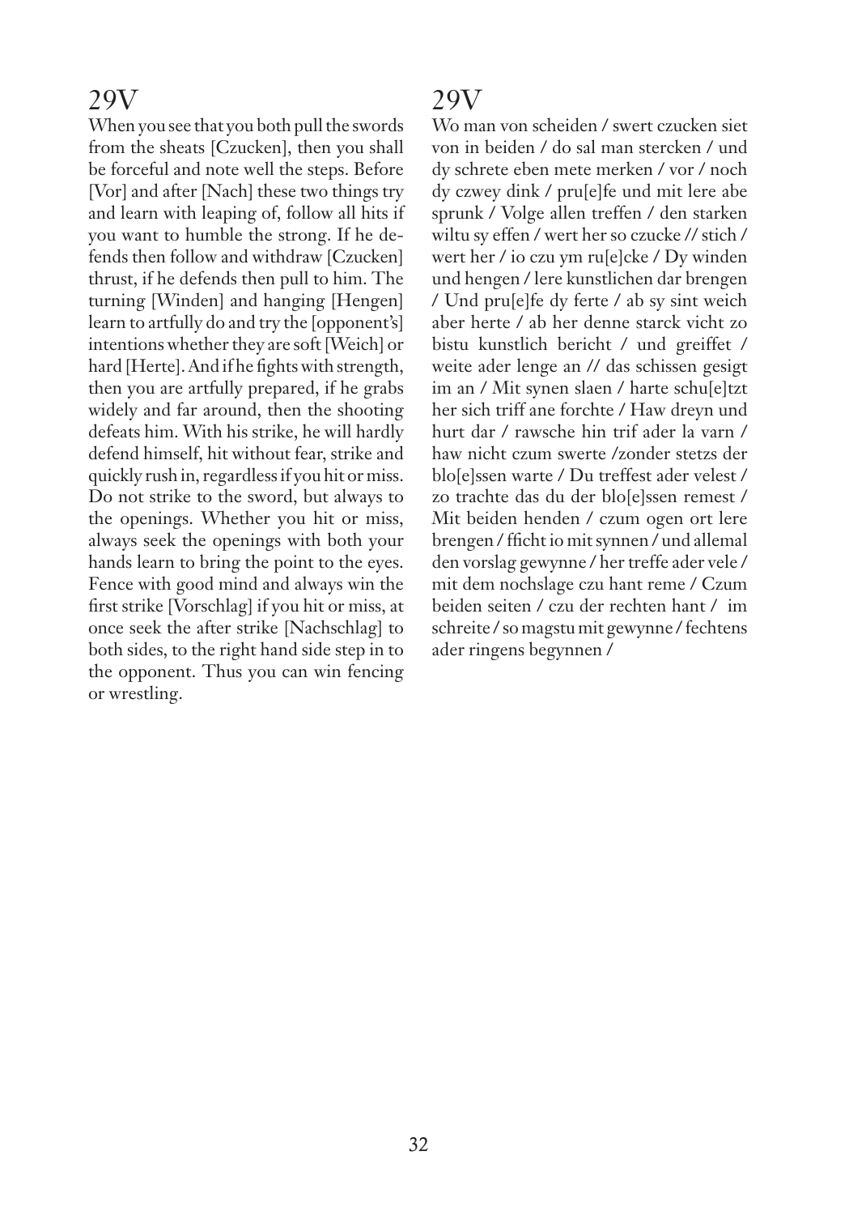## 29V

When you see that you both pull the swords from the sheats [Czucken], then you shall be forceful and note well the steps. Before [Vor] and after [Nach] these two things try and learn with leaping of, follow all hits if you want to humble the strong. If he defends then follow and withdraw [Czucken] thrust, if he defends then pull to him. The turning [Winden] and hanging [Hengen] learn to artfully do and try the [opponent's] intentions whether they are soft [Weich] or hard [Herte]. And if he fights with strength, then you are artfully prepared, if he grabs widely and far around, then the shooting defeats him. With his strike, he will hardly defend himself, hit without fear, strike and quickly rush in, regardless if you hit or miss. Do not strike to the sword, but always to the openings. Whether you hit or miss, always seek the openings with both your hands learn to bring the point to the eyes. Fence with good mind and always win the first strike [Vorschlag] if you hit or miss, at once seek the after strike [Nachschlag] to both sides, to the right hand side step in to the opponent. Thus you can win fencing or wrestling.

## 29V

Wo man von scheiden / swert czucken siet von in beiden / do sal man stercken / und dy schrete eben mete merken / vor / noch dy czwey dink / pru[e]fe und mit lere abe sprunk / Volge allen treffen / den starken wiltu sy effen / wert her so czucke // stich / wert her / io czu ym ru[e]cke / Dy winden und hengen / lere kunstlichen dar brengen / Und pru[e]fe dy ferte / ab sy sint weich aber herte / ab her denne starck vicht zo bistu kunstlich bericht / und greiffet / weite ader lenge an // das schissen gesigt im an / Mit synen slaen / harte schu[e]tzt her sich triff ane forchte / Haw dreyn und hurt dar / rawsche hin trif ader la varn / haw nicht czum swerte /zonder stetzs der blo[e]ssen warte / Du treffest ader velest / zo trachte das du der blo[e]ssen remest / Mit beiden henden / czum ogen ort lere brengen / fficht io mit synnen / und allemal den vorslag gewynne / her treffe ader vele / mit dem nochslage czu hant reme / Czum beiden seiten / czu der rechten hant / im schreite / so magstu mit gewynne / fechtens ader ringens begynnen /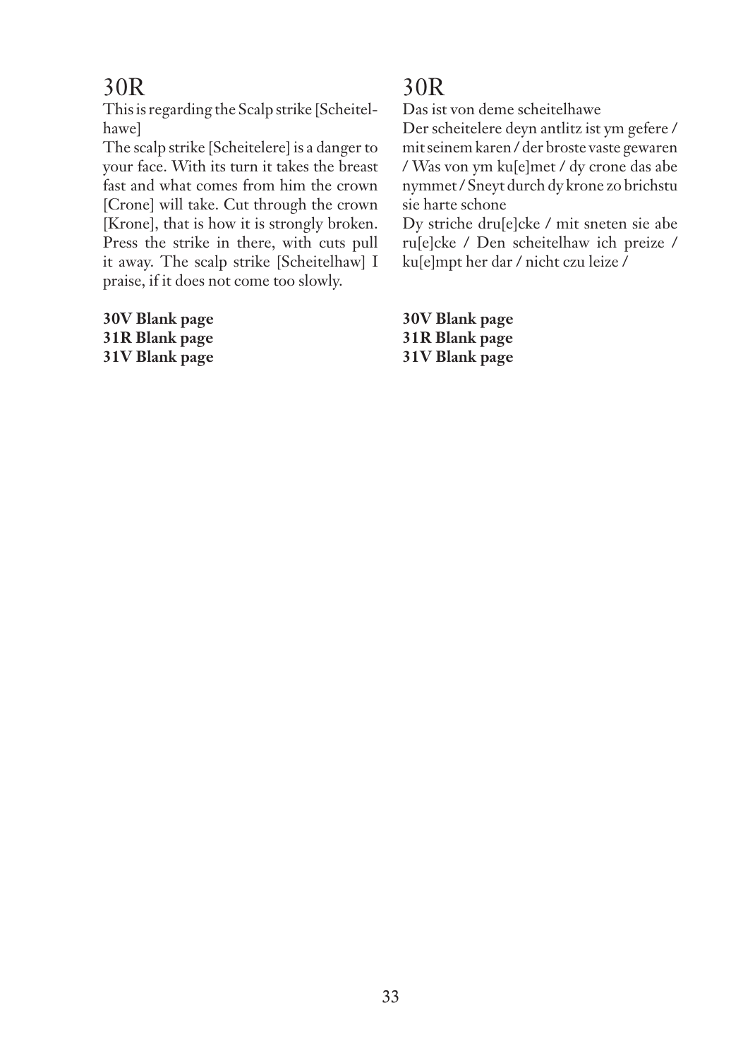# 30R

This is regarding the Scalp strike [Scheitelhawe]

The scalp strike [Scheitelere] is a danger to your face. With its turn it takes the breast fast and what comes from him the crown [Crone] will take. Cut through the crown [Krone], that is how it is strongly broken. Press the strike in there, with cuts pull it away. The scalp strike [Scheitelhaw] I praise, if it does not come too slowly.

**30V Blank page**
**31R Blank page**
**31V Blank page**

# 30R

Das ist von deme scheitelhawe

Der scheitelere deyn antlitz ist ym gefere / mit seinem karen / der broste vaste gewaren / Was von ym ku[e]met / dy crone das abe nymmet / Sneyt durch dy krone zo brichstu sie harte schone

Dy striche dru[e]cke / mit sneten sie abe ru[e]cke / Den scheitelhaw ich preize / ku[e]mpt her dar / nicht czu leize /

**30V Blank page**
**31R Blank page**
**31V Blank page**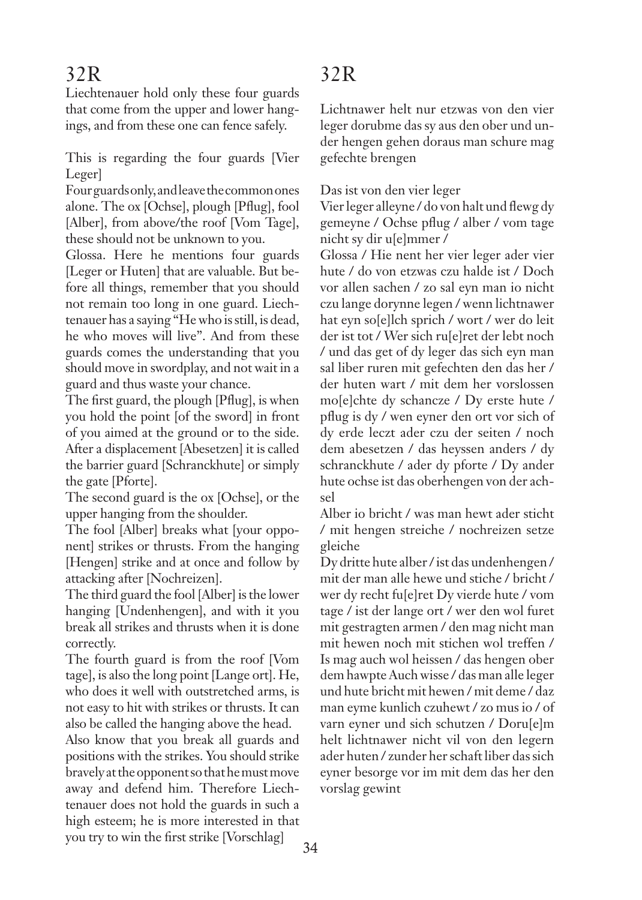# 32R

Liechtenauer hold only these four guards that come from the upper and lower hangings, and from these one can fence safely.

This is regarding the four guards [Vier Leger]

Four guards only, and leave the common ones alone. The ox [Ochse], plough [Pflug], fool [Alber], from above/the roof [Vom Tage], these should not be unknown to you.

Glossa. Here he mentions four guards [Leger or Huten] that are valuable. But before all things, remember that you should not remain too long in one guard. Liechtenauer has a saying "He who is still, is dead, he who moves will live". And from these guards comes the understanding that you should move in swordplay, and not wait in a guard and thus waste your chance.

The first guard, the plough [Pflug], is when you hold the point [of the sword] in front of you aimed at the ground or to the side. After a displacement [Abesetzen] it is called the barrier guard [Schranckhute] or simply the gate [Pforte].

The second guard is the ox [Ochse], or the upper hanging from the shoulder.

The fool [Alber] breaks what [your opponent] strikes or thrusts. From the hanging [Hengen] strike and at once and follow by attacking after [Nochreizen].

The third guard the fool [Alber] is the lower hanging [Undenhengen], and with it you break all strikes and thrusts when it is done correctly.

The fourth guard is from the roof [Vom tage], is also the long point [Lange ort]. He, who does it well with outstretched arms, is not easy to hit with strikes or thrusts. It can also be called the hanging above the head.

Also know that you break all guards and positions with the strikes. You should strike bravely at the opponent so that he must move away and defend him. Therefore Liechtenauer does not hold the guards in such a high esteem; he is more interested in that you try to win the first strike [Vorschlag]

# 32R

Lichtnawer helt nur etzwas von den vier leger dorubme das sy aus den ober und under hengen gehen doraus man schure mag gefechte brengen

Das ist von den vier leger

Vier leger alleyne / do von halt und flewg dy gemeyne / Ochse pflug / alber / vom tage nicht sy dir u[e]mmer /

Glossa / Hie nent her vier leger ader vier hute / do von etzwas czu halde ist / Doch vor allen sachen / zo sal eyn man io nicht czu lange dorynne legen / wenn lichtnawer hat eyn so[e]lch sprich / wort / wer do leit der ist tot / Wer sich ru[e]ret der lebt noch / und das get of dy leger das sich eyn man sal liber ruren mit gefechten den das her / der huten wart / mit dem her vorslossen mo[e]chte dy schancze / Dy erste hute / pflug is dy / wen eyner den ort vor sich of dy erde leczt ader czu der seiten / noch dem abesetzen / das heyssen anders / dy schranckhute / ader dy pforte / Dy ander hute ochse ist das oberhengen von der achsel

Alber io bricht / was man hewt ader sticht / mit hengen streiche / nochreizen setze gleiche

Dy dritte hute alber / ist das undenhengen / mit der man alle hewe und stiche / bricht / wer dy recht fu[e]ret Dy vierde hute / vom tage / ist der lange ort / wer den wol furet mit gestragten armen / den mag nicht man mit hewen noch mit stichen wol treffen / Is mag auch wol heissen / das hengen ober dem hawpte Auch wisse / das man alle leger und hute bricht mit hewen / mit deme / daz man eyme kunlich czuhewt / zo mus io / of varn eyner und sich schutzen / Doru[e]m helt lichtnawer nicht vil von den legern ader huten / zunder her schaft liber das sich eyner besorge vor im mit dem das her den vorslag gewint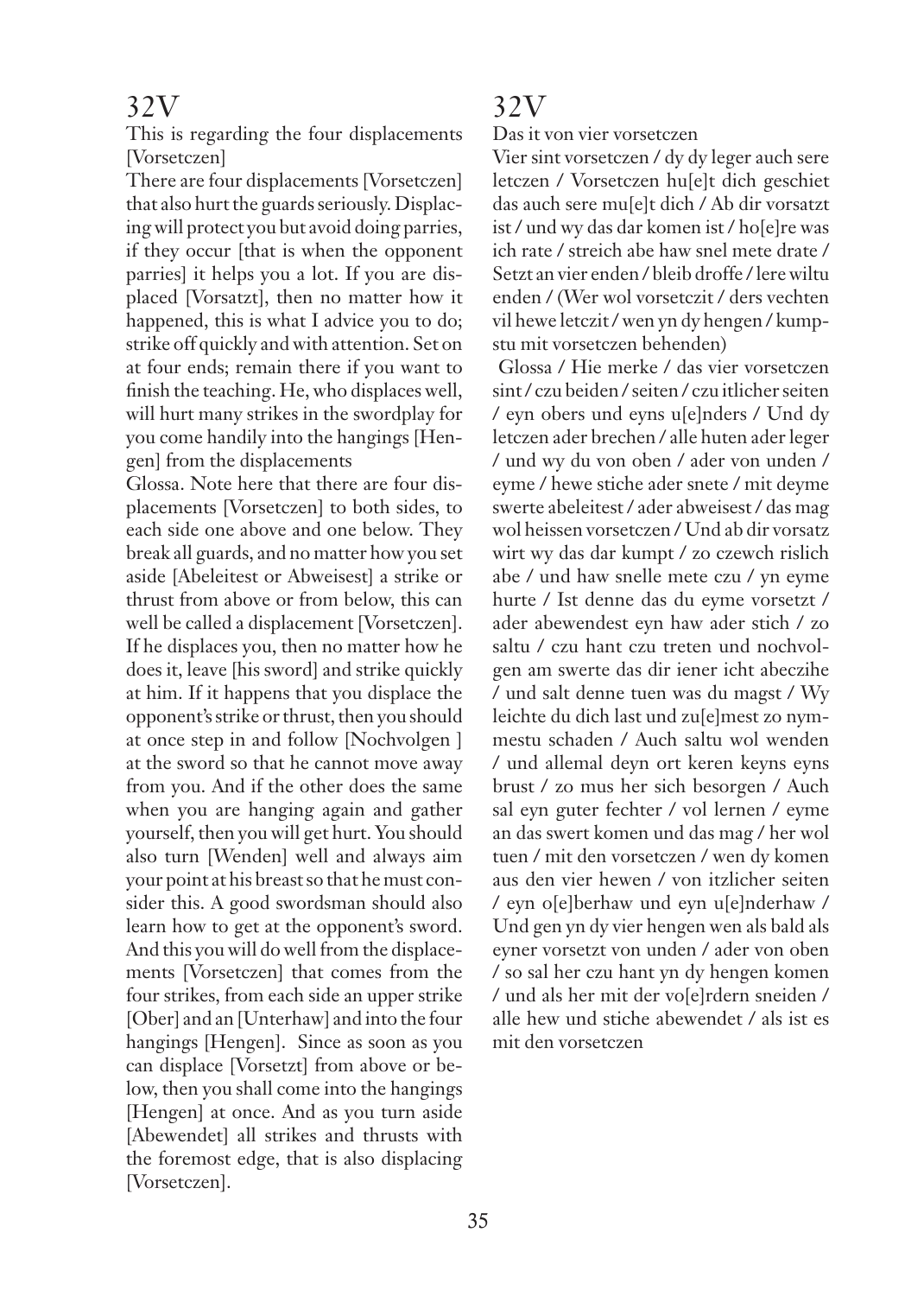## 32V

This is regarding the four displacements [Vorsetczen]

There are four displacements [Vorsetczen] that also hurt the guards seriously. Displacing will protect you but avoid doing parries, if they occur [that is when the opponent parries] it helps you a lot. If you are displaced [Vorsatzt], then no matter how it happened, this is what I advice you to do; strike off quickly and with attention. Set on at four ends; remain there if you want to finish the teaching. He, who displaces well, will hurt many strikes in the swordplay for you come handily into the hangings [Hengen] from the displacements

Glossa. Note here that there are four displacements [Vorsetczen] to both sides, to each side one above and one below. They break all guards, and no matter how you set aside [Abeleitest or Abweisest] a strike or thrust from above or from below, this can well be called a displacement [Vorsetczen]. If he displaces you, then no matter how he does it, leave [his sword] and strike quickly at him. If it happens that you displace the opponent's strike or thrust, then you should at once step in and follow [Nochvolgen ] at the sword so that he cannot move away from you. And if the other does the same when you are hanging again and gather yourself, then you will get hurt. You should also turn [Wenden] well and always aim your point at his breast so that he must consider this. A good swordsman should also learn how to get at the opponent's sword. And this you will do well from the displacements [Vorsetczen] that comes from the four strikes, from each side an upper strike [Ober] and an [Unterhaw] and into the four hangings [Hengen]. Since as soon as you can displace [Vorsetzt] from above or below, then you shall come into the hangings [Hengen] at once. And as you turn aside [Abewendet] all strikes and thrusts with the foremost edge, that is also displacing [Vorsetczen].

## 32V

Das it von vier vorsetczen

Vier sint vorsetczen / dy dy leger auch sere letczen / Vorsetczen hu[e]t dich geschiet das auch sere mu[e]t dich / Ab dir vorsatzt ist / und wy das dar komen ist / ho[e]re was ich rate / streich abe haw snel mete drate / Setzt an vier enden / bleib droffe / lere wiltu enden / (Wer wol vorsetczit / ders vechten vil hewe letczit / wen yn dy hengen / kumpstu mit vorsetczen behenden)

Glossa / Hie merke / das vier vorsetczen sint / czu beiden / seiten / czu itlicher seiten / eyn obers und eyns u[e]nders / Und dy letczen ader brechen / alle huten ader leger / und wy du von oben / ader von unden / eyme / hewe stiche ader snete / mit deyme swerte abeleitest / ader abweisest / das mag wol heissen vorsetczen / Und ab dir vorsatz wirt wy das dar kumpt / zo czewch rislich abe / und haw snelle mete czu / yn eyme hurte / Ist denne das du eyme vorsetzt / ader abewendest eyn haw ader stich / zo saltu / czu hant czu treten und nochvolgen am swerte das dir iener icht abeczihe / und salt denne tuen was du magst / Wy leichte du dich last und zu[e]mest zo nymmestu schaden / Auch saltu wol wenden / und allemal deyn ort keren keyns eyns brust / zo mus her sich besorgen / Auch sal eyn guter fechter / vol lernen / eyme an das swert komen und das mag / her wol tuen / mit den vorsetczen / wen dy komen aus den vier hewen / von itzlicher seiten / eyn o[e]berhaw und eyn u[e]nderhaw / Und gen yn dy vier hengen wen als bald als eyner vorsetzt von unden / ader von oben / so sal her czu hant yn dy hengen komen / und als her mit der vo[e]rdern sneiden / alle hew und stiche abewendet / als ist es mit den vorsetczen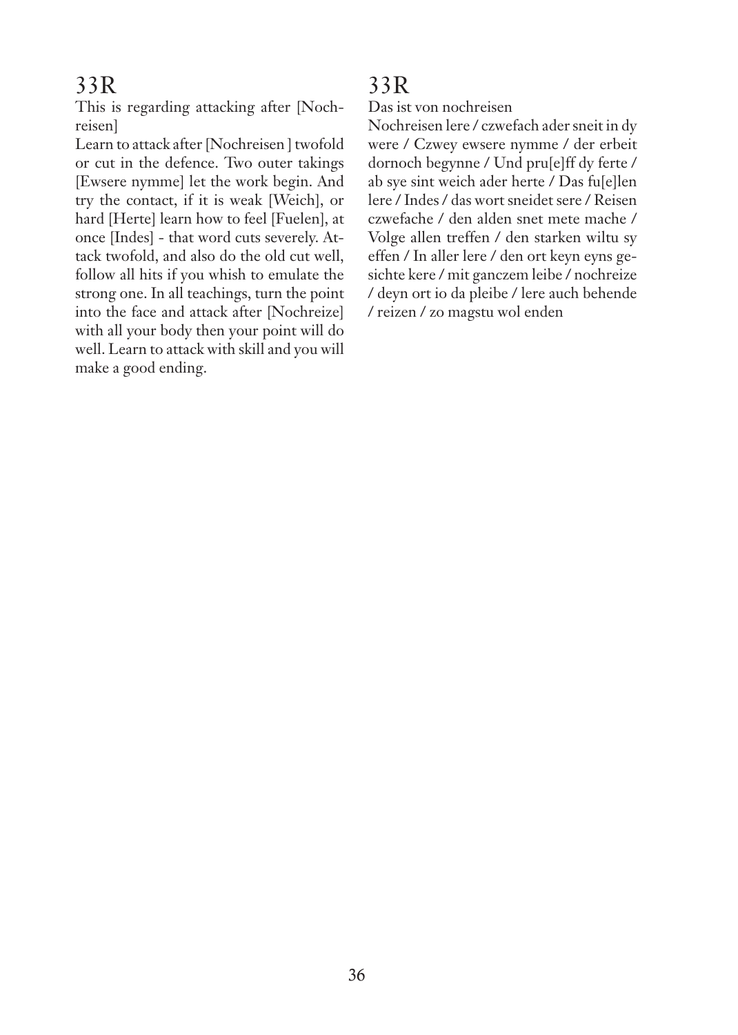# 33R

This is regarding attacking after [Nochreisen]

Learn to attack after [Nochreisen ] twofold or cut in the defence. Two outer takings [Ewsere nymme] let the work begin. And try the contact, if it is weak [Weich], or hard [Herte] learn how to feel [Fuelen], at once [Indes] - that word cuts severely. Attack twofold, and also do the old cut well, follow all hits if you whish to emulate the strong one. In all teachings, turn the point into the face and attack after [Nochreize] with all your body then your point will do well. Learn to attack with skill and you will make a good ending.

# 33R

Das ist von nochreisen

Nochreisen lere / czwefach ader sneit in dy were / Czwey ewsere nymme / der erbeit dornoch begynne / Und pru[e]ff dy ferte / ab sye sint weich ader herte / Das fu[e]llen lere / Indes / das wort sneidet sere / Reisen czwefache / den alden snet mete mache / Volge allen treffen / den starken wiltu sy effen / In aller lere / den ort keyn eyns gesichte kere / mit ganczem leibe / nochreize / deyn ort io da pleibe / lere auch behende / reizen / zo magstu wol enden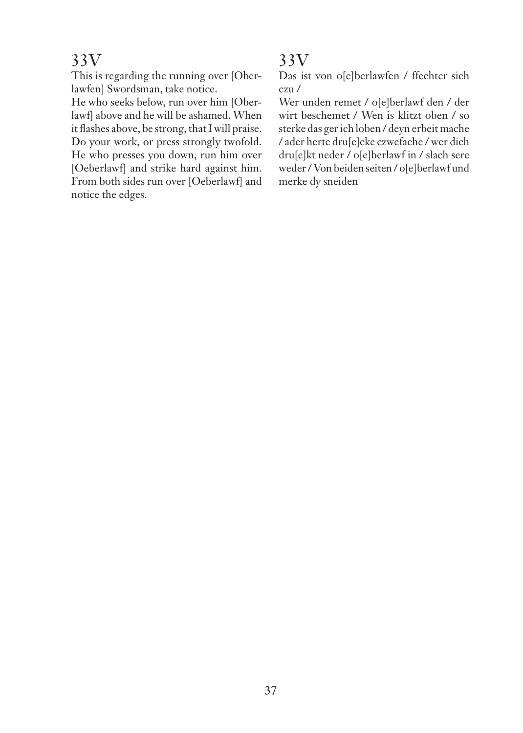## 33V

This is regarding the running over [Oberlawfen] Swordsman, take notice.

He who seeks below, run over him [Oberlawf] above and he will be ashamed. When it flashes above, be strong, that I will praise. Do your work, or press strongly twofold. He who presses you down, run him over [Oeberlawf] and strike hard against him. From both sides run over [Oeberlawf] and notice the edges.

## 33V

Das ist von o[e]berlawfen / ffechter sich czu /

Wer unden remet / o[e]berlawf den / der wirt beschemet / Wen is klitzt oben / so sterke das ger ich loben / deyn erbeit mache / ader herte dru[e]cke czwefache / wer dich dru[e]kt neder / o[e]berlawf in / slach sere weder / Von beiden seiten / o[e]berlawf und merke dy sneiden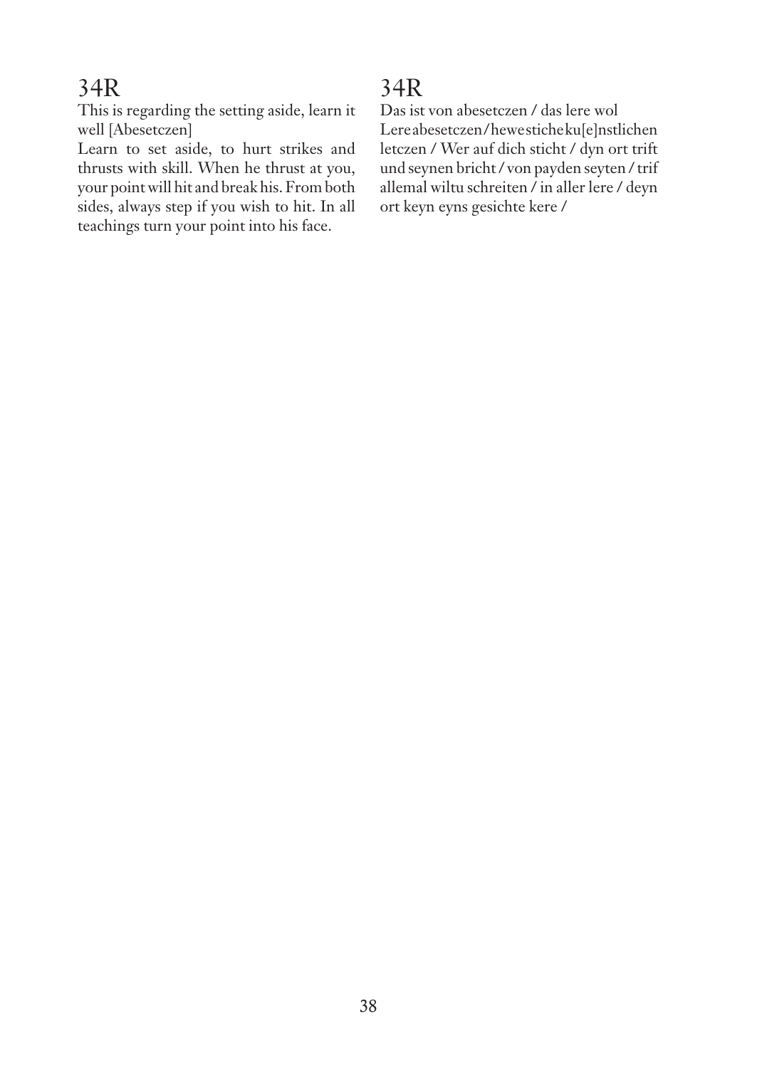## 34R

This is regarding the setting aside, learn it well [Abesetczen]

Learn to set aside, to hurt strikes and thrusts with skill. When he thrust at you, your point will hit and break his. From both sides, always step if you wish to hit. In all teachings turn your point into his face.

## 34R

Das ist von abesetczen / das lere wol

Lere abesetczen / hewe stiche ku[e]nstlichen letczen / Wer auf dich sticht / dyn ort trift und seynen bricht / von payden seyten / trif allemal wiltu schreiten / in aller lere / deyn ort keyn eyns gesichte kere /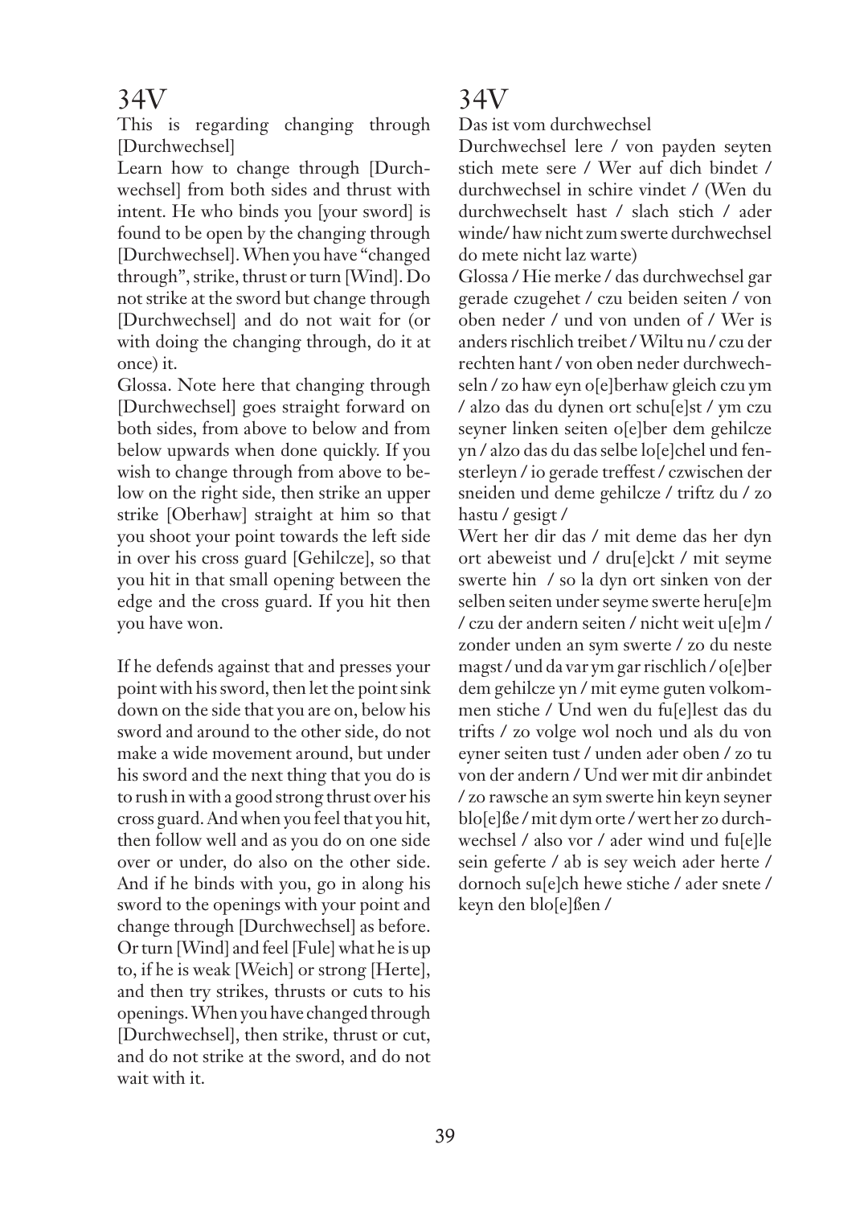# 34V

This is regarding changing through [Durchwechsel]

Learn how to change through [Durchwechsel] from both sides and thrust with intent. He who binds you [your sword] is found to be open by the changing through [Durchwechsel]. When you have "changed through", strike, thrust or turn [Wind]. Do not strike at the sword but change through [Durchwechsel] and do not wait for (or with doing the changing through, do it at once) it.

Glossa. Note here that changing through [Durchwechsel] goes straight forward on both sides, from above to below and from below upwards when done quickly. If you wish to change through from above to below on the right side, then strike an upper strike [Oberhaw] straight at him so that you shoot your point towards the left side in over his cross guard [Gehilcze], so that you hit in that small opening between the edge and the cross guard. If you hit then you have won.

If he defends against that and presses your point with his sword, then let the point sink down on the side that you are on, below his sword and around to the other side, do not make a wide movement around, but under his sword and the next thing that you do is to rush in with a good strong thrust over his cross guard. And when you feel that you hit, then follow well and as you do on one side over or under, do also on the other side. And if he binds with you, go in along his sword to the openings with your point and change through [Durchwechsel] as before. Or turn [Wind] and feel [Fule] what he is up to, if he is weak [Weich] or strong [Herte], and then try strikes, thrusts or cuts to his openings. When you have changed through [Durchwechsel], then strike, thrust or cut, and do not strike at the sword, and do not wait with it.

# 34V

Das ist vom durchwechsel

Durchwechsel lere / von payden seyten stich mete sere / Wer auf dich bindet / durchwechsel in schire vindet / (Wen du durchwechselt hast / slach stich / ader winde/ haw nicht zum swerte durchwechsel do mete nicht laz warte)

Glossa / Hie merke / das durchwechsel gar gerade czugehet / czu beiden seiten / von oben neder / und von unden of / Wer is anders rischlich treibet / Wiltu nu / czu der rechten hant / von oben neder durchwechseln / zo haw eyn o[e]berhaw gleich czu ym / alzo das du dynen ort schu[e]st / ym czu seyner linken seiten o[e]ber dem gehilcze yn / alzo das du das selbe lo[e]chel und fensterleyn / io gerade treffest / czwischen der sneiden und deme gehilcze / triftz du / zo hastu / gesigt /

Wert her dir das / mit deme das her dyn ort abeweist und / dru[e]ckt / mit seyme swerte hin / so la dyn ort sinken von der selben seiten under seyme swerte heru[e]m / czu der andern seiten / nicht weit u[e]m / zonder unden an sym swerte / zo du neste magst / und da var ym gar rischlich / o[e]ber dem gehilcze yn / mit eyme guten volkommen stiche / Und wen du fu[e]lest das du trifts / zo volge wol noch und als du von eyner seiten tust / unden ader oben / zo tu von der andern / Und wer mit dir anbindet / zo rawsche an sym swerte hin keyn seyner blo[e]ße / mit dym orte / wert her zo durchwechsel / also vor / ader wind und fu[e]le sein geferte / ab is sey weich ader herte / dornoch su[e]ch hewe stiche / ader snete / keyn den blo[e]ßen /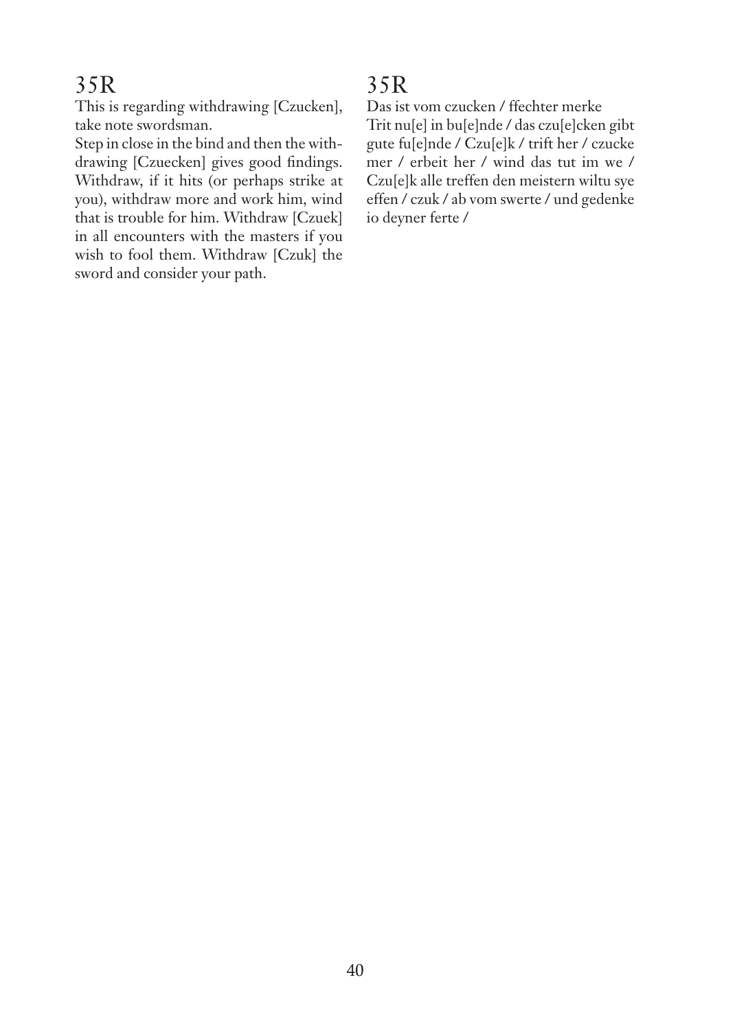## 35R

This is regarding withdrawing [Czucken], take note swordsman.

Step in close in the bind and then the withdrawing [Czuecken] gives good findings. Withdraw, if it hits (or perhaps strike at you), withdraw more and work him, wind that is trouble for him. Withdraw [Czuek] in all encounters with the masters if you wish to fool them. Withdraw [Czuk] the sword and consider your path.

## 35R

Das ist vom czucken / ffechter merke
Trit nu[e] in bu[e]nde / das czu[e]cken gibt gute fu[e]nde / Czu[e]k / trift her / czucke mer / erbeit her / wind das tut im we / Czu[e]k alle treffen den meistern wiltu sye effen / czuk / ab vom swerte / und gedenke io deyner ferte /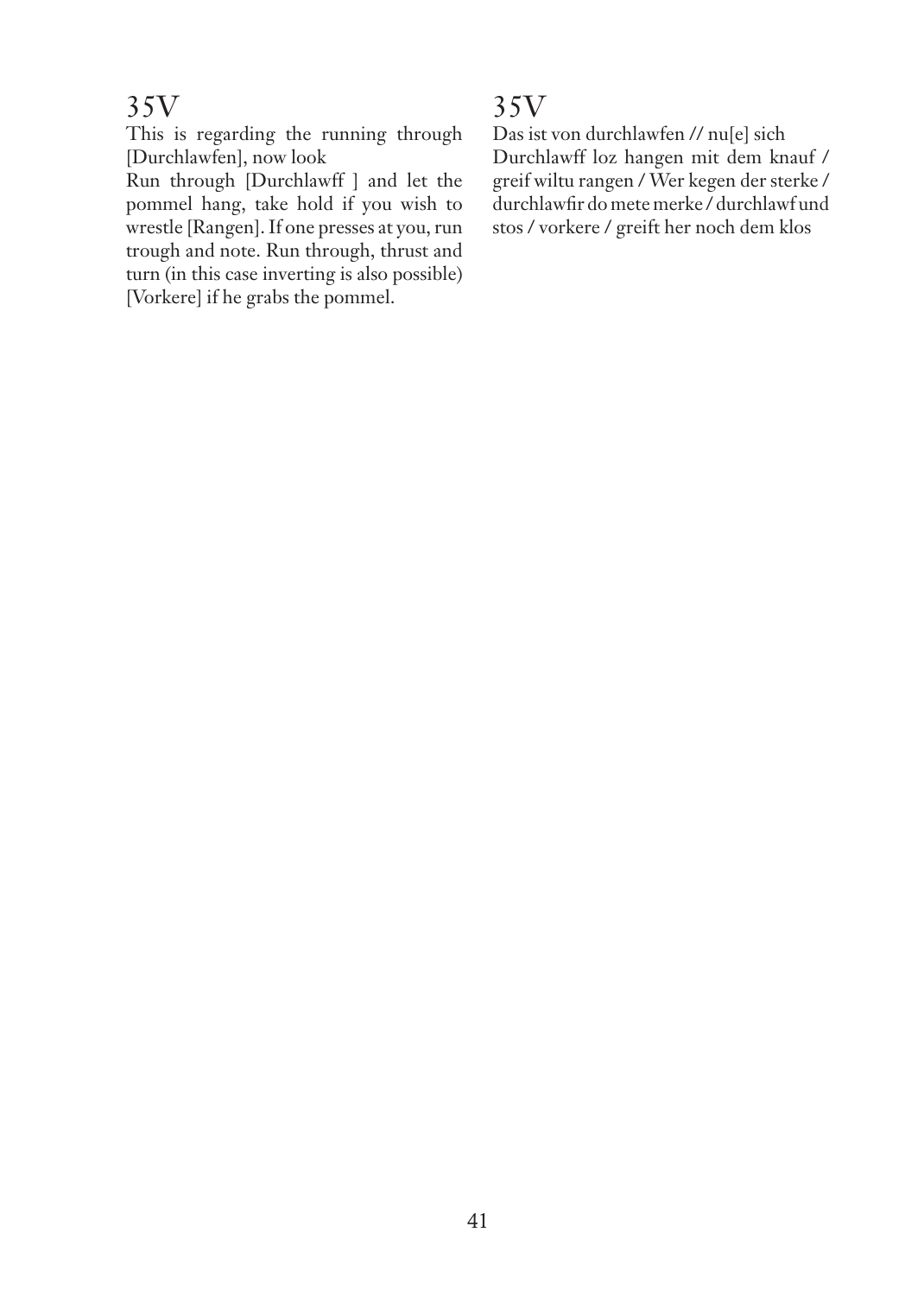## 35V

This is regarding the running through [Durchlawfen], now look

Run through [Durchlawff ] and let the pommel hang, take hold if you wish to wrestle [Rangen]. If one presses at you, run trough and note. Run through, thrust and turn (in this case inverting is also possible) [Vorkere] if he grabs the pommel.

## 35V

Das ist von durchlawfen // nu[e] sich
Durchlawff loz hangen mit dem knauf / greif wiltu rangen / Wer kegen der sterke / durchlawfir do mete merke / durchlawf und stos / vorkere / greift her noch dem klos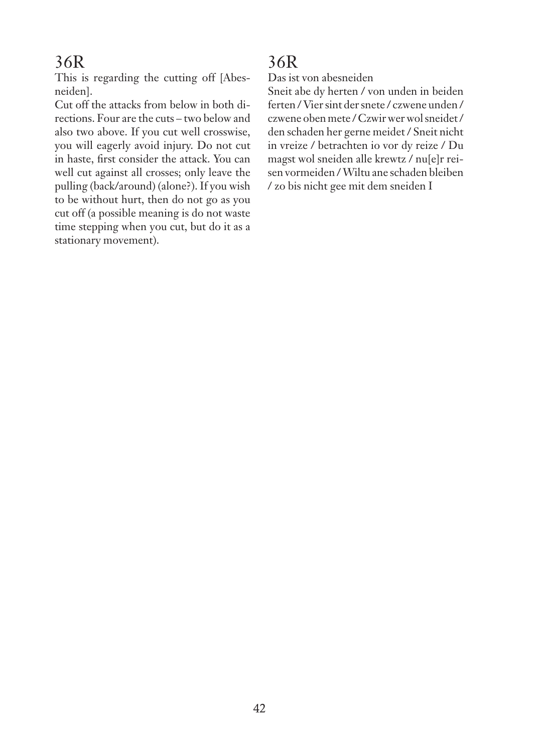## 36R

This is regarding the cutting off [Abesneiden].

Cut off the attacks from below in both directions. Four are the cuts – two below and also two above. If you cut well crosswise, you will eagerly avoid injury. Do not cut in haste, first consider the attack. You can well cut against all crosses; only leave the pulling (back/around) (alone?). If you wish to be without hurt, then do not go as you cut off (a possible meaning is do not waste time stepping when you cut, but do it as a stationary movement).

## 36R

Das ist von abesneiden

Sneit abe dy herten / von unden in beiden ferten / Vier sint der snete / czwene unden / czwene oben mete / Czwir wer wol sneidet / den schaden her gerne meidet / Sneit nicht in vreize / betrachten io vor dy reize / Du magst wol sneiden alle krewtz / nu[e]r reisen vormeiden / Wiltu ane schaden bleiben / zo bis nicht gee mit dem sneiden I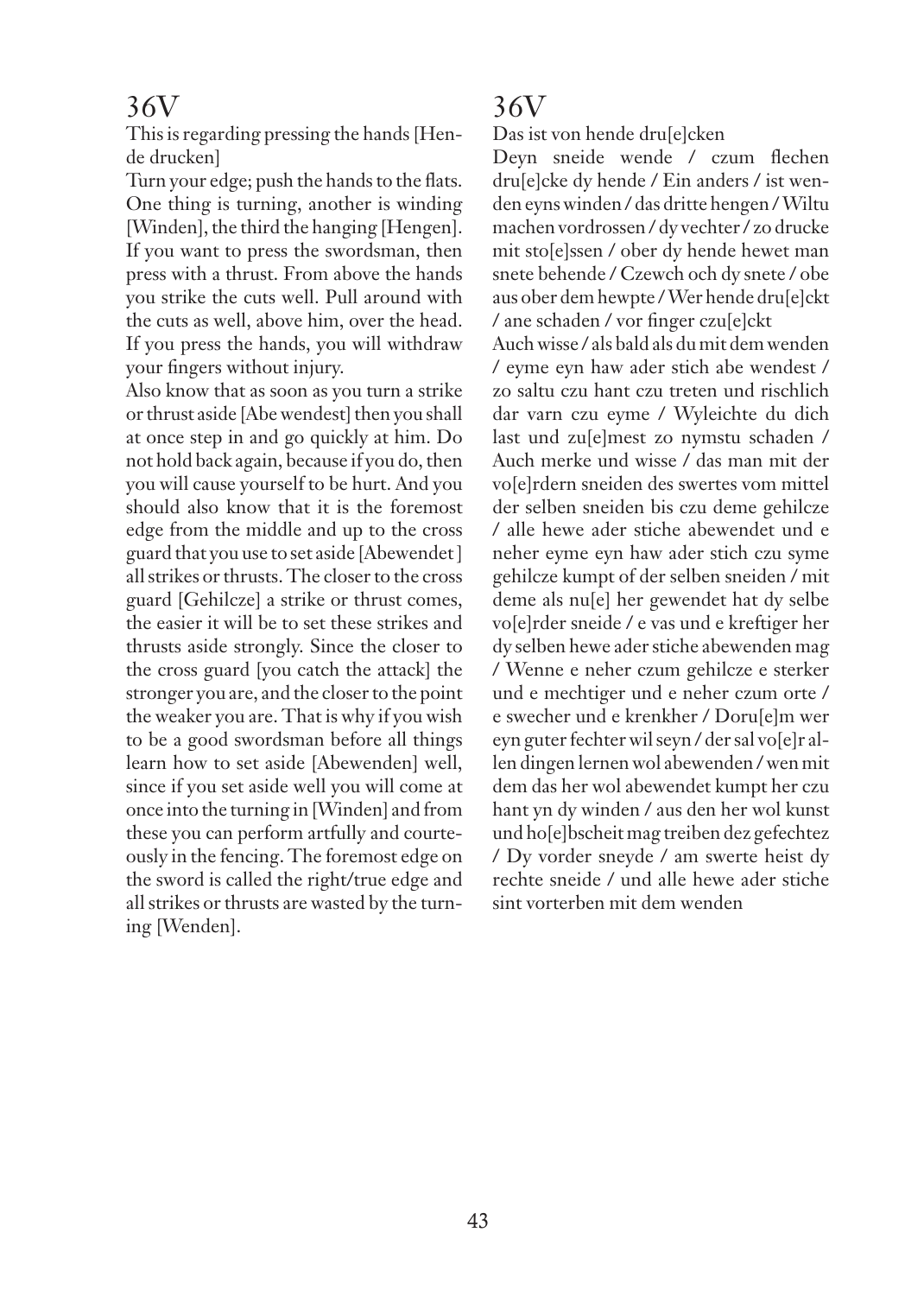## 36V

This is regarding pressing the hands [Hende drucken]

Turn your edge; push the hands to the flats. One thing is turning, another is winding [Winden], the third the hanging [Hengen]. If you want to press the swordsman, then press with a thrust. From above the hands you strike the cuts well. Pull around with the cuts as well, above him, over the head. If you press the hands, you will withdraw your fingers without injury.

Also know that as soon as you turn a strike or thrust aside [Abe wendest] then you shall at once step in and go quickly at him. Do not hold back again, because if you do, then you will cause yourself to be hurt. And you should also know that it is the foremost edge from the middle and up to the cross guard that you use to set aside [Abewendet] all strikes or thrusts. The closer to the cross guard [Gehilcze] a strike or thrust comes, the easier it will be to set these strikes and thrusts aside strongly. Since the closer to the cross guard [you catch the attack] the stronger you are, and the closer to the point the weaker you are. That is why if you wish to be a good swordsman before all things learn how to set aside [Abewenden] well, since if you set aside well you will come at once into the turning in [Winden] and from these you can perform artfully and courteously in the fencing. The foremost edge on the sword is called the right/true edge and all strikes or thrusts are wasted by the turning [Wenden].

## 36V

Das ist von hende dru[e]cken

Deyn sneide wende / czum flechen dru[e]cke dy hende / Ein anders / ist wenden eyns winden / das dritte hengen / Wiltu machen vordrossen / dy vechter / zo drucke mit sto[e]ssen / ober dy hende hewet man snete behende / Czewch och dy snete / obe aus ober dem hewpte / Wer hende dru[e]ckt / ane schaden / vor finger czu[e]ckt

Auch wisse / als bald als du mit dem wenden / eyme eyn haw ader stich abe wendest / zo saltu czu hant czu treten und rischlich dar varn czu eyme / Wyleichte du dich last und zu[e]mest zo nymstu schaden / Auch merke und wisse / das man mit der vo[e]rdern sneiden des swertes vom mittel der selben sneiden bis czu deme gehilcze / alle hewe ader stiche abewendet und e neher eyme eyn haw ader stich czu syme gehilcze kumpt of der selben sneiden / mit deme als nu[e] her gewendet hat dy selbe vo[e]rder sneide / e vas und e kreftiger her dy selben hewe ader stiche abewenden mag / Wenne e neher czum gehilcze e sterker und e mechtiger und e neher czum orte / e swecher und e krenkher / Doru[e]m wer eyn guter fechter wil seyn / der sal vo[e]r allen dingen lernen wol abewenden / wen mit dem das her wol abewendet kumpt her czu hant yn dy winden / aus den her wol kunst und ho[e]bscheit mag treiben dez gefechtez / Dy vorder sneyde / am swerte heist dy rechte sneide / und alle hewe ader stiche sint vorterben mit dem wenden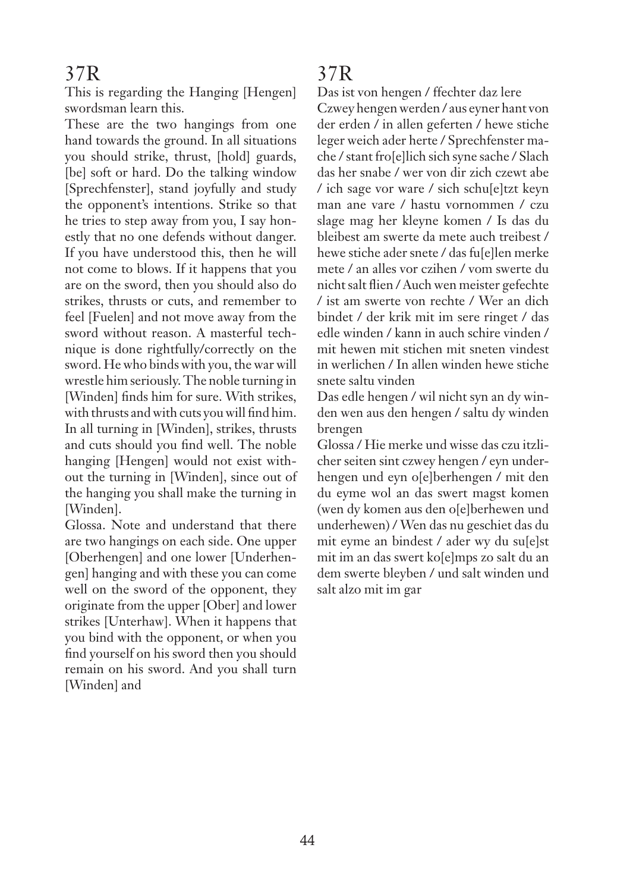## 37R

This is regarding the Hanging [Hengen] swordsman learn this.

These are the two hangings from one hand towards the ground. In all situations you should strike, thrust, [hold] guards, [be] soft or hard. Do the talking window [Sprechfenster], stand joyfully and study the opponent's intentions. Strike so that he tries to step away from you, I say honestly that no one defends without danger. If you have understood this, then he will not come to blows. If it happens that you are on the sword, then you should also do strikes, thrusts or cuts, and remember to feel [Fuelen] and not move away from the sword without reason. A masterful technique is done rightfully/correctly on the sword. He who binds with you, the war will wrestle him seriously. The noble turning in [Winden] finds him for sure. With strikes, with thrusts and with cuts you will find him. In all turning in [Winden], strikes, thrusts and cuts should you find well. The noble hanging [Hengen] would not exist without the turning in [Winden], since out of the hanging you shall make the turning in [Winden].

Glossa. Note and understand that there are two hangings on each side. One upper [Oberhengen] and one lower [Underhengen] hanging and with these you can come well on the sword of the opponent, they originate from the upper [Ober] and lower strikes [Unterhaw]. When it happens that you bind with the opponent, or when you find yourself on his sword then you should remain on his sword. And you shall turn [Winden] and

## 37R

Das ist von hengen / ffechter daz lere

Czwey hengen werden / aus eyner hant von der erden / in allen geferten / hewe stiche leger weich ader herte / Sprechfenster mache / stant fro[e]lich sich syne sache / Slach das her snabe / wer von dir zich czewt abe / ich sage vor ware / sich schu[e]tzt keyn man ane vare / hastu vornommen / czu slage mag her kleyne komen / Is das du bleibest am swerte da mete auch treibest / hewe stiche ader snete / das fu[e]len merke mete / an alles vor czihen / vom swerte du nicht salt flien / Auch wen meister gefechte / ist am swerte von rechte / Wer an dich bindet / der krik mit im sere ringet / das edle winden / kann in auch schire vinden / mit hewen mit stichen mit sneten vindest in werlichen / In allen winden hewe stiche snete saltu vinden

Das edle hengen / wil nicht syn an dy winden wen aus den hengen / saltu dy winden brengen

Glossa / Hie merke und wisse das czu itzlicher seiten sint czwey hengen / eyn underhengen und eyn o[e]berhengen / mit den du eyme wol an das swert magst komen (wen dy komen aus den o[e]berhewen und underhewen) / Wen das nu geschiet das du mit eyme an bindest / ader wy du su[e]st mit im an das swert ko[e]mps zo salt du an dem swerte bleyben / und salt winden und salt alzo mit im gar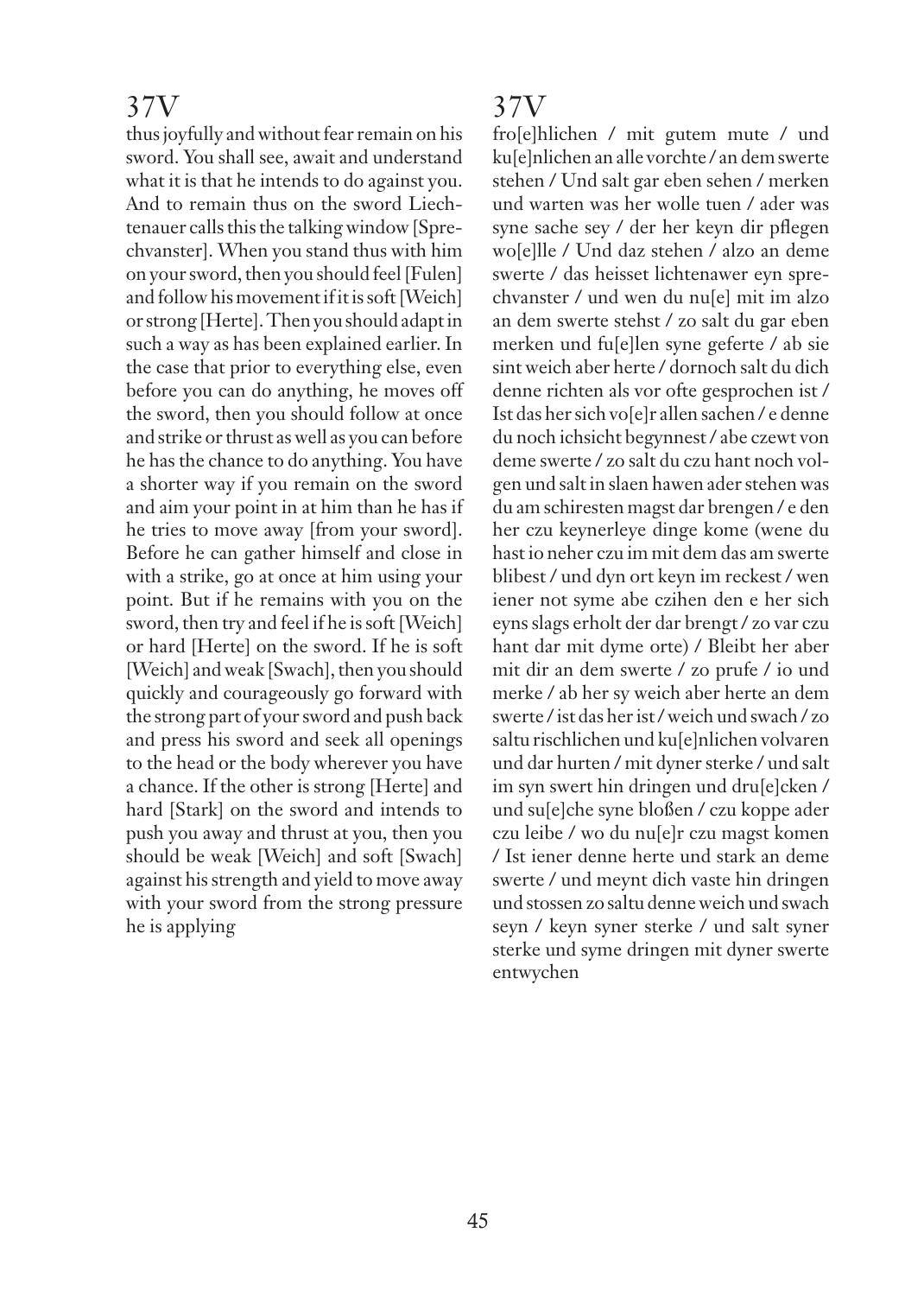## 37V

thus joyfully and without fear remain on his sword. You shall see, await and understand what it is that he intends to do against you. And to remain thus on the sword Liechtenauer calls this the talking window [Sprechvanster]. When you stand thus with him on your sword, then you should feel [Fulen] and follow his movement if it is soft [Weich] or strong [Herte]. Then you should adapt in such a way as has been explained earlier. In the case that prior to everything else, even before you can do anything, he moves off the sword, then you should follow at once and strike or thrust as well as you can before he has the chance to do anything. You have a shorter way if you remain on the sword and aim your point in at him than he has if he tries to move away [from your sword]. Before he can gather himself and close in with a strike, go at once at him using your point. But if he remains with you on the sword, then try and feel if he is soft [Weich] or hard [Herte] on the sword. If he is soft [Weich] and weak [Swach], then you should quickly and courageously go forward with the strong part of your sword and push back and press his sword and seek all openings to the head or the body wherever you have a chance. If the other is strong [Herte] and hard [Stark] on the sword and intends to push you away and thrust at you, then you should be weak [Weich] and soft [Swach] against his strength and yield to move away with your sword from the strong pressure he is applying

## 37V

fro[e]hlichen / mit gutem mute / und ku[e]nlichen an alle vorchte / an dem swerte stehen / Und salt gar eben sehen / merken und warten was her wolle tuen / ader was syne sache sey / der her keyn dir pflegen wo[e]lle / Und daz stehen / alzo an deme swerte / das heisset lichtenawer eyn sprechvanster / und wen du nu[e] mit im alzo an dem swerte stehst / zo salt du gar eben merken und fu[e]llen syne geferte / ab sie sint weich aber herte / dornoch salt du dich denne richten als vor ofte gesprochen ist / Ist das her sich vo[e]r allen sachen / e denne du noch ichsicht begynnest / abe czewt von deme swerte / zo salt du czu hant noch volgen und salt in slaen hawen ader stehen was du am schiresten magst dar brengen / e den her czu keynerleye dinge kome (wene du hast io neher czu im mit dem das am swerte blibest / und dyn ort keyn im reckest / wen iener not syme abe czihen den e her sich eyns slags erholt der dar brengt / zo var czu hant dar mit dyme orte) / Bleibt her aber mit dir an dem swerte / zo prufe / io und merke / ab her sy weich aber herte an dem swerte / ist das her ist / weich und swach / zo saltu rischlichen und ku[e]nlichen volvaren und dar hurten / mit dyner sterke / und salt im syn swert hin dringen und dru[e]cken / und su[e]che syne bloßen / czu koppe ader czu leibe / wo du nu[e]r czu magst komen / Ist iener denne herte und stark an deme swerte / und meynt dich vaste hin dringen und stossen zo saltu denne weich und swach seyn / keyn syner sterke / und salt syner sterke und syme dringen mit dyner swerte entwychen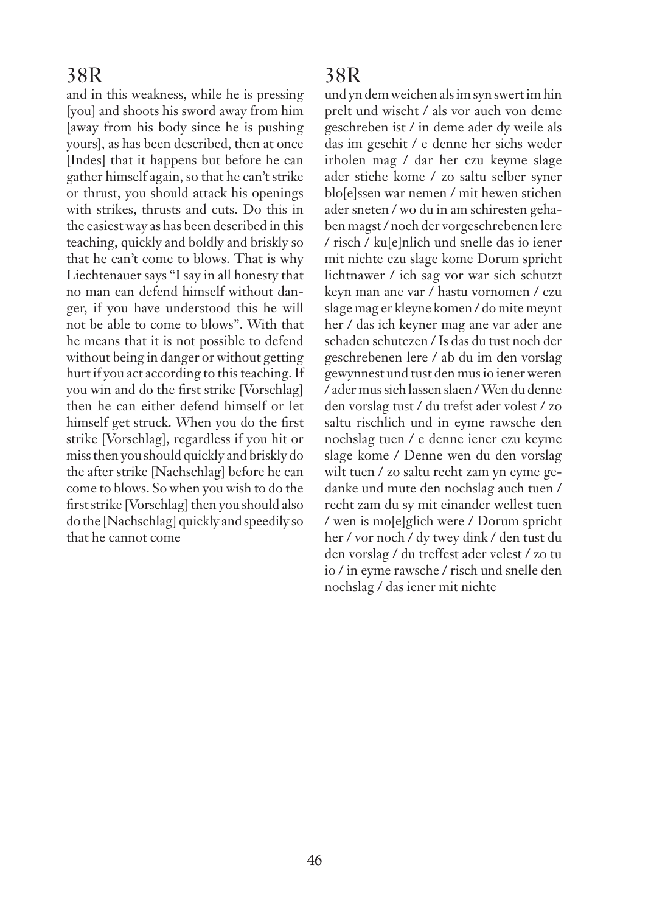## 38R

and in this weakness, while he is pressing [you] and shoots his sword away from him [away from his body since he is pushing yours], as has been described, then at once [Indes] that it happens but before he can gather himself again, so that he can't strike or thrust, you should attack his openings with strikes, thrusts and cuts. Do this in the easiest way as has been described in this teaching, quickly and boldly and briskly so that he can't come to blows. That is why Liechtenauer says "I say in all honesty that no man can defend himself without danger, if you have understood this he will not be able to come to blows". With that he means that it is not possible to defend without being in danger or without getting hurt if you act according to this teaching. If you win and do the first strike [Vorschlag] then he can either defend himself or let himself get struck. When you do the first strike [Vorschlag], regardless if you hit or miss then you should quickly and briskly do the after strike [Nachschlag] before he can come to blows. So when you wish to do the first strike [Vorschlag] then you should also do the [Nachschlag] quickly and speedily so that he cannot come

## 38R

und yn dem weichen als im syn swert im hin prelt und wischt / als vor auch von deme geschreben ist / in deme ader dy weile als das im geschit / e denne her sichs weder irholen mag / dar her czu keyme slage ader stiche kome / zo saltu selber syner blo[e]ssen war nemen / mit hewen stichen ader sneten / wo du in am schiresten gehaben magst / noch der vorgeschrebenen lere / risch / ku[e]nlich und snelle das io iener mit nichte czu slage kome Dorum spricht lichtnawer / ich sag vor war sich schutzt keyn man ane var / hastu vornomen / czu slage mag er kleyne komen / do mite meynt her / das ich keyner mag ane var ader ane schaden schutczen / Is das du tust noch der geschrebenen lere / ab du im den vorslag gewynnest und tust den mus io iener weren / ader mus sich lassen slaen / Wen du denne den vorslag tust / du trefst ader volest / zo saltu rischlich und in eyme rawsche den nochslag tuen / e denne iener czu keyme slage kome / Denne wen du den vorslag wilt tuen / zo saltu recht zam yn eyme gedanke und mute den nochslag auch tuen / recht zam du sy mit einander wellest tuen / wen is mo[e]glich were / Dorum spricht her / vor noch / dy twey dink / den tust du den vorslag / du treffest ader velest / zo tu io / in eyme rawsche / risch und snelle den nochslag / das iener mit nichte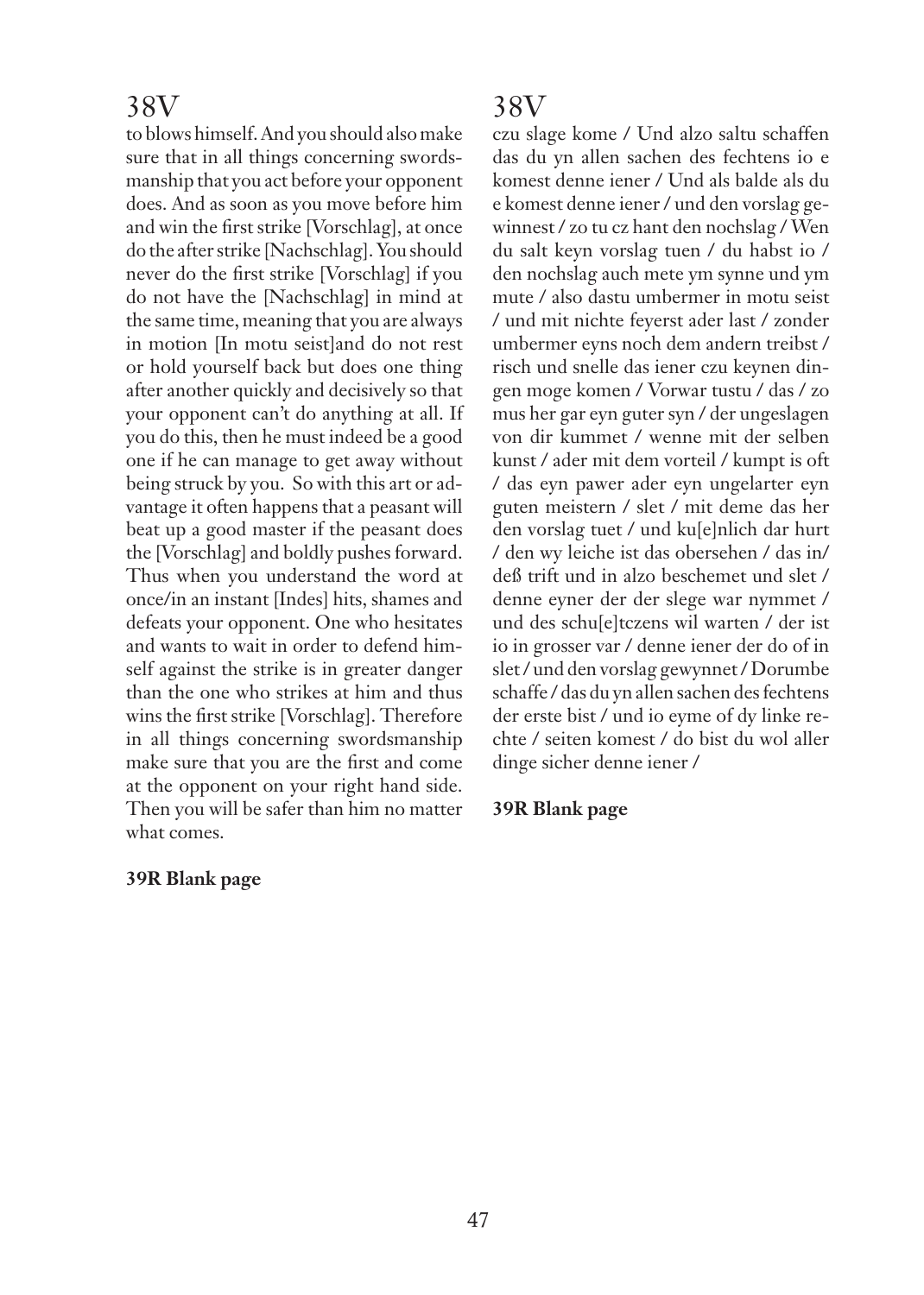## 38V

to blows himself. And you should also make sure that in all things concerning swordsmanship that you act before your opponent does. And as soon as you move before him and win the first strike [Vorschlag], at once do the after strike [Nachschlag]. You should never do the first strike [Vorschlag] if you do not have the [Nachschlag] in mind at the same time, meaning that you are always in motion [In motu seist]and do not rest or hold yourself back but does one thing after another quickly and decisively so that your opponent can't do anything at all. If you do this, then he must indeed be a good one if he can manage to get away without being struck by you. So with this art or advantage it often happens that a peasant will beat up a good master if the peasant does the [Vorschlag] and boldly pushes forward. Thus when you understand the word at once/in an instant [Indes] hits, shames and defeats your opponent. One who hesitates and wants to wait in order to defend himself against the strike is in greater danger than the one who strikes at him and thus wins the first strike [Vorschlag]. Therefore in all things concerning swordsmanship make sure that you are the first and come at the opponent on your right hand side. Then you will be safer than him no matter what comes.

**39R Blank page**

## 38V

czu slage kome / Und alzo saltu schaffen das du yn allen sachen des fechtens io e komest denne iener / Und als balde als du e komest denne iener / und den vorslag gewinnest / zo tu cz hant den nochslag / Wen du salt keyn vorslag tuen / du habst io / den nochslag auch mete ym synne und ym mute / also dastu umbermer in motu seist / und mit nichte feyerst ader last / zonder umbermer eyns noch dem andern treibst / risch und snelle das iener czu keynen dingen moge komen / Vorwar tustu / das / zo mus her gar eyn guter syn / der ungeslagen von dir kummet / wenne mit der selben kunst / ader mit dem vorteil / kumpt is oft / das eyn pawer ader eyn ungelarter eyn guten meistern / slet / mit deme das her den vorslag tuet / und ku[e]nlich dar hurt / den wy leiche ist das obersehen / das in/ deß trift und in alzo beschemet und slet / denne eyner der der slege war nymmet / und des schu[e]tczens wil warten / der ist io in grosser var / denne iener der do of in slet / und den vorslag gewynnet / Dorumbe schaffe / das du yn allen sachen des fechtens der erste bist / und io eyme of dy linke rechte / seiten komest / do bist du wol aller dinge sicher denne iener /

**39R Blank page**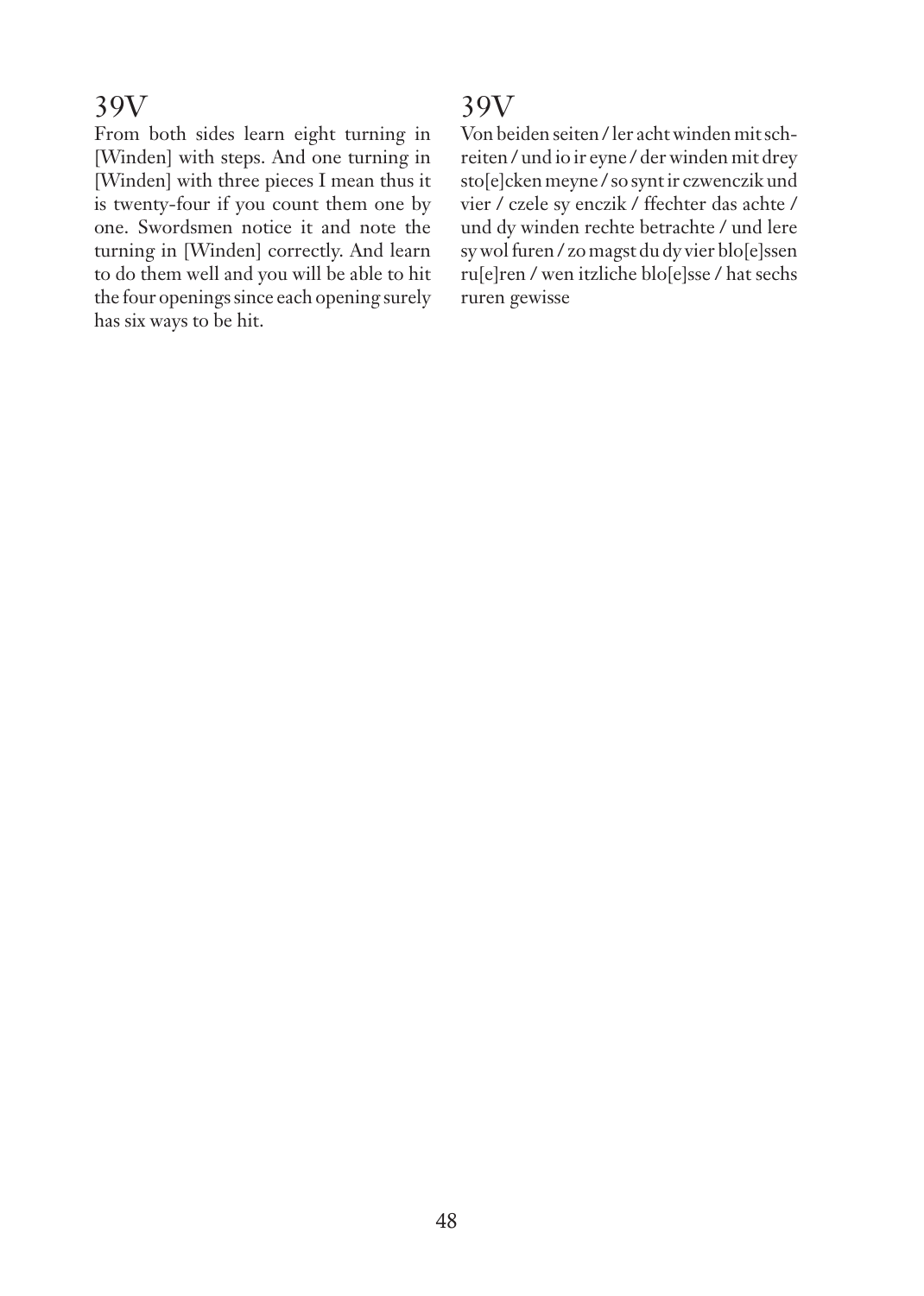## 39V

From both sides learn eight turning in [Winden] with steps. And one turning in [Winden] with three pieces I mean thus it is twenty-four if you count them one by one. Swordsmen notice it and note the turning in [Winden] correctly. And learn to do them well and you will be able to hit the four openings since each opening surely has six ways to be hit.

## 39V

Von beiden seiten / ler acht winden mit schreiten / und io ir eyne / der winden mit drey sto[e]cken meyne / so synt ir czwenczik und vier / czele sy enczik / ffechter das achte / und dy winden rechte betrachte / und lere sy wol furen / zo magst du dy vier blo[e]ssen ru[e]ren / wen itzliche blo[e]sse / hat sechs ruren gewisse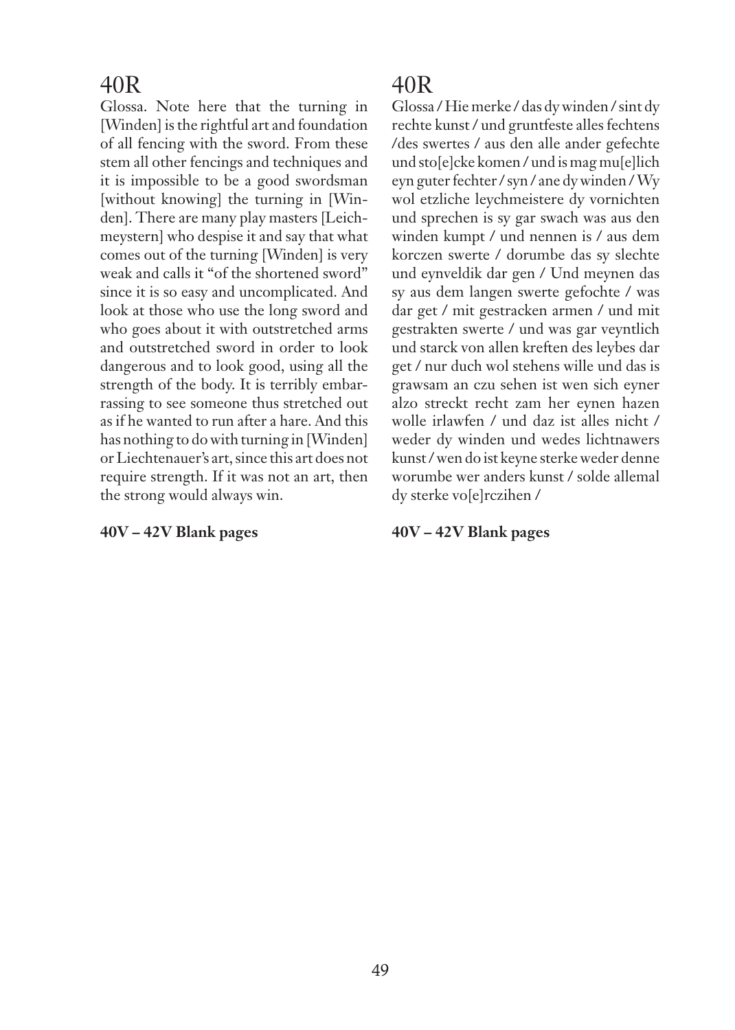## 40R

Glossa. Note here that the turning in [Winden] is the rightful art and foundation of all fencing with the sword. From these stem all other fencings and techniques and it is impossible to be a good swordsman [without knowing] the turning in [Winden]. There are many play masters [Leichmeystern] who despise it and say that what comes out of the turning [Winden] is very weak and calls it "of the shortened sword" since it is so easy and uncomplicated. And look at those who use the long sword and who goes about it with outstretched arms and outstretched sword in order to look dangerous and to look good, using all the strength of the body. It is terribly embarrassing to see someone thus stretched out as if he wanted to run after a hare. And this has nothing to do with turning in [Winden] or Liechtenauer's art, since this art does not require strength. If it was not an art, then the strong would always win.

**40V – 42V Blank pages**

## 40R

Glossa / Hie merke / das dy winden / sint dy rechte kunst / und gruntfeste alles fechtens /des swertes / aus den alle ander gefechte und sto[e]cke komen / und is mag mu[e]lich eyn guter fechter / syn / ane dy winden / Wy wol etzliche leychmeistere dy vornichten und sprechen is sy gar swach was aus den winden kumpt / und nennen is / aus dem korczen swerte / dorumbe das sy slechte und eynveldik dar gen / Und meynen das sy aus dem langen swerte gefochte / was dar get / mit gestracken armen / und mit gestrakten swerte / und was gar veyntlich und starck von allen kreften des leybes dar get / nur duch wol stehens wille und das is grawsam an czu sehen ist wen sich eyner alzo streckt recht zam her eynen hazen wolle irlawfen / und daz ist alles nicht / weder dy winden und wedes lichtnawers kunst / wen do ist keyne sterke weder denne worumbe wer anders kunst / solde allemal dy sterke vo[e]rczihen /

**40V – 42V Blank pages**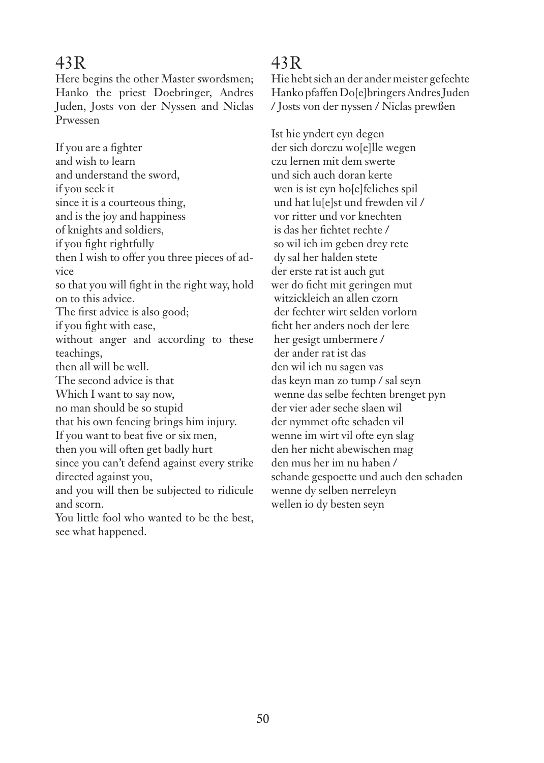## 43R

Here begins the other Master swordsmen; Hanko the priest Doebringer, Andres Juden, Josts von der Nyssen and Niclas Prwessen

If you are a fighter  
and wish to learn  
and understand the sword,  
if you seek it  
since it is a courteous thing,  
and is the joy and happiness  
of knights and soldiers,  
if you fight rightfully  
then I wish to offer you three pieces of advice  
so that you will fight in the right way, hold on to this advice.  
The first advice is also good;  
if you fight with ease,  
without anger and according to these teachings,  
then all will be well.  
The second advice is that  
Which I want to say now,  
no man should be so stupid  
that his own fencing brings him injury.  
If you want to beat five or six men,  
then you will often get badly hurt  
since you can't defend against every strike directed against you,  
and you will then be subjected to ridicule and scorn.  
You little fool who wanted to be the best, see what happened.

## 43R

Hie hebt sich an der ander meister gefechte Hanko pfaffen Do[e]bringers Andres Juden / Josts von der nyssen / Niclas prewßen

Ist hie yndert eyn degen  
der sich dorczu wo[e]lle wegen  
czu lernen mit dem swerte  
und sich auch doran kerte  
 wen is ist eyn ho[e]feliches spil  
 und hat lu[e]st und frewden vil /  
 vor ritter und vor knechten  
 is das her fichtet rechte /  
 so wil ich im geben drey rete  
 dy sal her halden stete  
der erste rat ist auch gut  
wer do ficht mit geringen mut  
 witzickleich an allen czorn  
 der fechter wirt selden vorlorn  
ficht her anders noch der lere  
 her gesigt umbermere /  
 der ander rat ist das  
den wil ich nu sagen vas  
das keyn man zo tump / sal seyn  
 wenne das selbe fechten brenget pyn  
der vier ader seche slaen wil  
der nymmet ofte schaden vil  
wenne im wirt vil ofte eyn slag  
den her nicht abewischen mag  
den mus her im nu haben /  
schande gespoette und auch den schaden  
wenne dy selben nerreleyn  
wellen io dy besten seyn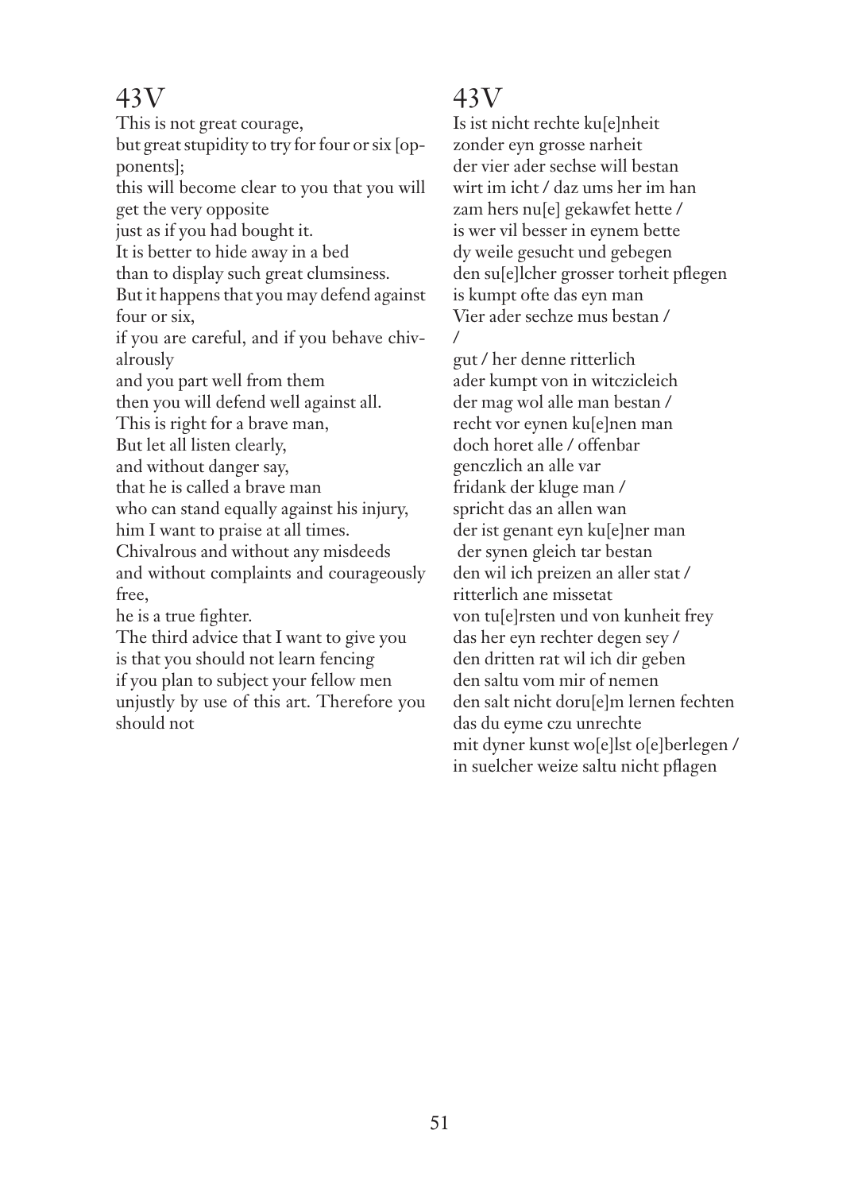# 43V

This is not great courage,
but great stupidity to try for four or six [opponents];
this will become clear to you that you will get the very opposite
just as if you had bought it.
It is better to hide away in a bed
than to display such great clumsiness.
But it happens that you may defend against four or six,
if you are careful, and if you behave chivalrously
and you part well from them
then you will defend well against all.
This is right for a brave man,
But let all listen clearly,
and without danger say,
that he is called a brave man
who can stand equally against his injury,
him I want to praise at all times.
Chivalrous and without any misdeeds
and without complaints and courageously free,
he is a true fighter.
The third advice that I want to give you
is that you should not learn fencing
if you plan to subject your fellow men
unjustly by use of this art. Therefore you should not

# 43V

Is ist nicht rechte ku[e]nheit
zonder eyn grosse narheit
der vier ader sechse will bestan
wirt im icht / daz ums her im han
zam hers nu[e] gekawfet hette /
is wer vil besser in eynem bette
dy weile gesucht und gebegen
den su[e]lcher grosser torheit pflegen
is kumpt ofte das eyn man
Vier ader sechze mus bestan /
/
gut / her denne ritterlich
ader kumpt von in witczicleich
der mag wol alle man bestan /
recht vor eynen ku[e]nen man
doch horet alle / offenbar
genczlich an alle var
fridank der kluge man /
spricht das an allen wan
der ist genant eyn ku[e]ner man
der synen gleich tar bestan
den wil ich preizen an aller stat /
ritterlich ane missetat
von tu[e]rsten und von kunheit frey
das her eyn rechter degen sey /
den dritten rat wil ich dir geben
den saltu vom mir of nemen
den salt nicht doru[e]m lernen fechten
das du eyme czu unrechte
mit dyner kunst wo[e]lst o[e]berlegen /
in suelcher weize saltu nicht pflagen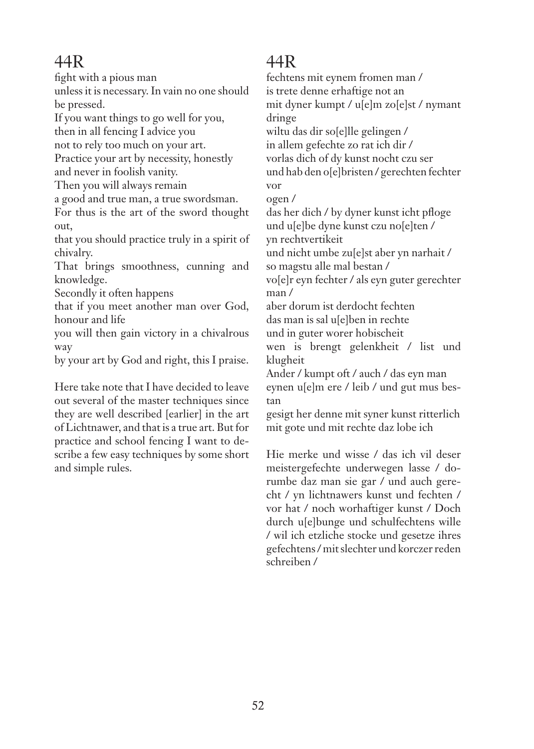## 44R

fight with a pious man
unless it is necessary. In vain no one should be pressed.
If you want things to go well for you,
then in all fencing I advice you
not to rely too much on your art.
Practice your art by necessity, honestly
and never in foolish vanity.
Then you will always remain
a good and true man, a true swordsman.
For thus is the art of the sword thought out,
that you should practice truly in a spirit of chivalry.
That brings smoothness, cunning and knowledge.
Secondly it often happens
that if you meet another man over God, honour and life
you will then gain victory in a chivalrous way
by your art by God and right, this I praise.

Here take note that I have decided to leave out several of the master techniques since they are well described [earlier] in the art of Lichtnawer, and that is a true art. But for practice and school fencing I want to describe a few easy techniques by some short and simple rules.

## 44R

fechtens mit eynem fromen man /
is trete denne erhaftige not an
mit dyner kumpt / u[e]m zo[e]st / nymant dringe
wiltu das dir so[e]lle gelingen /
in allem gefechte zo rat ich dir /
vorlas dich of dy kunst nocht czu ser
und hab den o[e]bristen / gerechten fechter vor
ogen /
das her dich / by dyner kunst icht pfloge
und u[e]be dyne kunst czu no[e]ten /
yn rechtvertikeit
und nicht umbe zu[e]st aber yn narhait /
so magstu alle mal bestan /
vo[e]r eyn fechter / als eyn guter gerechter man /
aber dorum ist derdocht fechten
das man is sal u[e]ben in rechte
und in guter worer hobischeit
wen is brengt gelenkheit / list und klugheit
Ander / kumpt oft / auch / das eyn man
eynen u[e]m ere / leib / und gut mus bestan
gesigt her denne mit syner kunst ritterlich
mit gote und mit rechte daz lobe ich

Hie merke und wisse / das ich vil deser meistergefechte underwegen lasse / dorumbe daz man sie gar / und auch gerecht / yn lichtnawers kunst und fechten / vor hat / noch worhaftiger kunst / Doch durch u[e]bunge und schulfechtens wille / wil ich etzliche stocke und gesetze ihres gefechtens / mit slechter und korczer reden schreiben /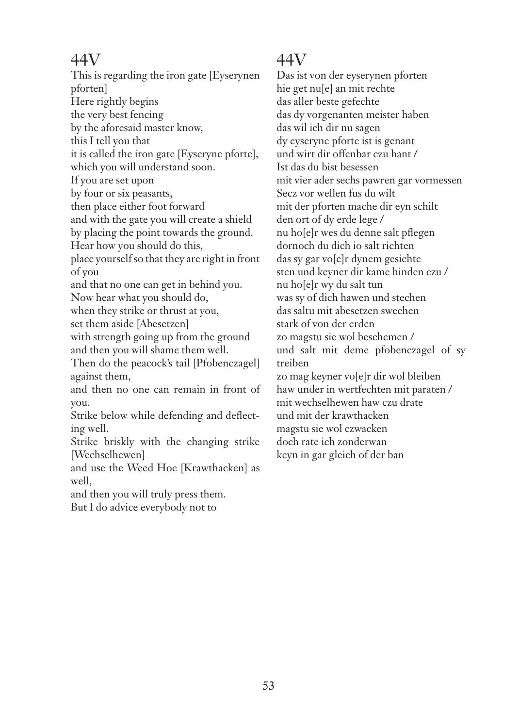## 44V

This is regarding the iron gate [Eyserynen pforten]
Here rightly begins
the very best fencing
by the aforesaid master know,
this I tell you that
it is called the iron gate [Eyseryne pforte],
which you will understand soon.
If you are set upon
by four or six peasants,
then place either foot forward
and with the gate you will create a shield
by placing the point towards the ground.
Hear how you should do this,
place yourself so that they are right in front of you
and that no one can get in behind you.
Now hear what you should do,
when they strike or thrust at you,
set them aside [Abesetzen]
with strength going up from the ground
and then you will shame them well.
Then do the peacock's tail [Pfobenczagel] against them,
and then no one can remain in front of you.
Strike below while defending and deflecting well.
Strike briskly with the changing strike [Wechselhewen]
and use the Weed Hoe [Krawthacken] as well,
and then you will truly press them.
But I do advice everybody not to

## 44V

Das ist von der eyserynen pforten
hie get nu[e] an mit rechte
das aller beste gefechte
das dy vorgenanten meister haben
das wil ich dir nu sagen
dy eyseryne pforte ist is genant
und wirt dir offenbar czu hant /
Ist das du bist besessen
mit vier ader sechs pawren gar vormessen
Secz vor wellen fus du wilt
mit der pforten mache dir eyn schilt
den ort of dy erde lege /
nu ho[e]r wes du denne salt pflegen
dornoch du dich io salt richten
das sy gar vo[e]r dynem gesichte
sten und keyner dir kame hinden czu /
nu ho[e]r wy du salt tun
was sy of dich hawen und stechen
das saltu mit abesetzen swechen
stark of von der erden
zo magstu sie wol beschemen /
und salt mit deme pfobenczagel of sy treiben
zo mag keyner vo[e]r dir wol bleiben
haw under in wertfechten mit paraten /
mit wechselhewen haw czu drate
und mit der krawthacken
magstu sie wol czwacken
doch rate ich zonderwan
keyn in gar gleich of der ban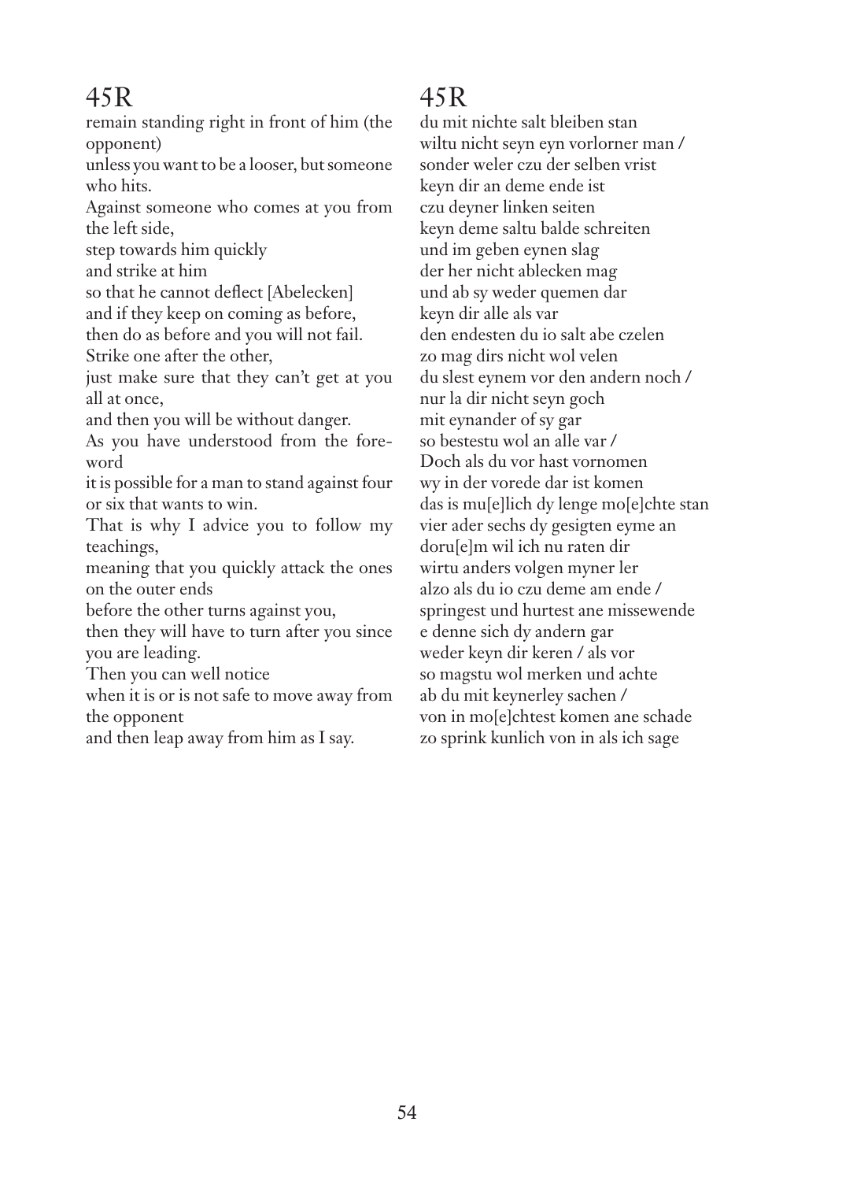## 45R

remain standing right in front of him (the opponent)
unless you want to be a looser, but someone who hits.
Against someone who comes at you from the left side,
step towards him quickly
and strike at him
so that he cannot deflect [Abelecken]
and if they keep on coming as before,
then do as before and you will not fail.
Strike one after the other,
just make sure that they can't get at you all at once,
and then you will be without danger.
As you have understood from the foreword
it is possible for a man to stand against four or six that wants to win.
That is why I advice you to follow my teachings,
meaning that you quickly attack the ones on the outer ends
before the other turns against you,
then they will have to turn after you since you are leading.
Then you can well notice
when it is or is not safe to move away from the opponent
and then leap away from him as I say.

## 45R

du mit nichte salt bleiben stan
wiltu nicht seyn eyn vorlorner man /
sonder weler czu der selben vrist
keyn dir an deme ende ist
czu deyner linken seiten
keyn deme saltu balde schreiten
und im geben eynen slag
der her nicht ablecken mag
und ab sy weder quemen dar
keyn dir alle als var
den endesten du io salt abe czelen
zo mag dirs nicht wol velen
du slest eynem vor den andern noch /
nur la dir nicht seyn goch
mit eynander of sy gar
so bestestu wol an alle var /
Doch als du vor hast vornomen
wy in der vorede dar ist komen
das is mu[e]lich dy lenge mo[e]chte stan
vier ader sechs dy gesigten eyme an
doru[e]m wil ich nu raten dir
wirtu anders volgen myner ler
alzo als du io czu deme am ende /
springest und hurtest ane missewende
e denne sich dy andern gar
weder keyn dir keren / als vor
so magstu wol merken und achte
ab du mit keynerley sachen /
von in mo[e]chtest komen ane schade
zo sprink kunlich von in als ich sage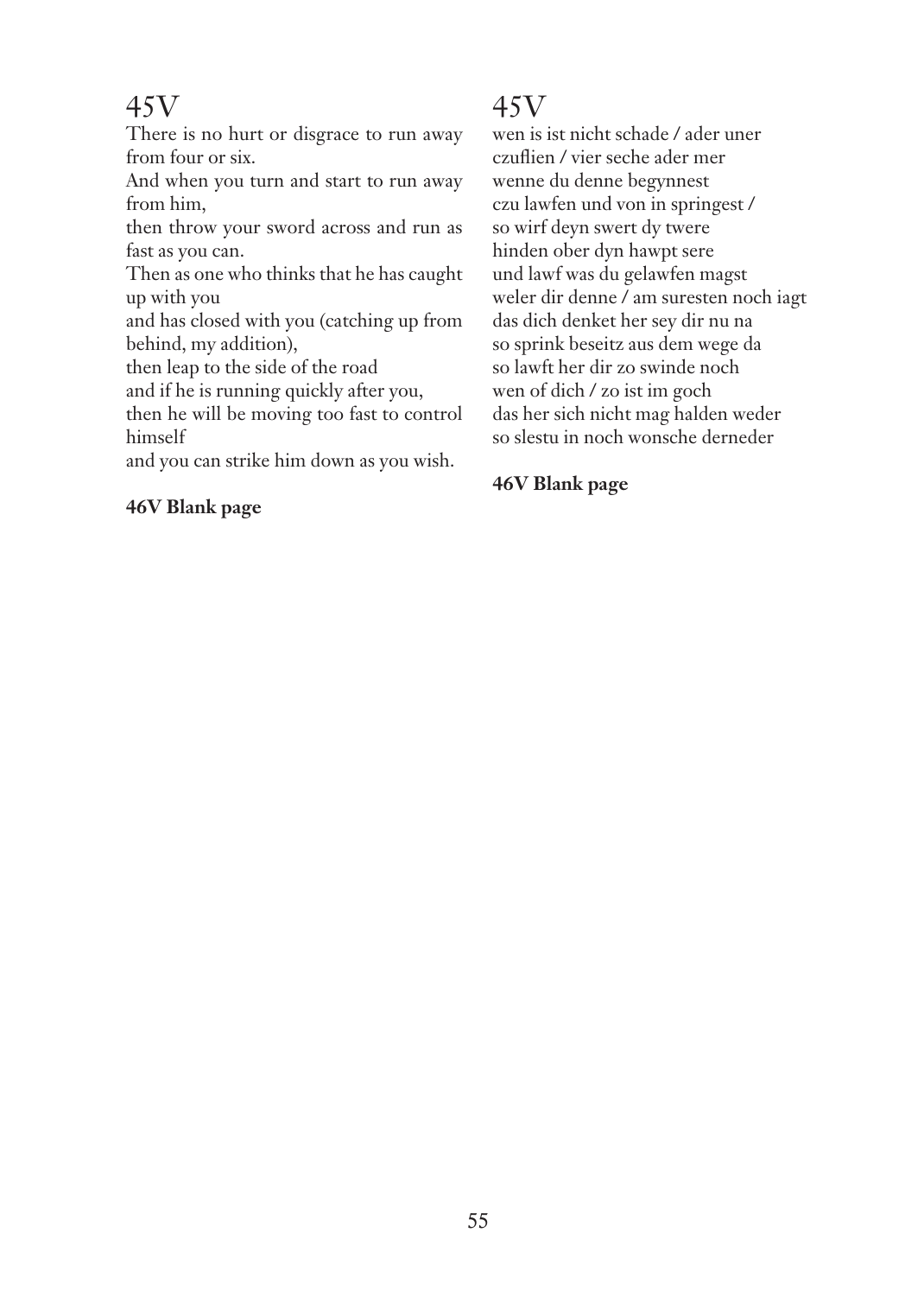# 45V

There is no hurt or disgrace to run away from four or six.
And when you turn and start to run away from him,
then throw your sword across and run as fast as you can.
Then as one who thinks that he has caught up with you
and has closed with you (catching up from behind, my addition),
then leap to the side of the road
and if he is running quickly after you,
then he will be moving too fast to control himself
and you can strike him down as you wish.

**46V Blank page**

# 45V

wen is ist nicht schade / ader uner
czuflien / vier seche ader mer
wenne du denne begynnest
czu lawfen und von in springest /
so wirf deyn swert dy twere
hinden ober dyn hawpt sere
und lawf was du gelawfen magst
weler dir denne / am suresten noch iagt
das dich denket her sey dir nu na
so sprink beseitz aus dem wege da
so lawft her dir zo swinde noch
wen of dich / zo ist im goch
das her sich nicht mag halden weder
so slestu in noch wonsche derneder

**46V Blank page**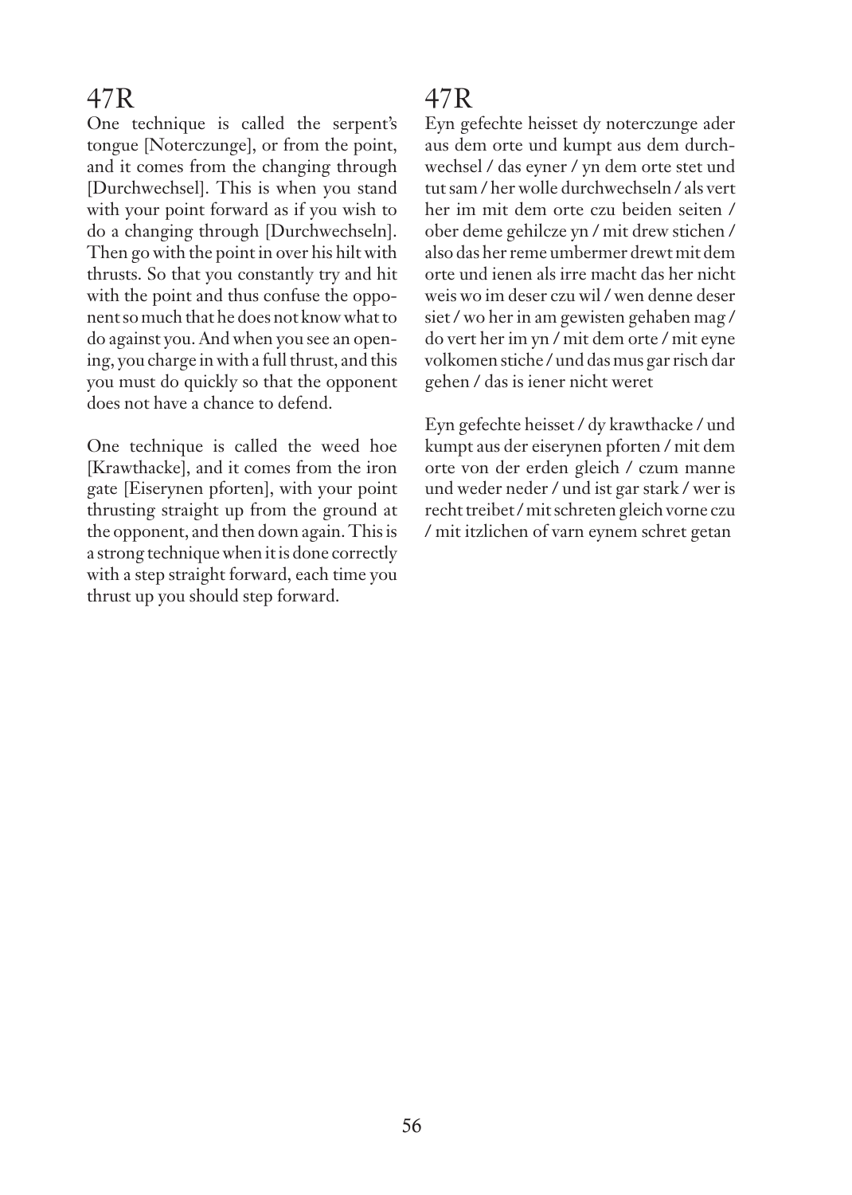## 47R

One technique is called the serpent's tongue [Noterczunge], or from the point, and it comes from the changing through [Durchwechsel]. This is when you stand with your point forward as if you wish to do a changing through [Durchwechseln]. Then go with the point in over his hilt with thrusts. So that you constantly try and hit with the point and thus confuse the opponent so much that he does not know what to do against you. And when you see an opening, you charge in with a full thrust, and this you must do quickly so that the opponent does not have a chance to defend.

One technique is called the weed hoe [Krawthacke], and it comes from the iron gate [Eiserynen pforten], with your point thrusting straight up from the ground at the opponent, and then down again. This is a strong technique when it is done correctly with a step straight forward, each time you thrust up you should step forward.

## 47R

Eyn gefechte heisset dy noterczunge ader aus dem orte und kumpt aus dem durchwechsel / das eyner / yn dem orte stet und tut sam / her wolle durchwechseln / als vert her im mit dem orte czu beiden seiten / ober deme gehilcze yn / mit drew stichen / also das her reme umbermer drewt mit dem orte und ienen als irre macht das her nicht weis wo im deser czu wil / wen denne deser siet / wo her in am gewisten gehaben mag / do vert her im yn / mit dem orte / mit eyne volkomen stiche / und das mus gar risch dar gehen / das is iener nicht weret

Eyn gefechte heisset / dy krawthacke / und kumpt aus der eiserynen pforten / mit dem orte von der erden gleich / czum manne und weder neder / und ist gar stark / wer is recht treibet / mit schreten gleich vorne czu / mit itzlichen of varn eynem schret getan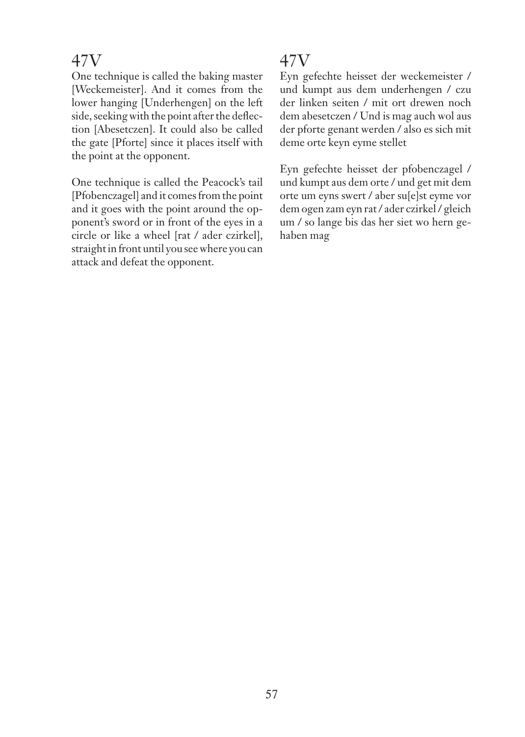## 47V

One technique is called the baking master [Weckemeister]. And it comes from the lower hanging [Underhengen] on the left side, seeking with the point after the deflection [Abesetczen]. It could also be called the gate [Pforte] since it places itself with the point at the opponent.

One technique is called the Peacock's tail [Pfobenczagel] and it comes from the point and it goes with the point around the opponent's sword or in front of the eyes in a circle or like a wheel [rat / ader czirkel], straight in front until you see where you can attack and defeat the opponent.

## 47V

Eyn gefechte heisset der weckemeister / und kumpt aus dem underhengen / czu der linken seiten / mit ort drewen noch dem abesetczen / Und is mag auch wol aus der pforte genant werden / also es sich mit deme orte keyn eyme stellet

Eyn gefechte heisset der pfobenczagel / und kumpt aus dem orte / und get mit dem orte um eyns swert / aber su[e]st eyme vor dem ogen zam eyn rat / ader czirkel / gleich um / so lange bis das her siet wo hern gehaben mag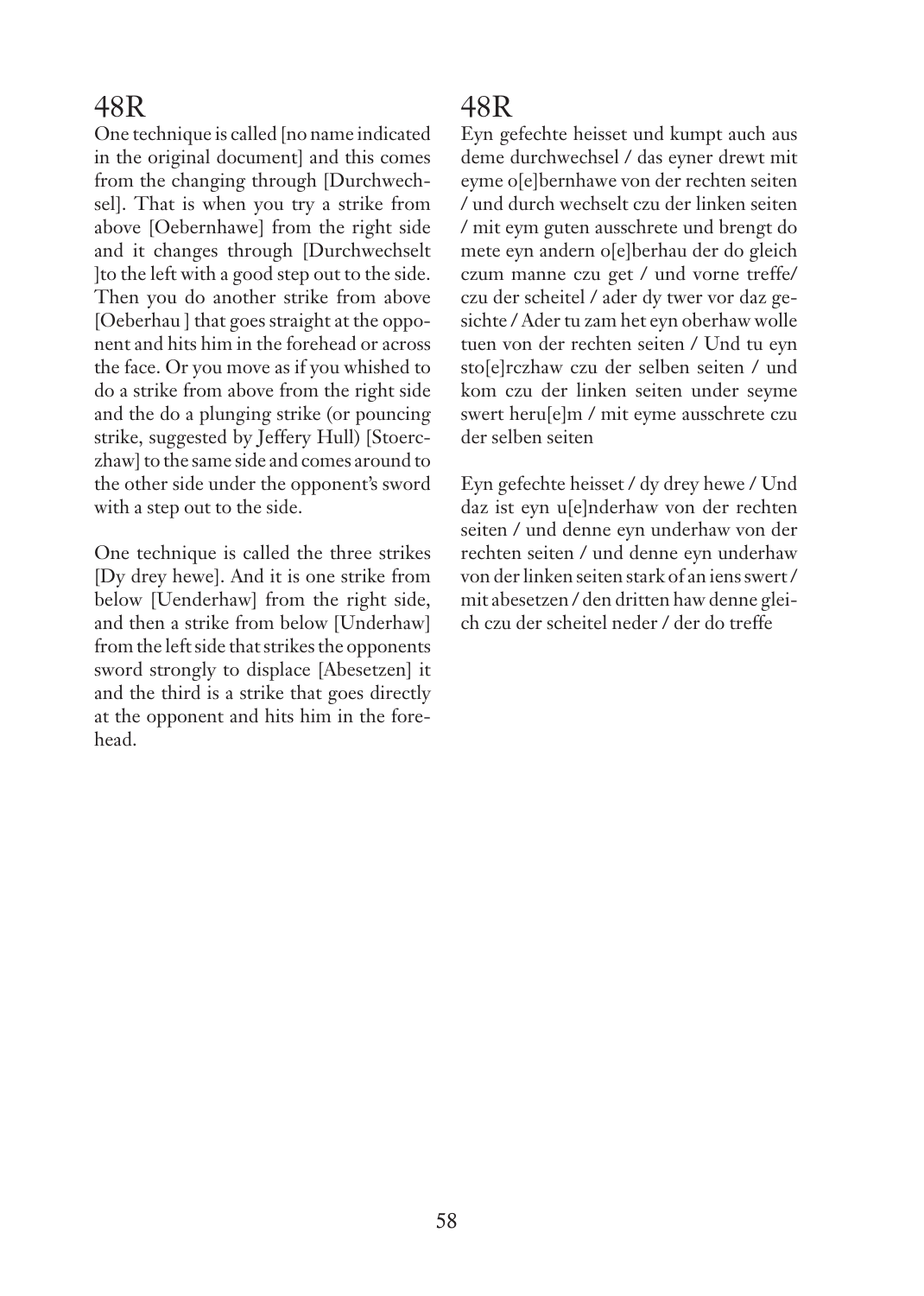## 48R

One technique is called [no name indicated in the original document] and this comes from the changing through [Durchwechsel]. That is when you try a strike from above [Oebernhawe] from the right side and it changes through [Durchwechselt ]to the left with a good step out to the side. Then you do another strike from above [Oeberhau ] that goes straight at the opponent and hits him in the forehead or across the face. Or you move as if you whished to do a strike from above from the right side and the do a plunging strike (or pouncing strike, suggested by Jeffery Hull) [Stoerczhaw] to the same side and comes around to the other side under the opponent's sword with a step out to the side.

One technique is called the three strikes [Dy drey hewe]. And it is one strike from below [Uenderhaw] from the right side, and then a strike from below [Underhaw] from the left side that strikes the opponents sword strongly to displace [Abesetzen] it and the third is a strike that goes directly at the opponent and hits him in the forehead.

## 48R

Eyn gefechte heisset und kumpt auch aus deme durchwechsel / das eyner drewt mit eyme o[e]bernhawe von der rechten seiten / und durch wechselt czu der linken seiten / mit eym guten ausschrete und brengt do mete eyn andern o[e]berhau der do gleich czum manne czu get / und vorne treffe/ czu der scheitel / ader dy twer vor daz gesichte / Ader tu zam het eyn oberhaw wolle tuen von der rechten seiten / Und tu eyn sto[e]rczhaw czu der selben seiten / und kom czu der linken seiten under seyme swert heru[e]m / mit eyme ausschrete czu der selben seiten

Eyn gefechte heisset / dy drey hewe / Und daz ist eyn u[e]nderhaw von der rechten seiten / und denne eyn underhaw von der rechten seiten / und denne eyn underhaw von der linken seiten stark of an iens swert / mit abesetzen / den dritten haw denne gleich czu der scheitel neder / der do treffe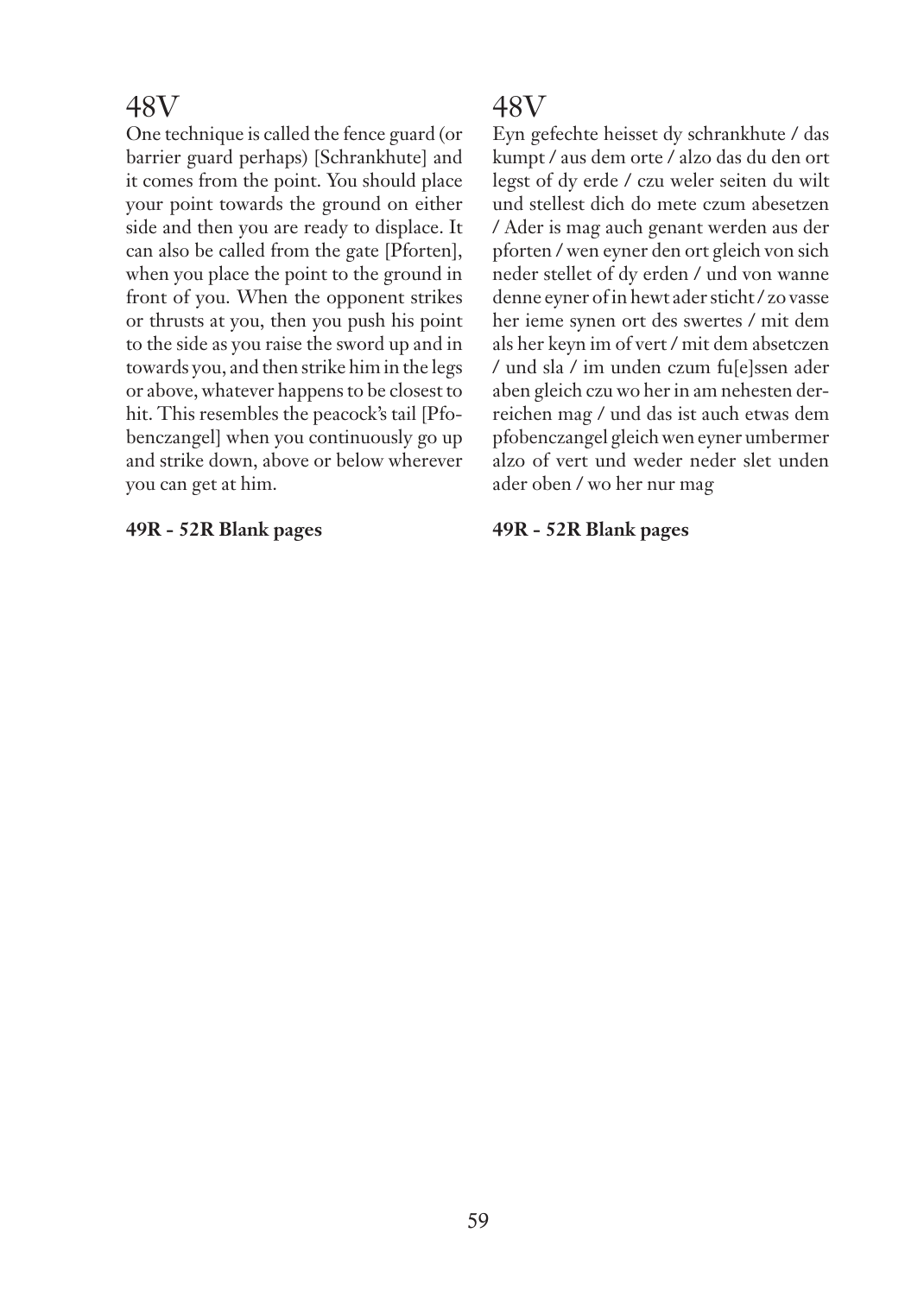# 48V

One technique is called the fence guard (or barrier guard perhaps) [Schrankhute] and it comes from the point. You should place your point towards the ground on either side and then you are ready to displace. It can also be called from the gate [Pforten], when you place the point to the ground in front of you. When the opponent strikes or thrusts at you, then you push his point to the side as you raise the sword up and in towards you, and then strike him in the legs or above, whatever happens to be closest to hit. This resembles the peacock's tail [Pfobenczangel] when you continuously go up and strike down, above or below wherever you can get at him.

**49R - 52R Blank pages**

# 48V

Eyn gefechte heisset dy schrankhute / das kumpt / aus dem orte / alzo das du den ort legst of dy erde / czu weler seiten du wilt und stellest dich do mete czum abesetzen / Ader is mag auch genant werden aus der pforten / wen eyner den ort gleich von sich neder stellet of dy erden / und von wanne denne eyner of in hewt ader sticht / zo vasse her ieme synen ort des swertes / mit dem als her keyn im of vert / mit dem absetczen / und sla / im unden czum fu[e]ssen ader aben gleich czu wo her in am nehesten derreichen mag / und das ist auch etwas dem pfobenczangel gleich wen eyner umbermer alzo of vert und weder neder slet unden ader oben / wo her nur mag

**49R - 52R Blank pages**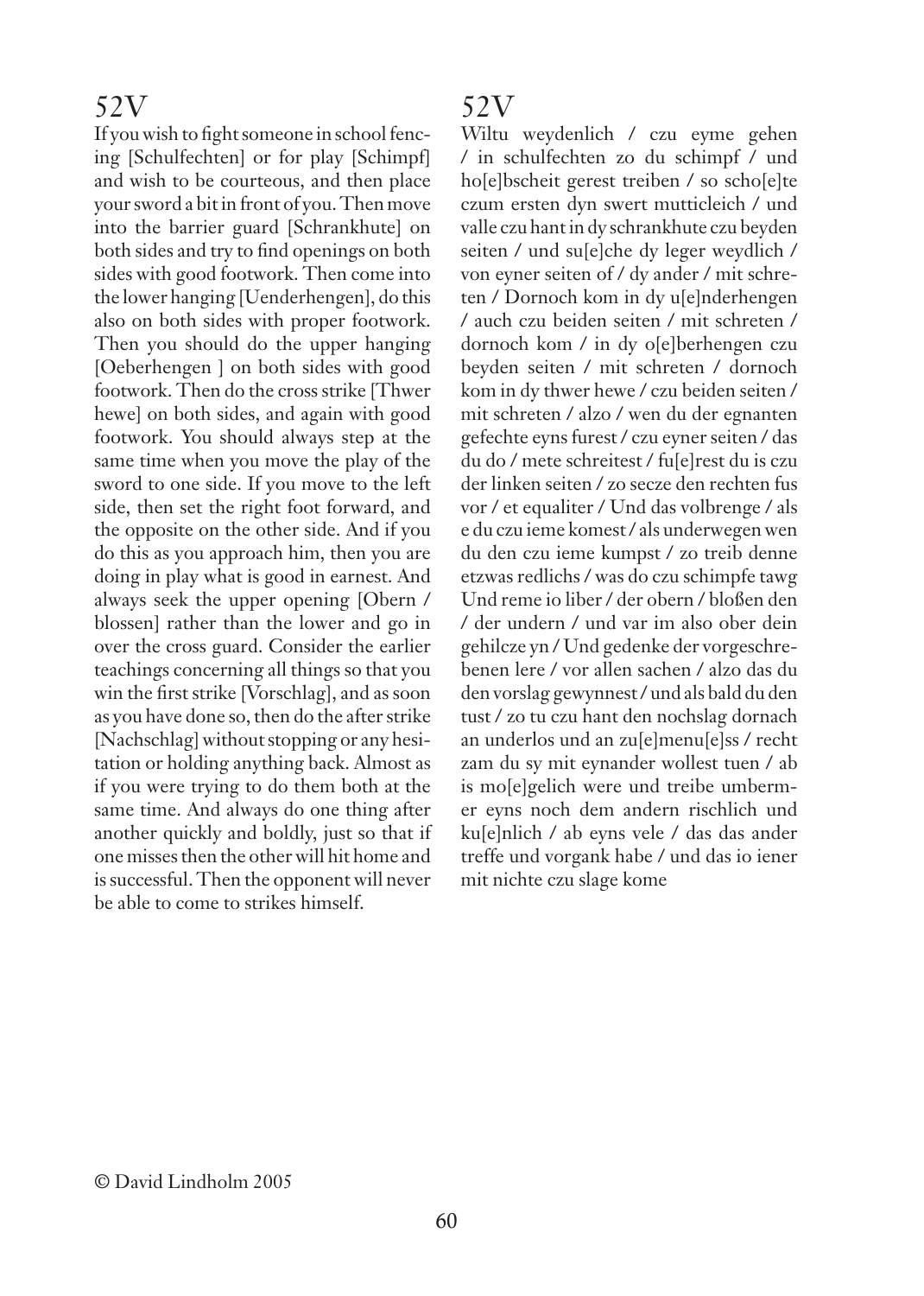## 52V

If you wish to fight someone in school fencing [Schulfechten] or for play [Schimpf] and wish to be courteous, and then place your sword a bit in front of you. Then move into the barrier guard [Schrankhute] on both sides and try to find openings on both sides with good footwork. Then come into the lower hanging [Uenderhengen], do this also on both sides with proper footwork. Then you should do the upper hanging [Oeberhengen ] on both sides with good footwork. Then do the cross strike [Thwer hewe] on both sides, and again with good footwork. You should always step at the same time when you move the play of the sword to one side. If you move to the left side, then set the right foot forward, and the opposite on the other side. And if you do this as you approach him, then you are doing in play what is good in earnest. And always seek the upper opening [Obern / blossen] rather than the lower and go in over the cross guard. Consider the earlier teachings concerning all things so that you win the first strike [Vorschlag], and as soon as you have done so, then do the after strike [Nachschlag] without stopping or any hesitation or holding anything back. Almost as if you were trying to do them both at the same time. And always do one thing after another quickly and boldly, just so that if one misses then the other will hit home and is successful. Then the opponent will never be able to come to strikes himself.

## 52V

Wiltu weydenlich / czu eyme gehen / in schulfechten zo du schimpf / und ho[e]bscheit gerest treiben / so scho[e]te czum ersten dyn swert mutticleich / und valle czu hant in dy schrankhute czu beyden seiten / und su[e]che dy leger weydlich / von eyner seiten of / dy ander / mit schreten / Dornoch kom in dy u[e]nderhengen / auch czu beiden seiten / mit schreten / dornoch kom / in dy o[e]berhengen czu beyden seiten / mit schreten / dornoch kom in dy thwer hewe / czu beiden seiten / mit schreten / alzo / wen du der egnanten gefechte eyns furest / czu eyner seiten / das du do / mete schreitest / fu[e]rest du is czu der linken seiten / zo secze den rechten fus vor / et equaliter / Und das volbrenge / als e du czu ieme komest / als underwegen wen du den czu ieme kumpst / zo treib denne etzwas redlichs / was do czu schimpfe tawg Und reme io liber / der obern / bloßen den / der undern / und var im also ober dein gehilcze yn / Und gedenke der vorgeschrebenen lere / vor allen sachen / alzo das du den vorslag gewynnest / und als bald du den tust / zo tu czu hant den nochslag dornach an underlos und an zu[e]menu[e]ss / recht zam du sy mit eynander wollest tuen / ab is mo[e]gelich were und treibe umbermer eyns noch dem andern rischlich und ku[e]nlich / ab eyns vele / das das ander treffe und vorgank habe / und das io iener mit nichte czu slage kome

© David Lindholm 2005